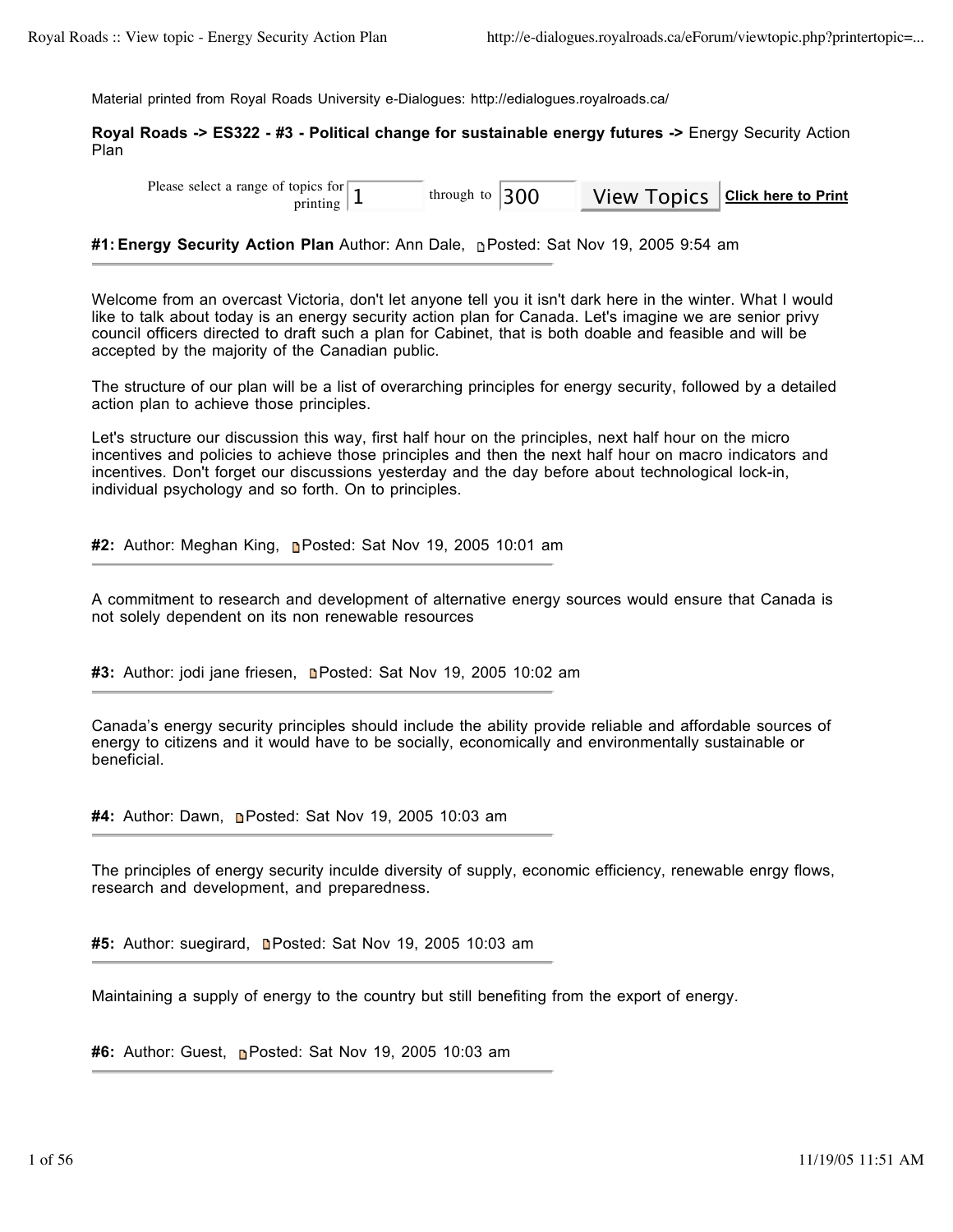Material printed from Royal Roads University e-Dialogues: http://edialogues.royalroads.ca/

**Royal Roads -> ES322 - #3 - Political change for sustainable energy futures ->** Energy Security Action Plan

Please select a range of topics for printing 1 through to 300 View Topics **Click here to Print**

**#1: Energy Security Action Plan** Author: Ann Dale, Posted: Sat Nov 19, 2005 9:54 am

Welcome from an overcast Victoria, don't let anyone tell you it isn't dark here in the winter. What I would like to talk about today is an energy security action plan for Canada. Let's imagine we are senior privy council officers directed to draft such a plan for Cabinet, that is both doable and feasible and will be accepted by the majority of the Canadian public.

The structure of our plan will be a list of overarching principles for energy security, followed by a detailed action plan to achieve those principles.

Let's structure our discussion this way, first half hour on the principles, next half hour on the micro incentives and policies to achieve those principles and then the next half hour on macro indicators and incentives. Don't forget our discussions yesterday and the day before about technological lock-in, individual psychology and so forth. On to principles.

**#2:** Author: Meghan King, Posted: Sat Nov 19, 2005 10:01 am

A commitment to research and development of alternative energy sources would ensure that Canada is not solely dependent on its non renewable resources

**#3:** Author: jodi jane friesen, Posted: Sat Nov 19, 2005 10:02 am

Canada's energy security principles should include the ability provide reliable and affordable sources of energy to citizens and it would have to be socially, economically and environmentally sustainable or beneficial.

**#4:** Author: Dawn, Posted: Sat Nov 19, 2005 10:03 am

The principles of energy security inculde diversity of supply, economic efficiency, renewable enrgy flows, research and development, and preparedness.

**#5:** Author: suegirard, Posted: Sat Nov 19, 2005 10:03 am

Maintaining a supply of energy to the country but still benefiting from the export of energy.

**#6:** Author: Guest, Posted: Sat Nov 19, 2005 10:03 am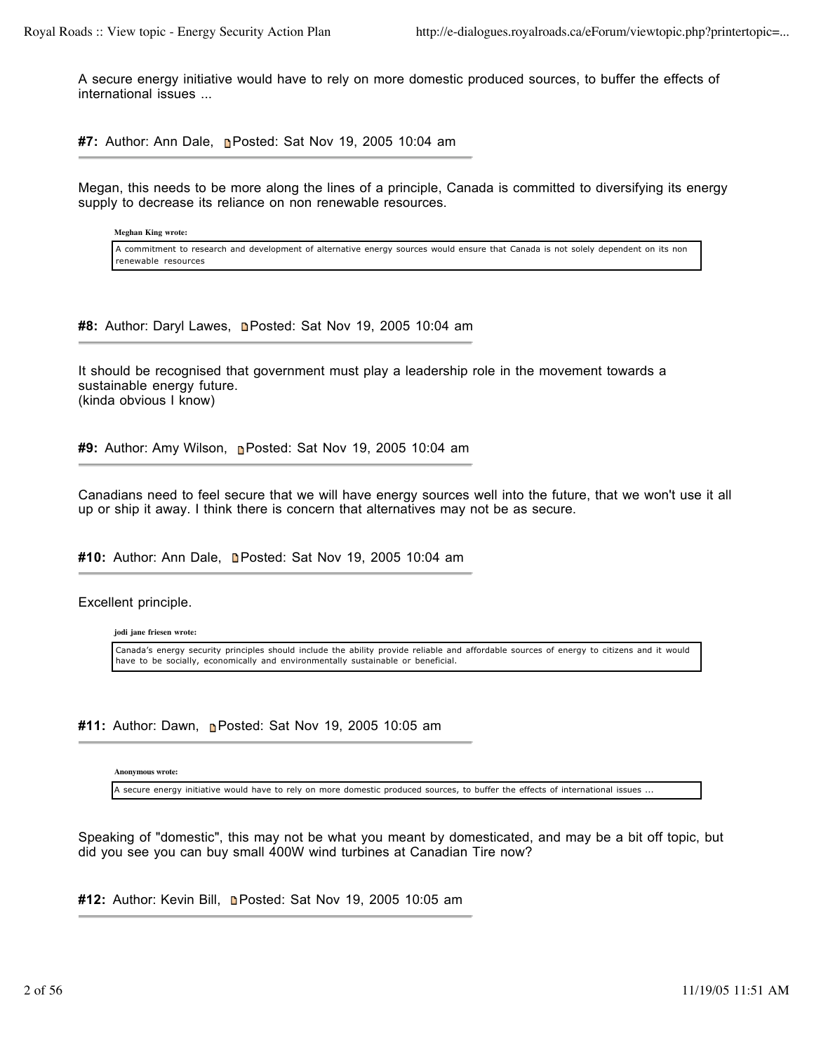A secure energy initiative would have to rely on more domestic produced sources, to buffer the effects of international issues ...

---

**#7:** Author: Ann Dale, Posted: Sat Nov 19, 2005 10:04 am

Megan, this needs to be more along the lines of a principle, Canada is committed to diversifying its energy supply to decrease its reliance on non renewable resources.

> **Meghan King wrote:**
>
> A commitment to research and development of alternative energy sources would ensure that Canada is not solely dependent on its non renewable resources

---

**#8:** Author: Daryl Lawes, Posted: Sat Nov 19, 2005 10:04 am

It should be recognised that government must play a leadership role in the movement towards a sustainable energy future.
(kinda obvious I know)

---

**#9:** Author: Amy Wilson, Posted: Sat Nov 19, 2005 10:04 am

Canadians need to feel secure that we will have energy sources well into the future, that we won't use it all up or ship it away. I think there is concern that alternatives may not be as secure.

---

**#10:** Author: Ann Dale, Posted: Sat Nov 19, 2005 10:04 am

Excellent principle.

> **jodi jane friesen wrote:**
>
> Canada's energy security principles should include the ability provide reliable and affordable sources of energy to citizens and it would have to be socially, economically and environmentally sustainable or beneficial.

---

**#11:** Author: Dawn, Posted: Sat Nov 19, 2005 10:05 am

> **Anonymous wrote:**
>
> A secure energy initiative would have to rely on more domestic produced sources, to buffer the effects of international issues ...

Speaking of "domestic", this may not be what you meant by domesticated, and may be a bit off topic, but did you see you can buy small 400W wind turbines at Canadian Tire now?

---

**#12:** Author: Kevin Bill, Posted: Sat Nov 19, 2005 10:05 am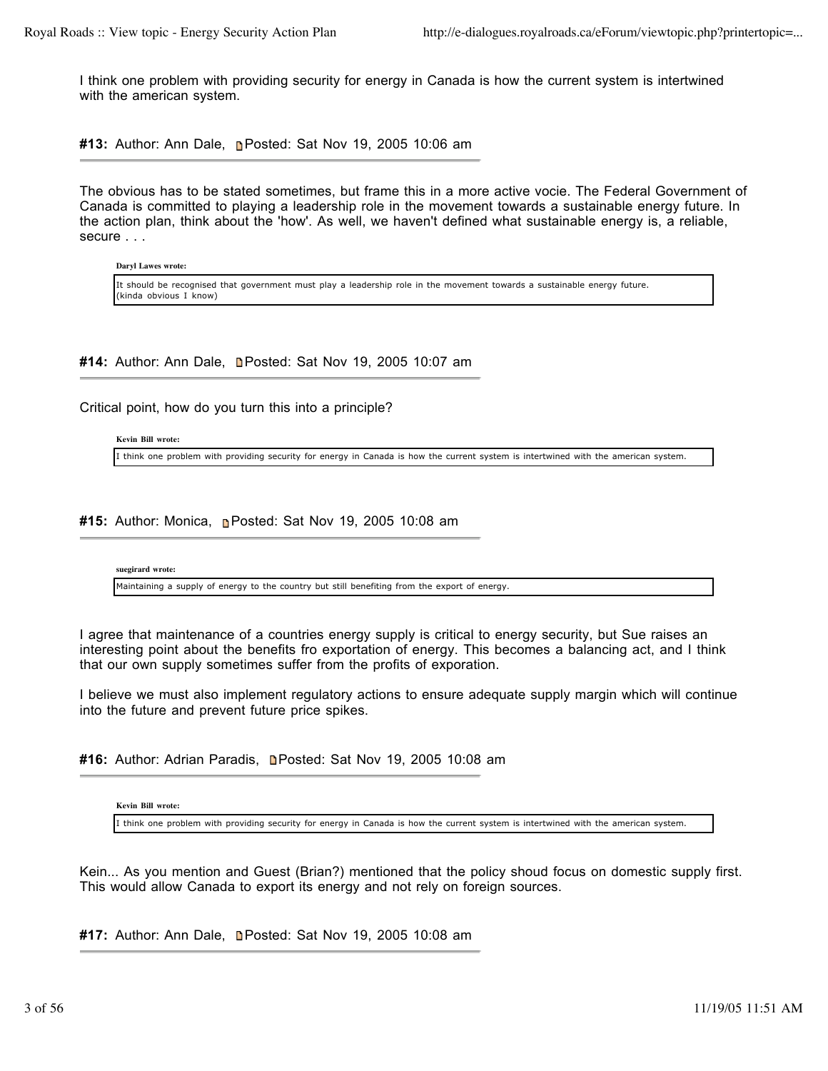I think one problem with providing security for energy in Canada is how the current system is intertwined with the american system.

**#13:** Author: Ann Dale, Posted: Sat Nov 19, 2005 10:06 am

---

The obvious has to be stated sometimes, but frame this in a more active vocie. The Federal Government of Canada is committed to playing a leadership role in the movement towards a sustainable energy future. In the action plan, think about the 'how'. As well, we haven't defined what sustainable energy is, a reliable, secure . . .

> **Daryl Lawes wrote:**
>
> It should be recognised that government must play a leadership role in the movement towards a sustainable energy future. (kinda obvious I know)

**#14:** Author: Ann Dale, Posted: Sat Nov 19, 2005 10:07 am

---

Critical point, how do you turn this into a principle?

> **Kevin Bill wrote:**
>
> I think one problem with providing security for energy in Canada is how the current system is intertwined with the american system.

**#15:** Author: Monica, Posted: Sat Nov 19, 2005 10:08 am

---

> **suegirard wrote:**
>
> Maintaining a supply of energy to the country but still benefiting from the export of energy.

I agree that maintenance of a countries energy supply is critical to energy security, but Sue raises an interesting point about the benefits fro exportation of energy. This becomes a balancing act, and I think that our own supply sometimes suffer from the profits of exporation.

I believe we must also implement regulatory actions to ensure adequate supply margin which will continue into the future and prevent future price spikes.

**#16:** Author: Adrian Paradis, Posted: Sat Nov 19, 2005 10:08 am

---

> **Kevin Bill wrote:**
>
> I think one problem with providing security for energy in Canada is how the current system is intertwined with the american system.

Kein... As you mention and Guest (Brian?) mentioned that the policy shoud focus on domestic supply first. This would allow Canada to export its energy and not rely on foreign sources.

**#17:** Author: Ann Dale, Posted: Sat Nov 19, 2005 10:08 am

---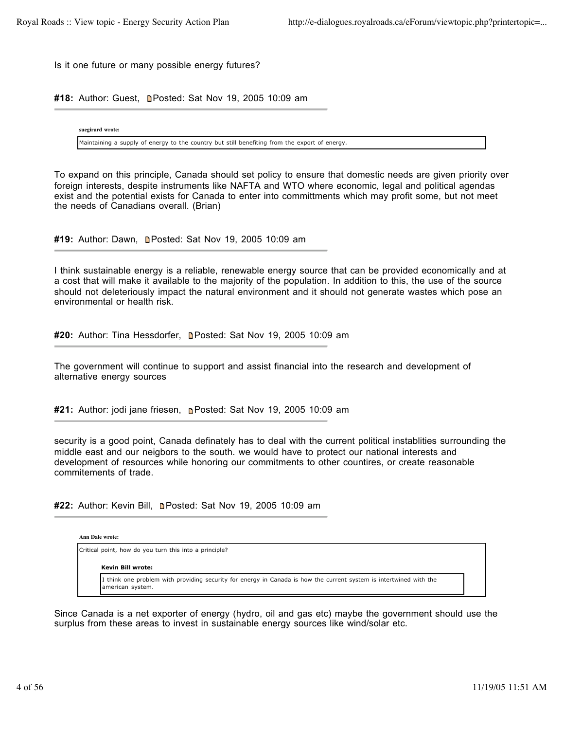Is it one future or many possible energy futures?

**#18:** Author: Guest, Posted: Sat Nov 19, 2005 10:09 am

> **suegirard wrote:**
>
> Maintaining a supply of energy to the country but still benefiting from the export of energy.

To expand on this principle, Canada should set policy to ensure that domestic needs are given priority over foreign interests, despite instruments like NAFTA and WTO where economic, legal and political agendas exist and the potential exists for Canada to enter into committments which may profit some, but not meet the needs of Canadians overall. (Brian)

**#19:** Author: Dawn, Posted: Sat Nov 19, 2005 10:09 am

I think sustainable energy is a reliable, renewable energy source that can be provided economically and at a cost that will make it available to the majority of the population. In addition to this, the use of the source should not deleteriously impact the natural environment and it should not generate wastes which pose an environmental or health risk.

**#20:** Author: Tina Hessdorfer, Posted: Sat Nov 19, 2005 10:09 am

The government will continue to support and assist financial into the research and development of alternative energy sources

**#21:** Author: jodi jane friesen, Posted: Sat Nov 19, 2005 10:09 am

security is a good point, Canada definately has to deal with the current political instablities surrounding the middle east and our neigbors to the south. we would have to protect our national interests and development of resources while honoring our commitments to other countires, or create reasonable commitements of trade.

**#22:** Author: Kevin Bill, Posted: Sat Nov 19, 2005 10:09 am

> **Ann Dale wrote:**
>
> Critical point, how do you turn this into a principle?
>
> > **Kevin Bill wrote:**
> >
> > I think one problem with providing security for energy in Canada is how the current system is intertwined with the american system.

Since Canada is a net exporter of energy (hydro, oil and gas etc) maybe the government should use the surplus from these areas to invest in sustainable energy sources like wind/solar etc.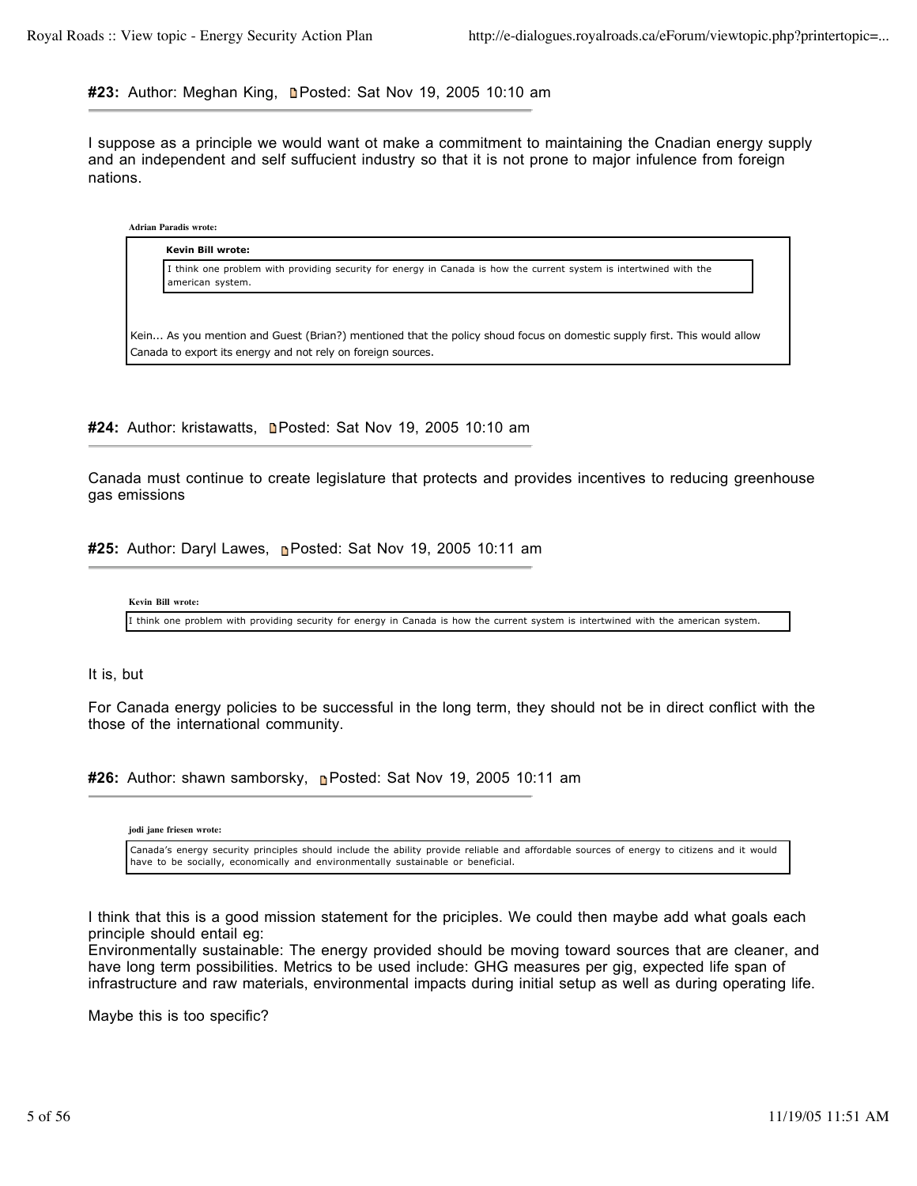**#23:** Author: Meghan King, Posted: Sat Nov 19, 2005 10:10 am

I suppose as a principle we would want ot make a commitment to maintaining the Cnadian energy supply and an independent and self suffucient industry so that it is not prone to major infulence from foreign nations.

> **Adrian Paradis wrote:**
>
> > **Kevin Bill wrote:**
> >
> > I think one problem with providing security for energy in Canada is how the current system is intertwined with the american system.
>
> Kein... As you mention and Guest (Brian?) mentioned that the policy shoud focus on domestic supply first. This would allow Canada to export its energy and not rely on foreign sources.

**#24:** Author: kristawatts, Posted: Sat Nov 19, 2005 10:10 am

Canada must continue to create legislature that protects and provides incentives to reducing greenhouse gas emissions

**#25:** Author: Daryl Lawes, Posted: Sat Nov 19, 2005 10:11 am

> **Kevin Bill wrote:**
>
> I think one problem with providing security for energy in Canada is how the current system is intertwined with the american system.

It is, but

For Canada energy policies to be successful in the long term, they should not be in direct conflict with the those of the international community.

**#26:** Author: shawn samborsky, Posted: Sat Nov 19, 2005 10:11 am

> **jodi jane friesen wrote:**
>
> Canada's energy security principles should include the ability provide reliable and affordable sources of energy to citizens and it would have to be socially, economically and environmentally sustainable or beneficial.

I think that this is a good mission statement for the priciples. We could then maybe add what goals each principle should entail eg:
Environmentally sustainable: The energy provided should be moving toward sources that are cleaner, and have long term possibilities. Metrics to be used include: GHG measures per gig, expected life span of infrastructure and raw materials, environmental impacts during initial setup as well as during operating life.

Maybe this is too specific?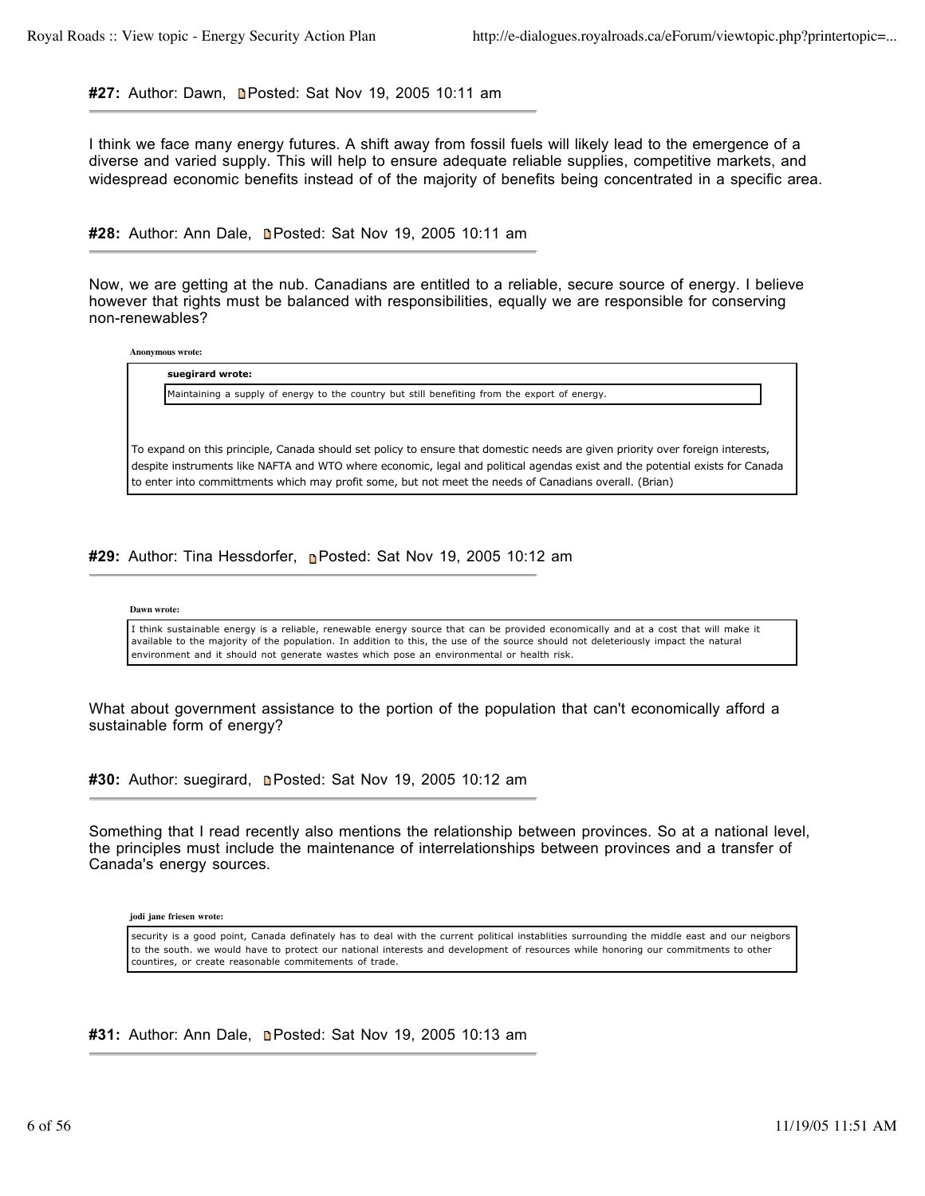**#27:** Author: Dawn, Posted: Sat Nov 19, 2005 10:11 am

I think we face many energy futures. A shift away from fossil fuels will likely lead to the emergence of a diverse and varied supply. This will help to ensure adequate reliable supplies, competitive markets, and widespread economic benefits instead of of the majority of benefits being concentrated in a specific area.

**#28:** Author: Ann Dale, Posted: Sat Nov 19, 2005 10:11 am

Now, we are getting at the nub. Canadians are entitled to a reliable, secure source of energy. I believe however that rights must be balanced with responsibilities, equally we are responsible for conserving non-renewables?

> **Anonymous wrote:**
>
> > **suegirard wrote:**
> >
> > Maintaining a supply of energy to the country but still benefiting from the export of energy.
>
> To expand on this principle, Canada should set policy to ensure that domestic needs are given priority over foreign interests, despite instruments like NAFTA and WTO where economic, legal and political agendas exist and the potential exists for Canada to enter into committments which may profit some, but not meet the needs of Canadians overall. (Brian)

**#29:** Author: Tina Hessdorfer, Posted: Sat Nov 19, 2005 10:12 am

> **Dawn wrote:**
>
> I think sustainable energy is a reliable, renewable energy source that can be provided economically and at a cost that will make it available to the majority of the population. In addition to this, the use of the source should not deleteriously impact the natural environment and it should not generate wastes which pose an environmental or health risk.

What about government assistance to the portion of the population that can't economically afford a sustainable form of energy?

**#30:** Author: suegirard, Posted: Sat Nov 19, 2005 10:12 am

Something that I read recently also mentions the relationship between provinces. So at a national level, the principles must include the maintenance of interrelationships between provinces and a transfer of Canada's energy sources.

> **jodi jane friesen wrote:**
>
> security is a good point, Canada definately has to deal with the current political instablities surrounding the middle east and our neigbors to the south. we would have to protect our national interests and development of resources while honoring our commitments to other countires, or create reasonable commitements of trade.

**#31:** Author: Ann Dale, Posted: Sat Nov 19, 2005 10:13 am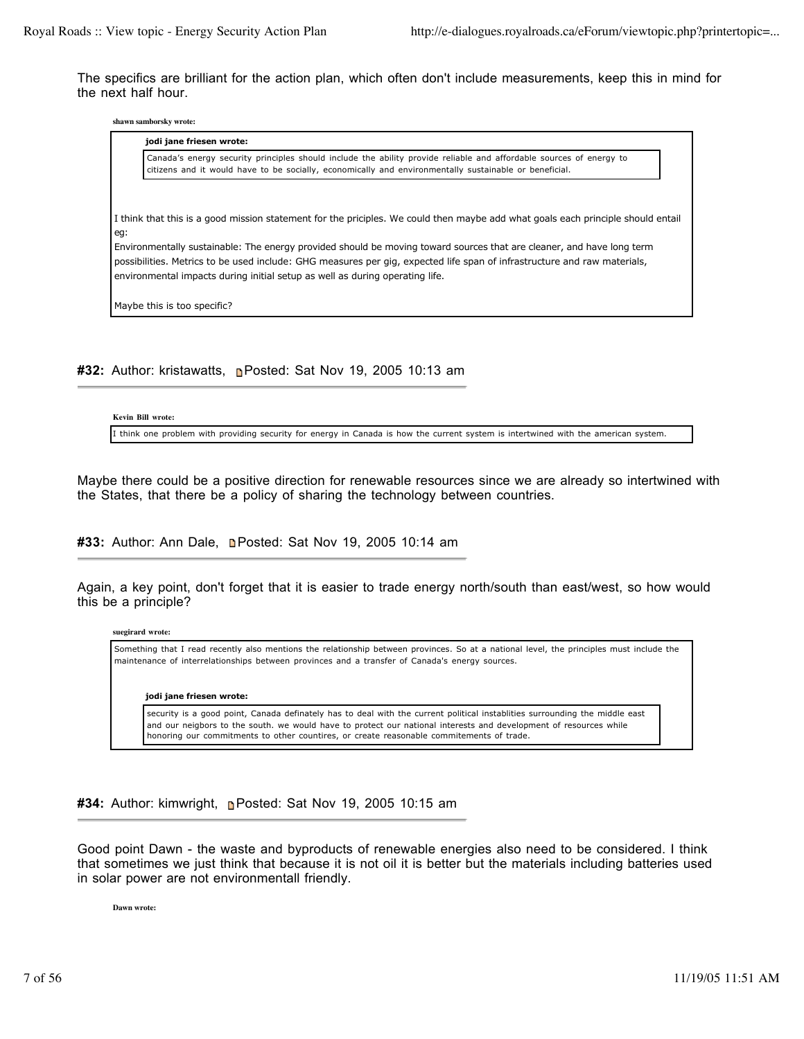The specifics are brilliant for the action plan, which often don't include measurements, keep this in mind for the next half hour.

> **shawn samborsky wrote:**
>
> > **jodi jane friesen wrote:**
> >
> > Canada's energy security principles should include the ability provide reliable and affordable sources of energy to citizens and it would have to be socially, economically and environmentally sustainable or beneficial.
>
> I think that this is a good mission statement for the priciples. We could then maybe add what goals each principle should entail eg:
> Environmentally sustainable: The energy provided should be moving toward sources that are cleaner, and have long term possibilities. Metrics to be used include: GHG measures per gig, expected life span of infrastructure and raw materials, environmental impacts during initial setup as well as during operating life.
>
> Maybe this is too specific?

**#32:** Author: kristawatts, Posted: Sat Nov 19, 2005 10:13 am

> **Kevin Bill wrote:**
>
> I think one problem with providing security for energy in Canada is how the current system is intertwined with the american system.

Maybe there could be a positive direction for renewable resources since we are already so intertwined with the States, that there be a policy of sharing the technology between countries.

**#33:** Author: Ann Dale, Posted: Sat Nov 19, 2005 10:14 am

Again, a key point, don't forget that it is easier to trade energy north/south than east/west, so how would this be a principle?

> **suegirard wrote:**
>
> Something that I read recently also mentions the relationship between provinces. So at a national level, the principles must include the maintenance of interrelationships between provinces and a transfer of Canada's energy sources.
>
> > **jodi jane friesen wrote:**
> >
> > security is a good point, Canada definately has to deal with the current political instablities surrounding the middle east and our neigbors to the south. we would have to protect our national interests and development of resources while honoring our commitments to other countires, or create reasonable commitements of trade.

**#34:** Author: kimwright, Posted: Sat Nov 19, 2005 10:15 am

Good point Dawn - the waste and byproducts of renewable energies also need to be considered. I think that sometimes we just think that because it is not oil it is better but the materials including batteries used in solar power are not environmentall friendly.

> **Dawn wrote:**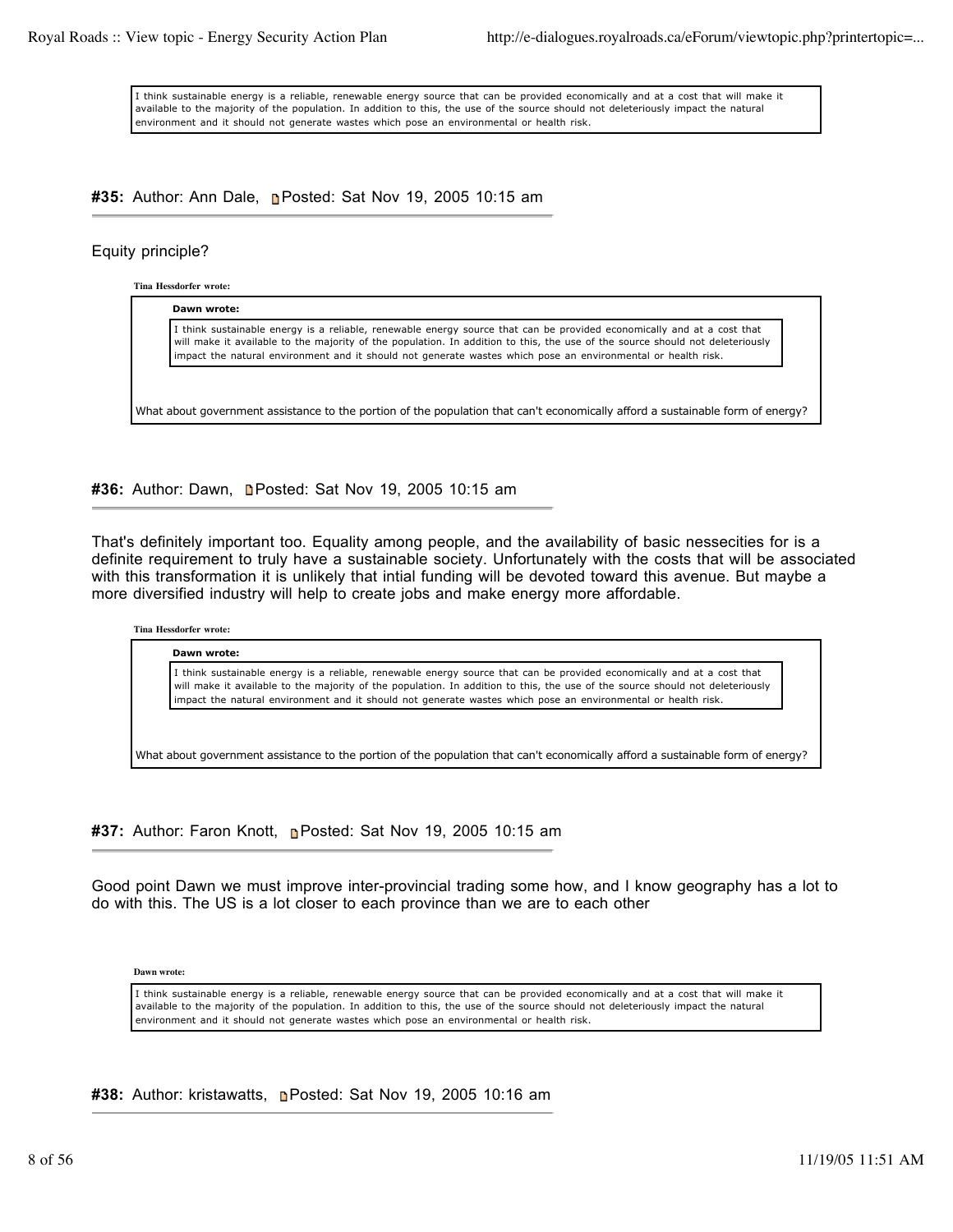> I think sustainable energy is a reliable, renewable energy source that can be provided economically and at a cost that will make it available to the majority of the population. In addition to this, the use of the source should not deleteriously impact the natural environment and it should not generate wastes which pose an environmental or health risk.

#### #35: Author: Ann Dale, Posted: Sat Nov 19, 2005 10:15 am

Equity principle?

**Tina Hessdorfer wrote:**

> **Dawn wrote:**
>
> > I think sustainable energy is a reliable, renewable energy source that can be provided economically and at a cost that will make it available to the majority of the population. In addition to this, the use of the source should not deleteriously impact the natural environment and it should not generate wastes which pose an environmental or health risk.
>
> What about government assistance to the portion of the population that can't economically afford a sustainable form of energy?

#### #36: Author: Dawn, Posted: Sat Nov 19, 2005 10:15 am

That's definitely important too. Equality among people, and the availability of basic nessecities for is a definite requirement to truly have a sustainable society. Unfortunately with the costs that will be associated with this transformation it is unlikely that intial funding will be devoted toward this avenue. But maybe a more diversified industry will help to create jobs and make energy more affordable.

**Tina Hessdorfer wrote:**

> **Dawn wrote:**
>
> > I think sustainable energy is a reliable, renewable energy source that can be provided economically and at a cost that will make it available to the majority of the population. In addition to this, the use of the source should not deleteriously impact the natural environment and it should not generate wastes which pose an environmental or health risk.
>
> What about government assistance to the portion of the population that can't economically afford a sustainable form of energy?

#### #37: Author: Faron Knott, Posted: Sat Nov 19, 2005 10:15 am

Good point Dawn we must improve inter-provincial trading some how, and I know geography has a lot to do with this. The US is a lot closer to each province than we are to each other

**Dawn wrote:**

> I think sustainable energy is a reliable, renewable energy source that can be provided economically and at a cost that will make it available to the majority of the population. In addition to this, the use of the source should not deleteriously impact the natural environment and it should not generate wastes which pose an environmental or health risk.

#### #38: Author: kristawatts, Posted: Sat Nov 19, 2005 10:16 am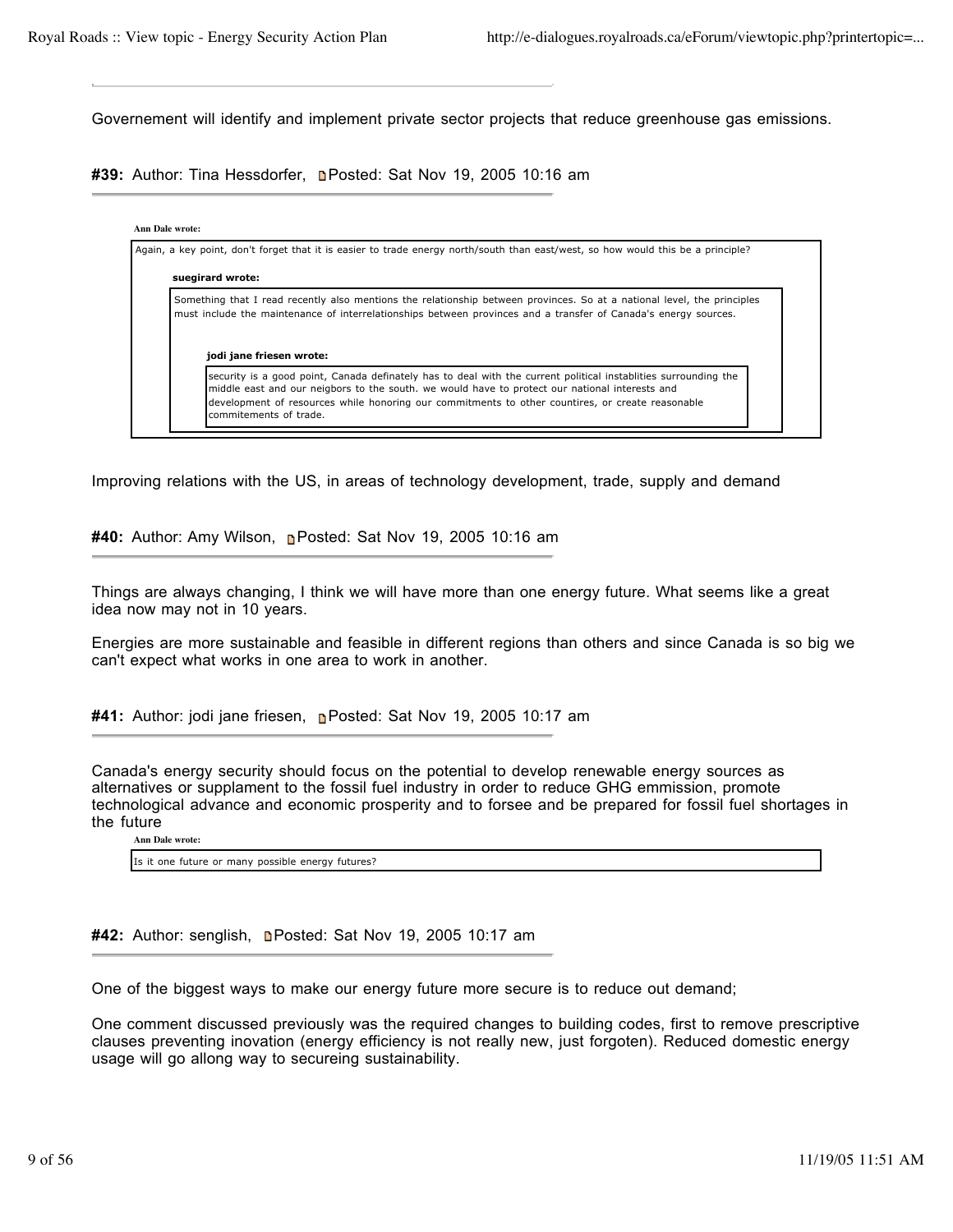Governement will identify and implement private sector projects that reduce greenhouse gas emissions.

**#39:** Author: Tina Hessdorfer, Posted: Sat Nov 19, 2005 10:16 am

> **Ann Dale wrote:**
>
> Again, a key point, don't forget that it is easier to trade energy north/south than east/west, so how would this be a principle?
>
> > **suegirard wrote:**
> >
> > Something that I read recently also mentions the relationship between provinces. So at a national level, the principles must include the maintenance of interrelationships between provinces and a transfer of Canada's energy sources.
> >
> > > **jodi jane friesen wrote:**
> > >
> > > security is a good point, Canada definately has to deal with the current political instablities surrounding the middle east and our neigbors to the south. we would have to protect our national interests and development of resources while honoring our commitments to other countires, or create reasonable commitements of trade.

Improving relations with the US, in areas of technology development, trade, supply and demand

**#40:** Author: Amy Wilson, Posted: Sat Nov 19, 2005 10:16 am

Things are always changing, I think we will have more than one energy future. What seems like a great idea now may not in 10 years.

Energies are more sustainable and feasible in different regions than others and since Canada is so big we can't expect what works in one area to work in another.

**#41:** Author: jodi jane friesen, Posted: Sat Nov 19, 2005 10:17 am

Canada's energy security should focus on the potential to develop renewable energy sources as alternatives or supplament to the fossil fuel industry in order to reduce GHG emmission, promote technological advance and economic prosperity and to forsee and be prepared for fossil fuel shortages in the future

> **Ann Dale wrote:**
>
> Is it one future or many possible energy futures?

**#42:** Author: senglish, Posted: Sat Nov 19, 2005 10:17 am

One of the biggest ways to make our energy future more secure is to reduce out demand;

One comment discussed previously was the required changes to building codes, first to remove prescriptive clauses preventing inovation (energy efficiency is not really new, just forgoten). Reduced domestic energy usage will go allong way to secureing sustainability.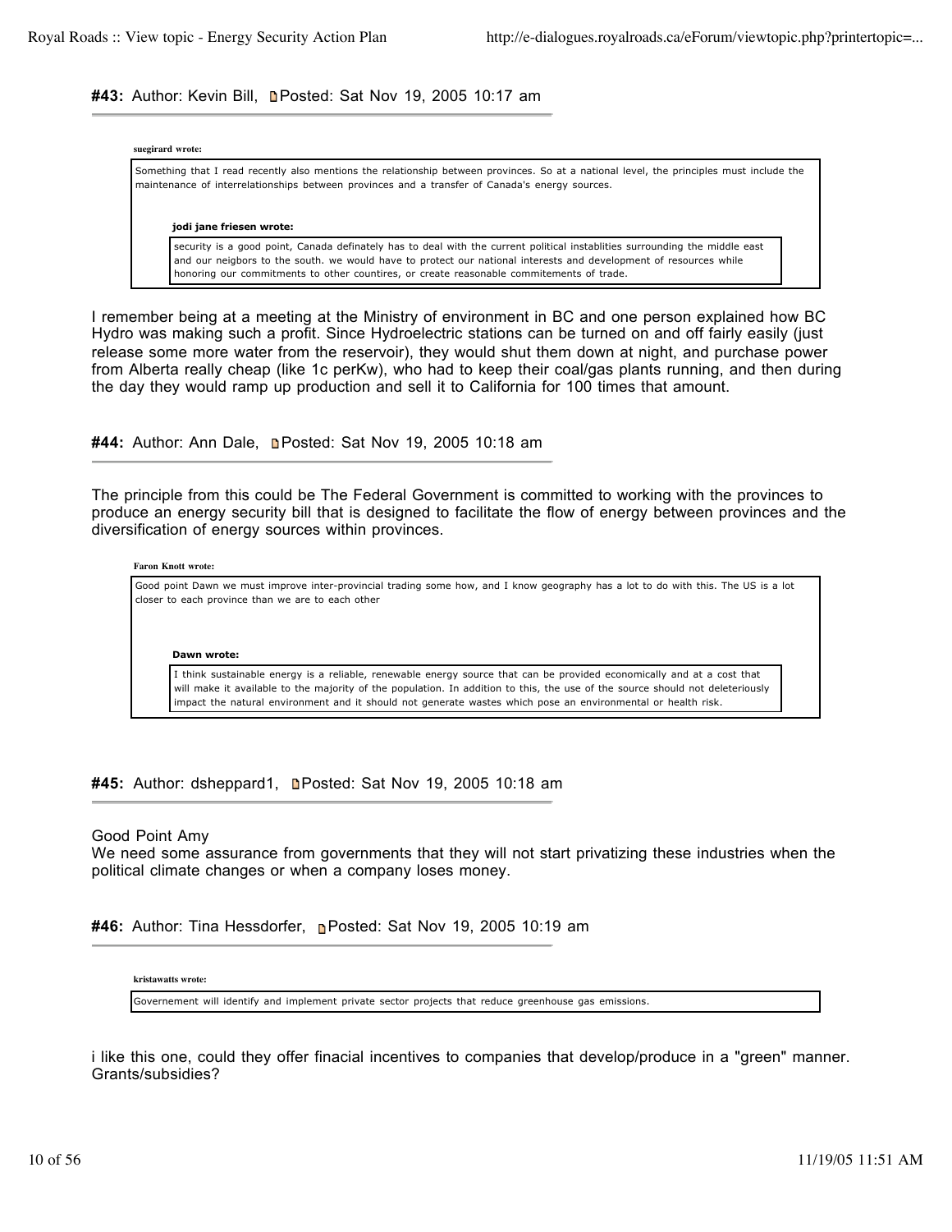**#43:** Author: Kevin Bill, Posted: Sat Nov 19, 2005 10:17 am

> **suegirard wrote:**
>
> Something that I read recently also mentions the relationship between provinces. So at a national level, the principles must include the maintenance of interrelationships between provinces and a transfer of Canada's energy sources.
>
> > **jodi jane friesen wrote:**
> >
> > security is a good point, Canada definately has to deal with the current political instablities surrounding the middle east and our neigbors to the south. we would have to protect our national interests and development of resources while honoring our commitments to other countires, or create reasonable commitements of trade.

I remember being at a meeting at the Ministry of environment in BC and one person explained how BC Hydro was making such a profit. Since Hydroelectric stations can be turned on and off fairly easily (just release some more water from the reservoir), they would shut them down at night, and purchase power from Alberta really cheap (like 1c perKw), who had to keep their coal/gas plants running, and then during the day they would ramp up production and sell it to California for 100 times that amount.

**#44:** Author: Ann Dale, Posted: Sat Nov 19, 2005 10:18 am

The principle from this could be The Federal Government is committed to working with the provinces to produce an energy security bill that is designed to facilitate the flow of energy between provinces and the diversification of energy sources within provinces.

> **Faron Knott wrote:**
>
> Good point Dawn we must improve inter-provincial trading some how, and I know geography has a lot to do with this. The US is a lot closer to each province than we are to each other
>
> > **Dawn wrote:**
> >
> > I think sustainable energy is a reliable, renewable energy source that can be provided economically and at a cost that will make it available to the majority of the population. In addition to this, the use of the source should not deleteriously impact the natural environment and it should not generate wastes which pose an environmental or health risk.

**#45:** Author: dsheppard1, Posted: Sat Nov 19, 2005 10:18 am

Good Point Amy
We need some assurance from governments that they will not start privatizing these industries when the political climate changes or when a company loses money.

**#46:** Author: Tina Hessdorfer, Posted: Sat Nov 19, 2005 10:19 am

> **kristawatts wrote:**
>
> Governement will identify and implement private sector projects that reduce greenhouse gas emissions.

i like this one, could they offer finacial incentives to companies that develop/produce in a "green" manner. Grants/subsidies?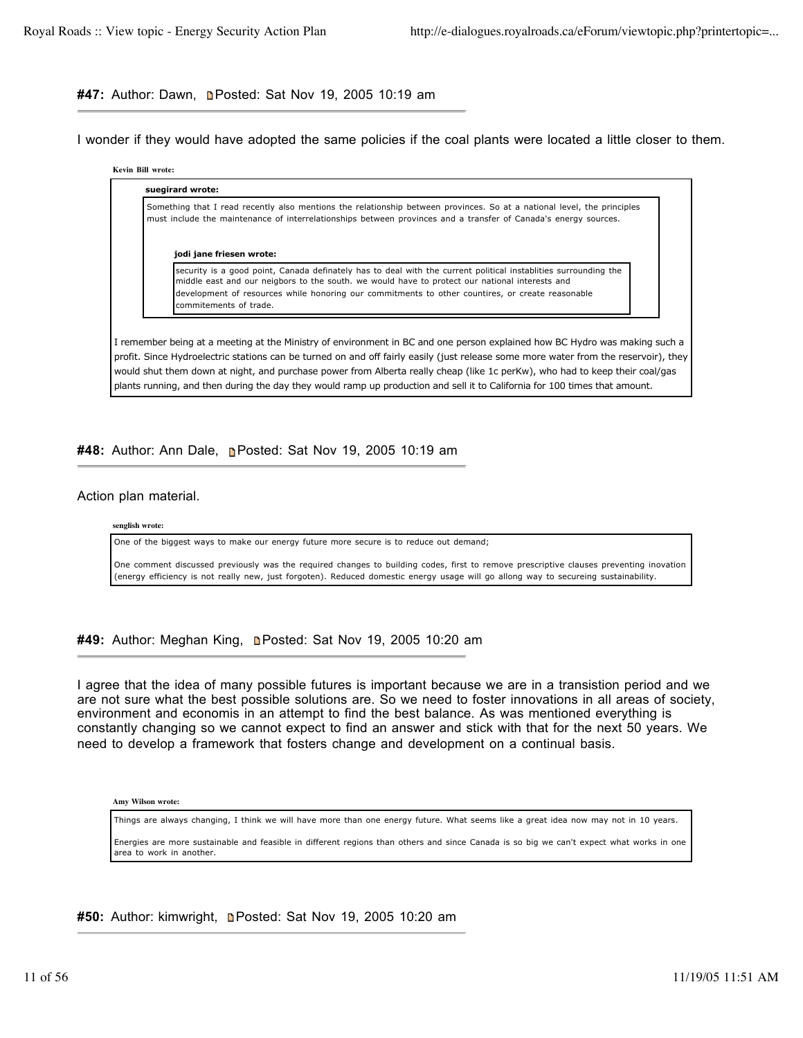**#47:** Author: Dawn, Posted: Sat Nov 19, 2005 10:19 am

I wonder if they would have adopted the same policies if the coal plants were located a little closer to them.

> **Kevin Bill wrote:**
>
> > **suegirard wrote:**
> >
> > Something that I read recently also mentions the relationship between provinces. So at a national level, the principles must include the maintenance of interrelationships between provinces and a transfer of Canada's energy sources.
> >
> > > **jodi jane friesen wrote:**
> > >
> > > security is a good point, Canada definately has to deal with the current political instablities surrounding the middle east and our neigbors to the south. we would have to protect our national interests and development of resources while honoring our commitments to other countires, or create reasonable commitements of trade.
>
> I remember being at a meeting at the Ministry of environment in BC and one person explained how BC Hydro was making such a profit. Since Hydroelectric stations can be turned on and off fairly easily (just release some more water from the reservoir), they would shut them down at night, and purchase power from Alberta really cheap (like 1c perKw), who had to keep their coal/gas plants running, and then during the day they would ramp up production and sell it to California for 100 times that amount.

**#48:** Author: Ann Dale, Posted: Sat Nov 19, 2005 10:19 am

Action plan material.

> **senglish wrote:**
>
> One of the biggest ways to make our energy future more secure is to reduce out demand;
>
> One comment discussed previously was the required changes to building codes, first to remove prescriptive clauses preventing inovation (energy efficiency is not really new, just forgoten). Reduced domestic energy usage will go allong way to secureing sustainability.

**#49:** Author: Meghan King, Posted: Sat Nov 19, 2005 10:20 am

I agree that the idea of many possible futures is important because we are in a transistion period and we are not sure what the best possible solutions are. So we need to foster innovations in all areas of society, environment and economis in an attempt to find the best balance. As was mentioned everything is constantly changing so we cannot expect to find an answer and stick with that for the next 50 years. We need to develop a framework that fosters change and development on a continual basis.

> **Amy Wilson wrote:**
>
> Things are always changing, I think we will have more than one energy future. What seems like a great idea now may not in 10 years.
>
> Energies are more sustainable and feasible in different regions than others and since Canada is so big we can't expect what works in one area to work in another.

**#50:** Author: kimwright, Posted: Sat Nov 19, 2005 10:20 am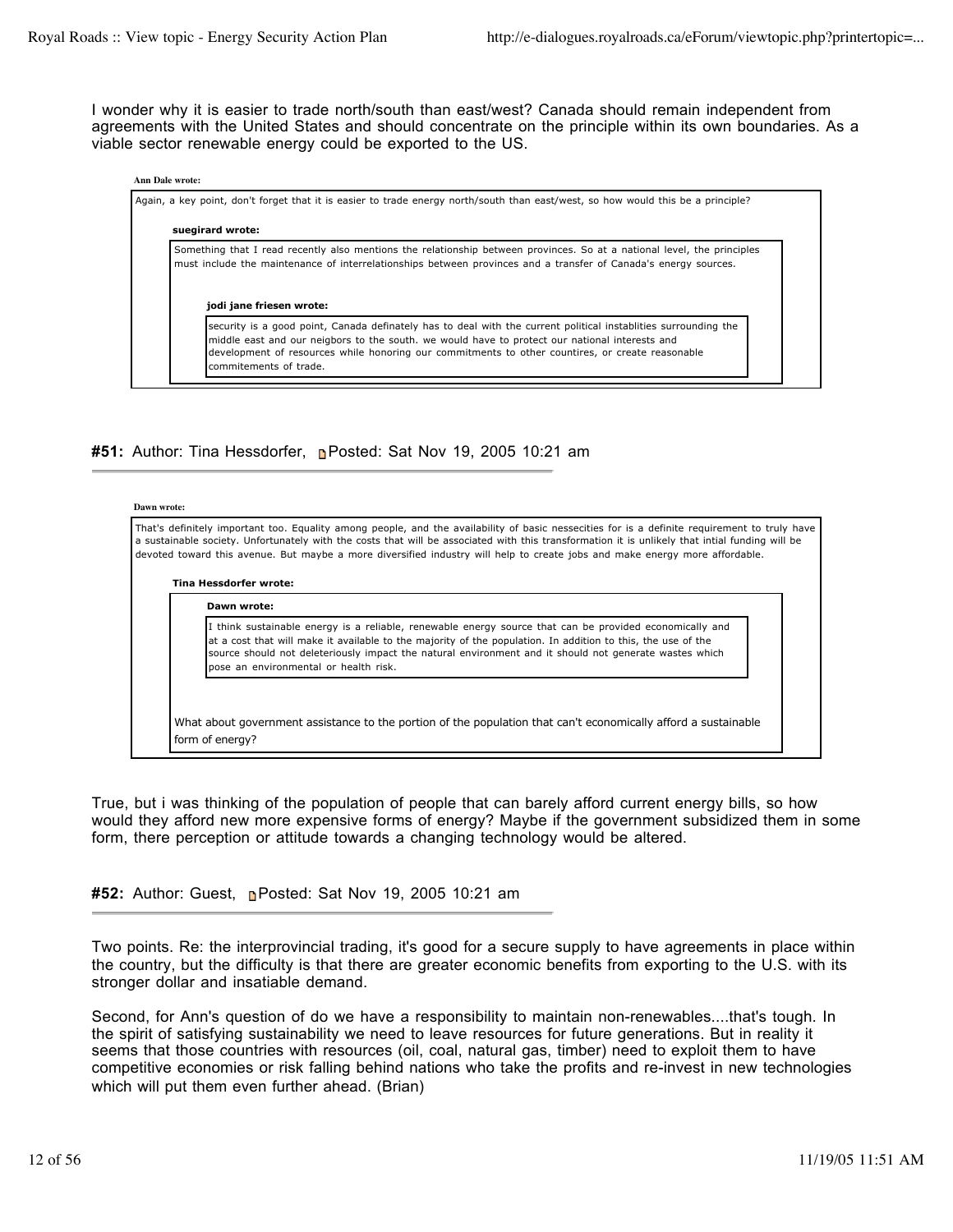I wonder why it is easier to trade north/south than east/west? Canada should remain independent from agreements with the United States and should concentrate on the principle within its own boundaries. As a viable sector renewable energy could be exported to the US.

> **Ann Dale wrote:**
>
> Again, a key point, don't forget that it is easier to trade energy north/south than east/west, so how would this be a principle?
>
> > **suegirard wrote:**
> >
> > Something that I read recently also mentions the relationship between provinces. So at a national level, the principles must include the maintenance of interrelationships between provinces and a transfer of Canada's energy sources.
> >
> > > **jodi jane friesen wrote:**
> > >
> > > security is a good point, Canada definately has to deal with the current political instablities surrounding the middle east and our neigbors to the south. we would have to protect our national interests and development of resources while honoring our commitments to other countires, or create reasonable commitements of trade.

#### #51: Author: Tina Hessdorfer, Posted: Sat Nov 19, 2005 10:21 am

> **Dawn wrote:**
>
> That's definitely important too. Equality among people, and the availability of basic nessecities for is a definite requirement to truly have a sustainable society. Unfortunately with the costs that will be associated with this transformation it is unlikely that intial funding will be devoted toward this avenue. But maybe a more diversified industry will help to create jobs and make energy more affordable.
>
> > **Tina Hessdorfer wrote:**
> >
> > > **Dawn wrote:**
> > >
> > > I think sustainable energy is a reliable, renewable energy source that can be provided economically and at a cost that will make it available to the majority of the population. In addition to this, the use of the source should not deleteriously impact the natural environment and it should not generate wastes which pose an environmental or health risk.
> >
> > What about government assistance to the portion of the population that can't economically afford a sustainable form of energy?

True, but i was thinking of the population of people that can barely afford current energy bills, so how would they afford new more expensive forms of energy? Maybe if the government subsidized them in some form, there perception or attitude towards a changing technology would be altered.

#### #52: Author: Guest, Posted: Sat Nov 19, 2005 10:21 am

Two points. Re: the interprovincial trading, it's good for a secure supply to have agreements in place within the country, but the difficulty is that there are greater economic benefits from exporting to the U.S. with its stronger dollar and insatiable demand.

Second, for Ann's question of do we have a responsibility to maintain non-renewables....that's tough. In the spirit of satisfying sustainability we need to leave resources for future generations. But in reality it seems that those countries with resources (oil, coal, natural gas, timber) need to exploit them to have competitive economies or risk falling behind nations who take the profits and re-invest in new technologies which will put them even further ahead. (Brian)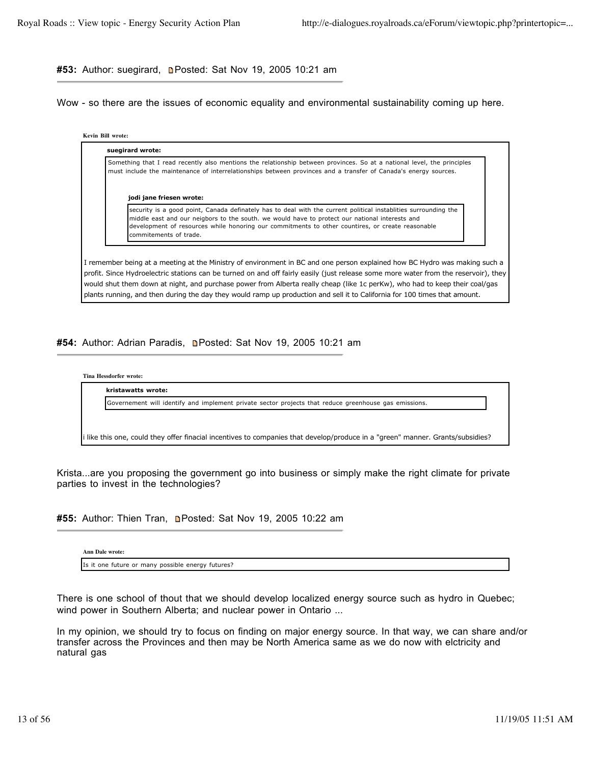**#53:** Author: suegirard, Posted: Sat Nov 19, 2005 10:21 am

Wow - so there are the issues of economic equality and environmental sustainability coming up here.

> **Kevin Bill wrote:**
>
> > **suegirard wrote:**
> >
> > Something that I read recently also mentions the relationship between provinces. So at a national level, the principles must include the maintenance of interrelationships between provinces and a transfer of Canada's energy sources.
> >
> > > **jodi jane friesen wrote:**
> > >
> > > security is a good point, Canada definately has to deal with the current political instablities surrounding the middle east and our neigbors to the south. we would have to protect our national interests and development of resources while honoring our commitments to other countires, or create reasonable commitements of trade.
>
> I remember being at a meeting at the Ministry of environment in BC and one person explained how BC Hydro was making such a profit. Since Hydroelectric stations can be turned on and off fairly easily (just release some more water from the reservoir), they would shut them down at night, and purchase power from Alberta really cheap (like 1c perKw), who had to keep their coal/gas plants running, and then during the day they would ramp up production and sell it to California for 100 times that amount.

**#54:** Author: Adrian Paradis, Posted: Sat Nov 19, 2005 10:21 am

> **Tina Hessdorfer wrote:**
>
> > **kristawatts wrote:**
> >
> > Governement will identify and implement private sector projects that reduce greenhouse gas emissions.
>
> i like this one, could they offer finacial incentives to companies that develop/produce in a "green" manner. Grants/subsidies?

Krista...are you proposing the government go into business or simply make the right climate for private parties to invest in the technologies?

**#55:** Author: Thien Tran, Posted: Sat Nov 19, 2005 10:22 am

> **Ann Dale wrote:**
>
> Is it one future or many possible energy futures?

There is one school of thout that we should develop localized energy source such as hydro in Quebec; wind power in Southern Alberta; and nuclear power in Ontario ...

In my opinion, we should try to focus on finding on major energy source. In that way, we can share and/or transfer across the Provinces and then may be North America same as we do now with elctricity and natural gas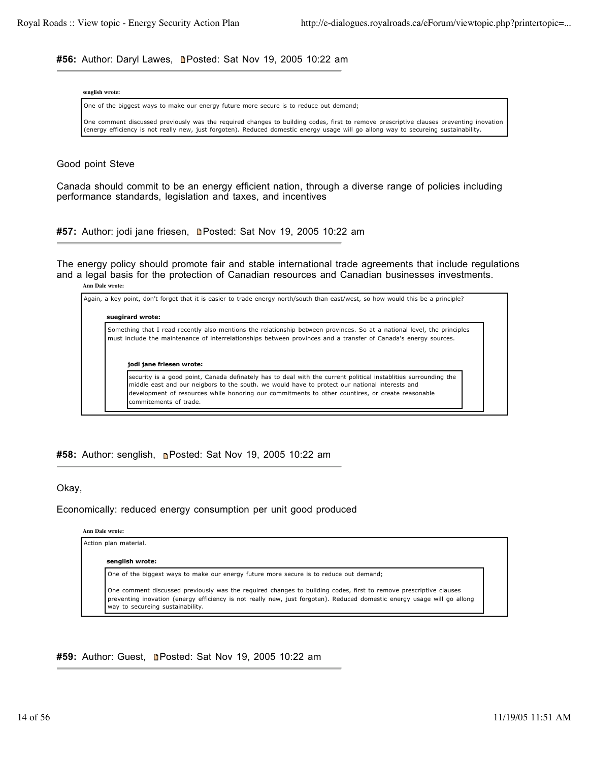**#56:** Author: Daryl Lawes, Posted: Sat Nov 19, 2005 10:22 am

> **senglish wrote:**
>
> One of the biggest ways to make our energy future more secure is to reduce out demand;
>
> One comment discussed previously was the required changes to building codes, first to remove prescriptive clauses preventing inovation (energy efficiency is not really new, just forgoten). Reduced domestic energy usage will go allong way to secureing sustainability.

Good point Steve

Canada should commit to be an energy efficient nation, through a diverse range of policies including performance standards, legislation and taxes, and incentives

**#57:** Author: jodi jane friesen, Posted: Sat Nov 19, 2005 10:22 am

The energy policy should promote fair and stable international trade agreements that include regulations and a legal basis for the protection of Canadian resources and Canadian businesses investments.

> **Ann Dale wrote:**
>
> Again, a key point, don't forget that it is easier to trade energy north/south than east/west, so how would this be a principle?
>
> > **suegirard wrote:**
> >
> > Something that I read recently also mentions the relationship between provinces. So at a national level, the principles must include the maintenance of interrelationships between provinces and a transfer of Canada's energy sources.
> >
> > > **jodi jane friesen wrote:**
> > >
> > > security is a good point, Canada definately has to deal with the current political instablities surrounding the middle east and our neigbors to the south. we would have to protect our national interests and development of resources while honoring our commitments to other countires, or create reasonable commitements of trade.

**#58:** Author: senglish, Posted: Sat Nov 19, 2005 10:22 am

Okay,

Economically: reduced energy consumption per unit good produced

> **Ann Dale wrote:**
>
> Action plan material.
>
> > **senglish wrote:**
> >
> > One of the biggest ways to make our energy future more secure is to reduce out demand;
> >
> > One comment discussed previously was the required changes to building codes, first to remove prescriptive clauses preventing inovation (energy efficiency is not really new, just forgoten). Reduced domestic energy usage will go allong way to secureing sustainability.

**#59:** Author: Guest, Posted: Sat Nov 19, 2005 10:22 am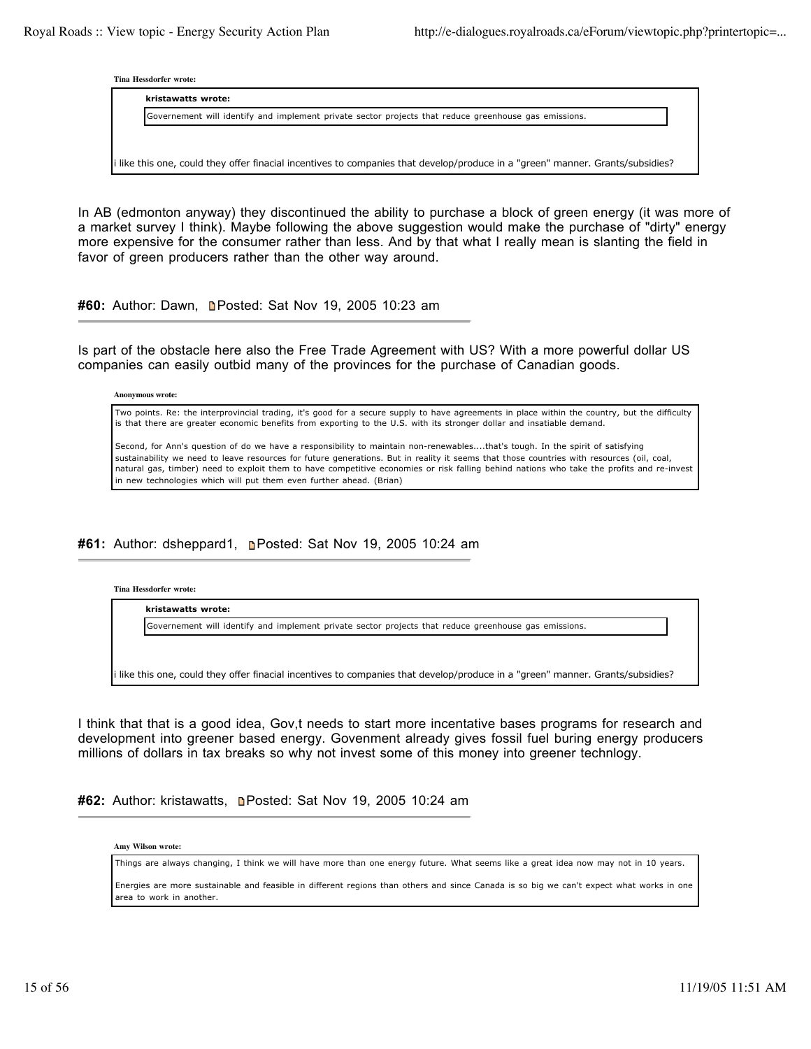**Tina Hessdorfer wrote:**

> **kristawatts wrote:**
>
> > Governement will identify and implement private sector projects that reduce greenhouse gas emissions.
>
> i like this one, could they offer finacial incentives to companies that develop/produce in a "green" manner. Grants/subsidies?

In AB (edmonton anyway) they discontinued the ability to purchase a block of green energy (it was more of a market survey I think). Maybe following the above suggestion would make the purchase of "dirty" energy more expensive for the consumer rather than less. And by that what I really mean is slanting the field in favor of green producers rather than the other way around.

---

#### #60: Author: Dawn, Posted: Sat Nov 19, 2005 10:23 am

Is part of the obstacle here also the Free Trade Agreement with US? With a more powerful dollar US companies can easily outbid many of the provinces for the purchase of Canadian goods.

**Anonymous wrote:**

> Two points. Re: the interprovincial trading, it's good for a secure supply to have agreements in place within the country, but the difficulty is that there are greater economic benefits from exporting to the U.S. with its stronger dollar and insatiable demand.
>
> Second, for Ann's question of do we have a responsibility to maintain non-renewables....that's tough. In the spirit of satisfying sustainability we need to leave resources for future generations. But in reality it seems that those countries with resources (oil, coal, natural gas, timber) need to exploit them to have competitive economies or risk falling behind nations who take the profits and re-invest in new technologies which will put them even further ahead. (Brian)

---

#### #61: Author: dsheppard1, Posted: Sat Nov 19, 2005 10:24 am

**Tina Hessdorfer wrote:**

> **kristawatts wrote:**
>
> > Governement will identify and implement private sector projects that reduce greenhouse gas emissions.
>
> i like this one, could they offer finacial incentives to companies that develop/produce in a "green" manner. Grants/subsidies?

I think that that is a good idea, Gov,t needs to start more incentative bases programs for research and development into greener based energy. Govenment already gives fossil fuel buring energy producers millions of dollars in tax breaks so why not invest some of this money into greener technlogy.

---

#### #62: Author: kristawatts, Posted: Sat Nov 19, 2005 10:24 am

**Amy Wilson wrote:**

> Things are always changing, I think we will have more than one energy future. What seems like a great idea now may not in 10 years.
>
> Energies are more sustainable and feasible in different regions than others and since Canada is so big we can't expect what works in one area to work in another.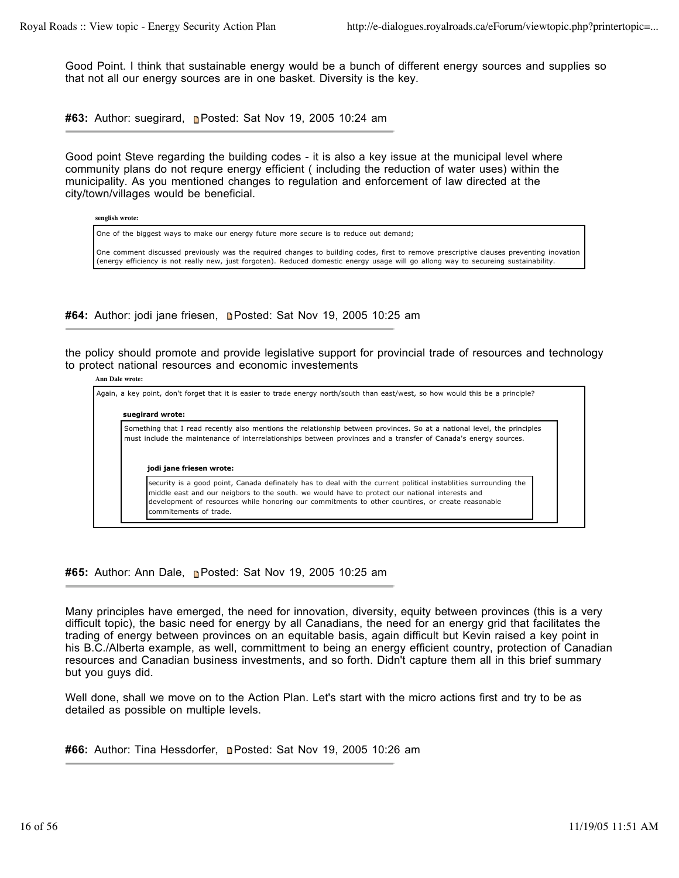Good Point. I think that sustainable energy would be a bunch of different energy sources and supplies so that not all our energy sources are in one basket. Diversity is the key.

**#63:** Author: suegirard, Posted: Sat Nov 19, 2005 10:24 am

---

Good point Steve regarding the building codes - it is also a key issue at the municipal level where community plans do not requre energy efficient ( including the reduction of water uses) within the municipality. As you mentioned changes to regulation and enforcement of law directed at the city/town/villages would be beneficial.

> **senglish wrote:**
>
> One of the biggest ways to make our energy future more secure is to reduce out demand;
>
> One comment discussed previously was the required changes to building codes, first to remove prescriptive clauses preventing inovation (energy efficiency is not really new, just forgoten). Reduced domestic energy usage will go allong way to secureing sustainability.

**#64:** Author: jodi jane friesen, Posted: Sat Nov 19, 2005 10:25 am

---

the policy should promote and provide legislative support for provincial trade of resources and technology to protect national resources and economic investements

> **Ann Dale wrote:**
>
> Again, a key point, don't forget that it is easier to trade energy north/south than east/west, so how would this be a principle?
>
> > **suegirard wrote:**
> >
> > Something that I read recently also mentions the relationship between provinces. So at a national level, the principles must include the maintenance of interrelationships between provinces and a transfer of Canada's energy sources.
> >
> > > **jodi jane friesen wrote:**
> > >
> > > security is a good point, Canada definately has to deal with the current political instablities surrounding the middle east and our neigbors to the south. we would have to protect our national interests and development of resources while honoring our commitments to other countires, or create reasonable commitements of trade.

**#65:** Author: Ann Dale, Posted: Sat Nov 19, 2005 10:25 am

---

Many principles have emerged, the need for innovation, diversity, equity between provinces (this is a very difficult topic), the basic need for energy by all Canadians, the need for an energy grid that facilitates the trading of energy between provinces on an equitable basis, again difficult but Kevin raised a key point in his B.C./Alberta example, as well, committment to being an energy efficient country, protection of Canadian resources and Canadian business investments, and so forth. Didn't capture them all in this brief summary but you guys did.

Well done, shall we move on to the Action Plan. Let's start with the micro actions first and try to be as detailed as possible on multiple levels.

**#66:** Author: Tina Hessdorfer, Posted: Sat Nov 19, 2005 10:26 am

---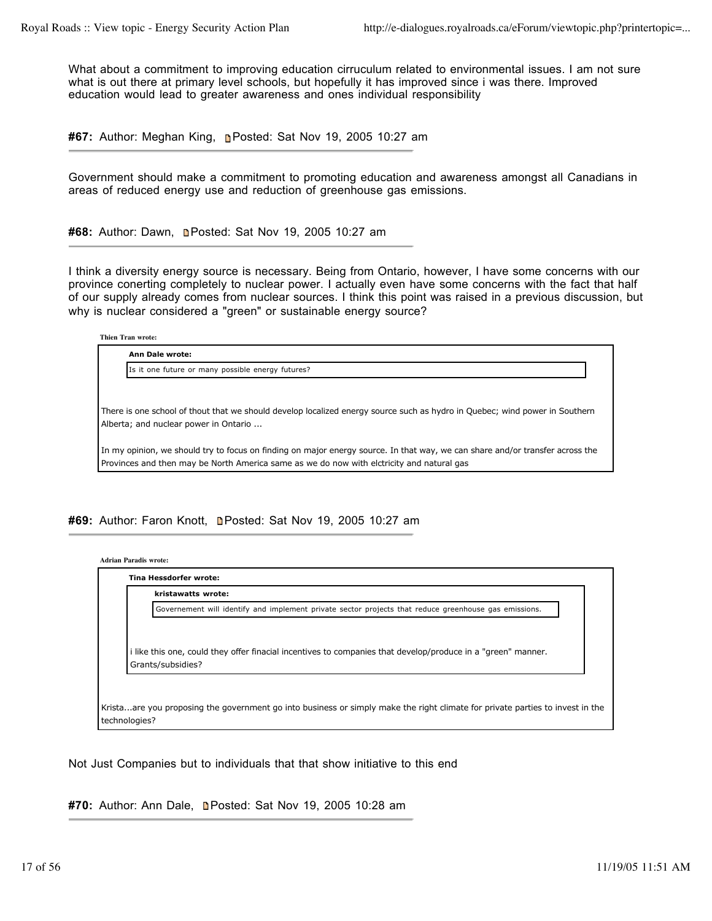What about a commitment to improving education cirruculum related to environmental issues. I am not sure what is out there at primary level schools, but hopefully it has improved since i was there. Improved education would lead to greater awareness and ones individual responsibility

**#67:** Author: Meghan King, Posted: Sat Nov 19, 2005 10:27 am

---

Government should make a commitment to promoting education and awareness amongst all Canadians in areas of reduced energy use and reduction of greenhouse gas emissions.

**#68:** Author: Dawn, Posted: Sat Nov 19, 2005 10:27 am

---

I think a diversity energy source is necessary. Being from Ontario, however, I have some concerns with our province conerting completely to nuclear power. I actually even have some concerns with the fact that half of our supply already comes from nuclear sources. I think this point was raised in a previous discussion, but why is nuclear considered a "green" or sustainable energy source?

> **Thien Tran wrote:**
>
> > **Ann Dale wrote:**
> >
> > Is it one future or many possible energy futures?
>
> There is one school of thout that we should develop localized energy source such as hydro in Quebec; wind power in Southern Alberta; and nuclear power in Ontario ...
>
> In my opinion, we should try to focus on finding on major energy source. In that way, we can share and/or transfer across the Provinces and then may be North America same as we do now with elctricity and natural gas

**#69:** Author: Faron Knott, Posted: Sat Nov 19, 2005 10:27 am

---

> **Adrian Paradis wrote:**
>
> > **Tina Hessdorfer wrote:**
> >
> > > **kristawatts wrote:**
> > >
> > > Governement will identify and implement private sector projects that reduce greenhouse gas emissions.
> >
> > i like this one, could they offer finacial incentives to companies that develop/produce in a "green" manner. Grants/subsidies?
>
> Krista...are you proposing the government go into business or simply make the right climate for private parties to invest in the technologies?

Not Just Companies but to individuals that that show initiative to this end

**#70:** Author: Ann Dale, Posted: Sat Nov 19, 2005 10:28 am

---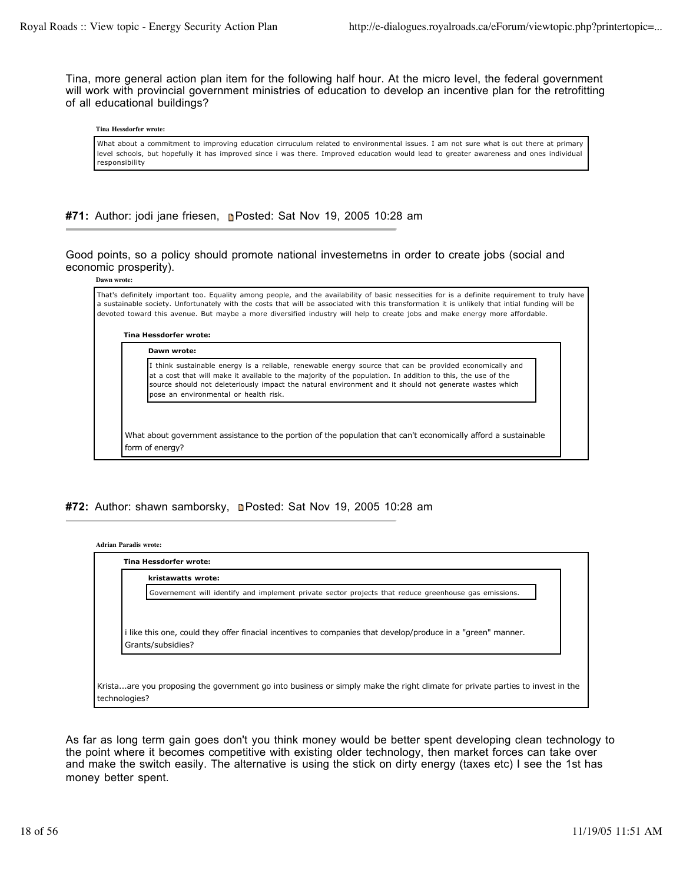Tina, more general action plan item for the following half hour. At the micro level, the federal government will work with provincial government ministries of education to develop an incentive plan for the retrofitting of all educational buildings?

> **Tina Hessdorfer wrote:**
>
> What about a commitment to improving education cirruculum related to environmental issues. I am not sure what is out there at primary level schools, but hopefully it has improved since i was there. Improved education would lead to greater awareness and ones individual responsibility

#### #71: Author: jodi jane friesen, Posted: Sat Nov 19, 2005 10:28 am

Good points, so a policy should promote national investemetns in order to create jobs (social and economic prosperity).

> **Dawn wrote:**
>
> That's definitely important too. Equality among people, and the availability of basic nessecities for is a definite requirement to truly have a sustainable society. Unfortunately with the costs that will be associated with this transformation it is unlikely that intial funding will be devoted toward this avenue. But maybe a more diversified industry will help to create jobs and make energy more affordable.
>
> > **Tina Hessdorfer wrote:**
> >
> > > **Dawn wrote:**
> > >
> > > I think sustainable energy is a reliable, renewable energy source that can be provided economically and at a cost that will make it available to the majority of the population. In addition to this, the use of the source should not deleteriously impact the natural environment and it should not generate wastes which pose an environmental or health risk.
> >
> > What about government assistance to the portion of the population that can't economically afford a sustainable form of energy?

#### #72: Author: shawn samborsky, Posted: Sat Nov 19, 2005 10:28 am

> **Adrian Paradis wrote:**
>
> > **Tina Hessdorfer wrote:**
> >
> > > **kristawatts wrote:**
> > >
> > > Governement will identify and implement private sector projects that reduce greenhouse gas emissions.
> >
> > i like this one, could they offer finacial incentives to companies that develop/produce in a "green" manner. Grants/subsidies?
>
> Krista...are you proposing the government go into business or simply make the right climate for private parties to invest in the technologies?

As far as long term gain goes don't you think money would be better spent developing clean technology to the point where it becomes competitive with existing older technology, then market forces can take over and make the switch easily. The alternative is using the stick on dirty energy (taxes etc) I see the 1st has money better spent.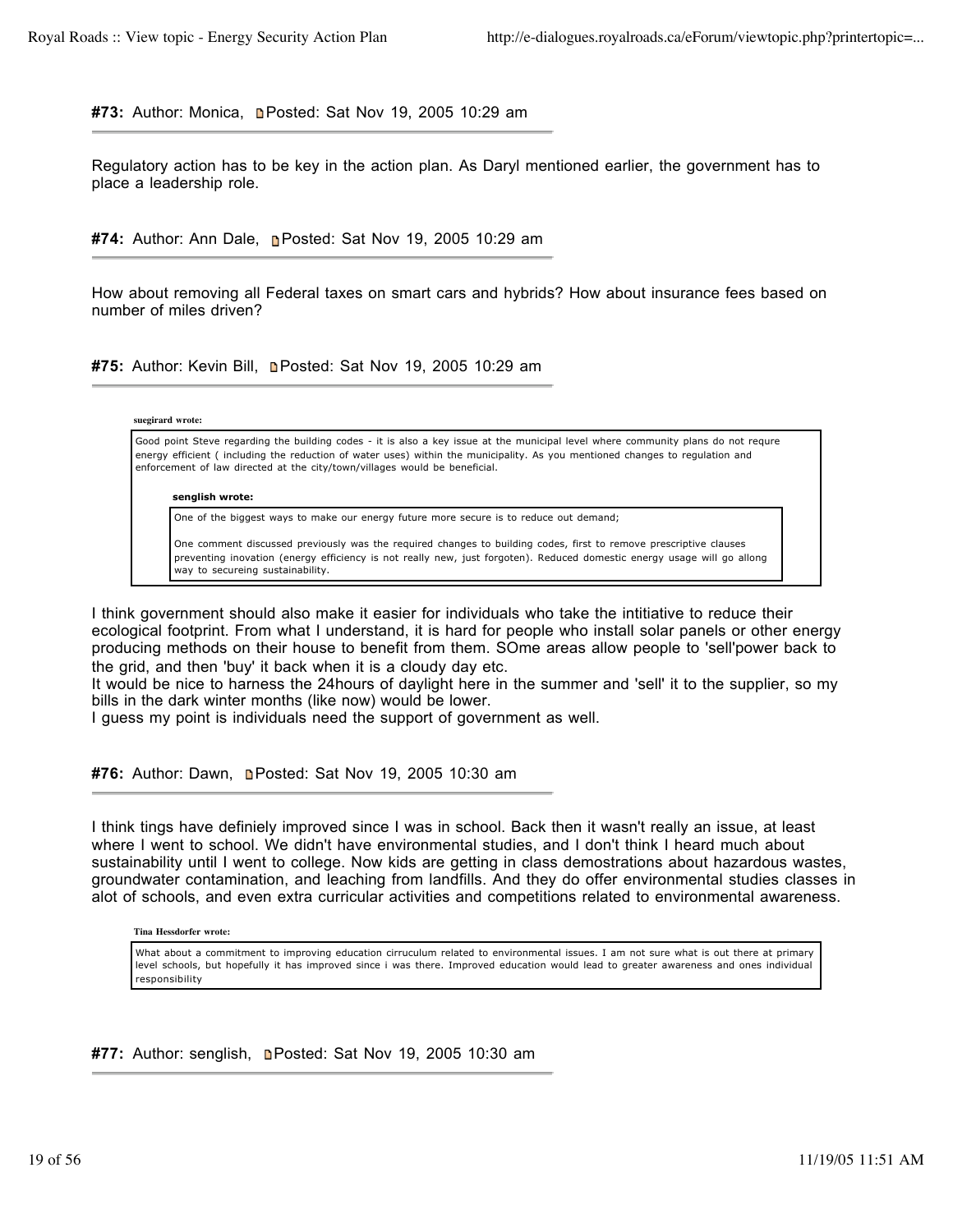**#73:** Author: Monica, Posted: Sat Nov 19, 2005 10:29 am

Regulatory action has to be key in the action plan. As Daryl mentioned earlier, the government has to place a leadership role.

**#74:** Author: Ann Dale, Posted: Sat Nov 19, 2005 10:29 am

How about removing all Federal taxes on smart cars and hybrids? How about insurance fees based on number of miles driven?

**#75:** Author: Kevin Bill, Posted: Sat Nov 19, 2005 10:29 am

> **suegirard wrote:**
>
> Good point Steve regarding the building codes - it is also a key issue at the municipal level where community plans do not requre energy efficient ( including the reduction of water uses) within the municipality. As you mentioned changes to regulation and enforcement of law directed at the city/town/villages would be beneficial.
>
> > **senglish wrote:**
> >
> > One of the biggest ways to make our energy future more secure is to reduce out demand;
> >
> > One comment discussed previously was the required changes to building codes, first to remove prescriptive clauses preventing inovation (energy efficiency is not really new, just forgoten). Reduced domestic energy usage will go allong way to secureing sustainability.

I think government should also make it easier for individuals who take the intitiative to reduce their ecological footprint. From what I understand, it is hard for people who install solar panels or other energy producing methods on their house to benefit from them. SOme areas allow people to 'sell'power back to the grid, and then 'buy' it back when it is a cloudy day etc.
It would be nice to harness the 24hours of daylight here in the summer and 'sell' it to the supplier, so my bills in the dark winter months (like now) would be lower.
I guess my point is individuals need the support of government as well.

**#76:** Author: Dawn, Posted: Sat Nov 19, 2005 10:30 am

I think tings have definiely improved since I was in school. Back then it wasn't really an issue, at least where I went to school. We didn't have environmental studies, and I don't think I heard much about sustainability until I went to college. Now kids are getting in class demostrations about hazardous wastes, groundwater contamination, and leaching from landfills. And they do offer environmental studies classes in alot of schools, and even extra curricular activities and competitions related to environmental awareness.

> **Tina Hessdorfer wrote:**
>
> What about a commitment to improving education cirruculum related to environmental issues. I am not sure what is out there at primary level schools, but hopefully it has improved since i was there. Improved education would lead to greater awareness and ones individual responsibility

**#77:** Author: senglish, Posted: Sat Nov 19, 2005 10:30 am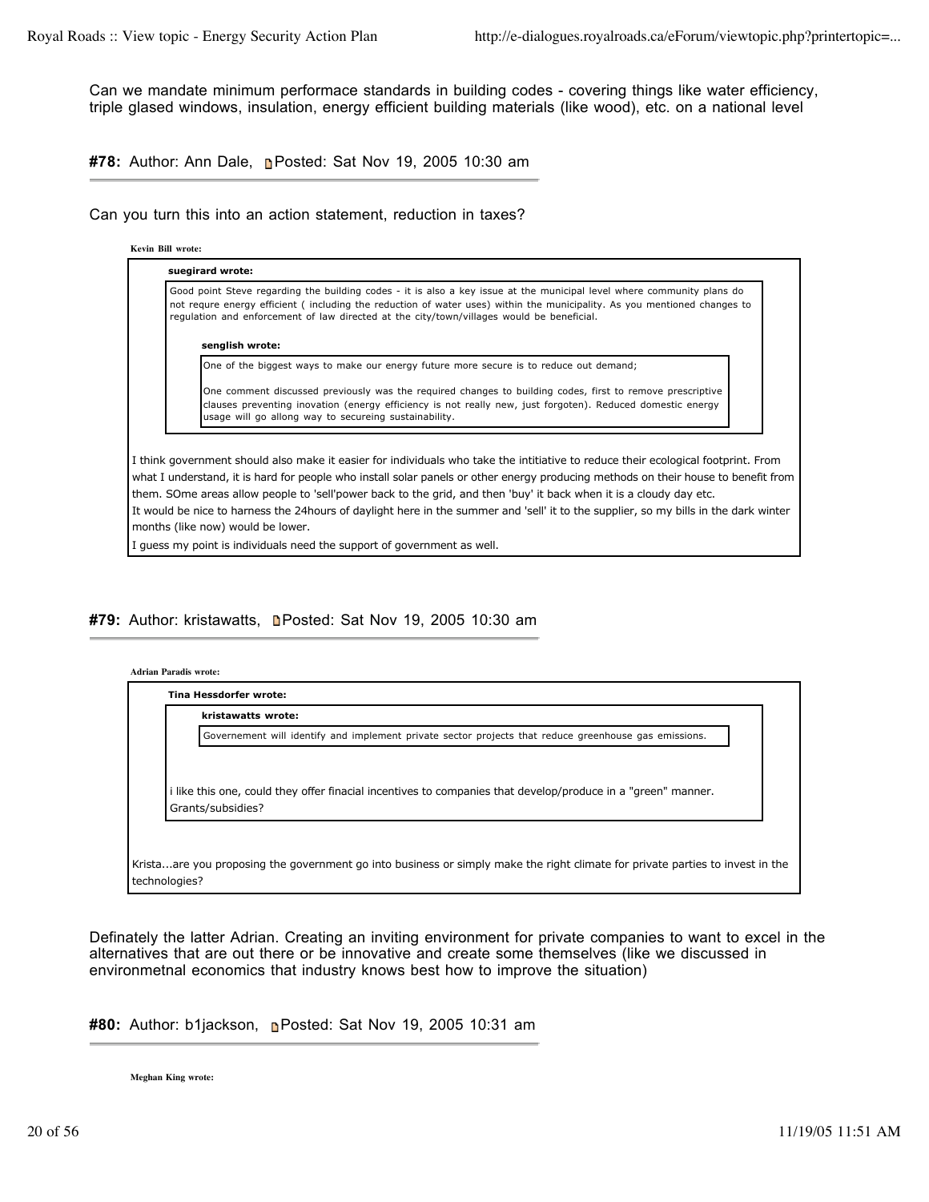Can we mandate minimum performace standards in building codes - covering things like water efficiency, triple glased windows, insulation, energy efficient building materials (like wood), etc. on a national level

#### #78: Author: Ann Dale, Posted: Sat Nov 19, 2005 10:30 am

Can you turn this into an action statement, reduction in taxes?

> **Kevin Bill wrote:**
>
> > **suegirard wrote:**
> >
> > Good point Steve regarding the building codes - it is also a key issue at the municipal level where community plans do not requre energy efficient ( including the reduction of water uses) within the municipality. As you mentioned changes to regulation and enforcement of law directed at the city/town/villages would be beneficial.
> >
> > > **senglish wrote:**
> > >
> > > One of the biggest ways to make our energy future more secure is to reduce out demand;
> > >
> > > One comment discussed previously was the required changes to building codes, first to remove prescriptive clauses preventing inovation (energy efficiency is not really new, just forgoten). Reduced domestic energy usage will go allong way to secureing sustainability.
>
> I think government should also make it easier for individuals who take the intitiative to reduce their ecological footprint. From what I understand, it is hard for people who install solar panels or other energy producing methods on their house to benefit from them. SOme areas allow people to 'sell'power back to the grid, and then 'buy' it back when it is a cloudy day etc.
> It would be nice to harness the 24hours of daylight here in the summer and 'sell' it to the supplier, so my bills in the dark winter months (like now) would be lower.
> I guess my point is individuals need the support of government as well.

#### #79: Author: kristawatts, Posted: Sat Nov 19, 2005 10:30 am

> **Adrian Paradis wrote:**
>
> > **Tina Hessdorfer wrote:**
> >
> > > **kristawatts wrote:**
> > >
> > > Governement will identify and implement private sector projects that reduce greenhouse gas emissions.
> >
> > i like this one, could they offer finacial incentives to companies that develop/produce in a "green" manner. Grants/subsidies?
>
> Krista...are you proposing the government go into business or simply make the right climate for private parties to invest in the technologies?

Definately the latter Adrian. Creating an inviting environment for private companies to want to excel in the alternatives that are out there or be innovative and create some themselves (like we discussed in environmetnal economics that industry knows best how to improve the situation)

#### #80: Author: b1jackson, Posted: Sat Nov 19, 2005 10:31 am

> **Meghan King wrote:**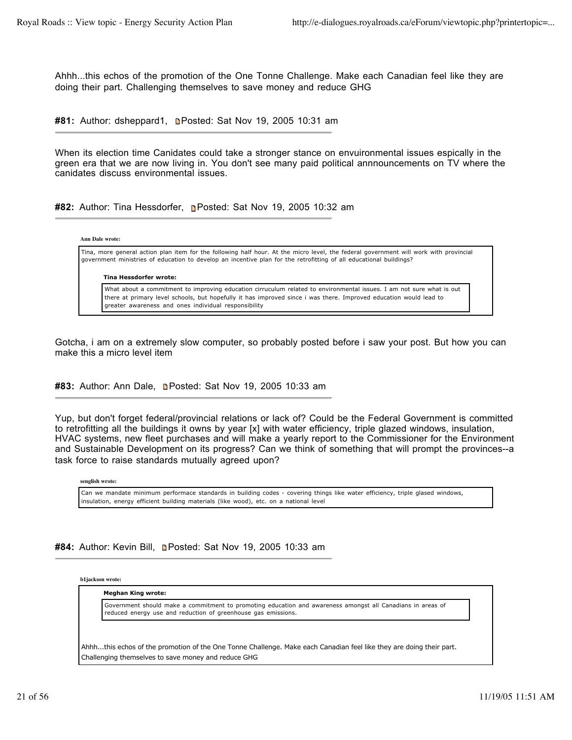Ahhh...this echos of the promotion of the One Tonne Challenge. Make each Canadian feel like they are doing their part. Challenging themselves to save money and reduce GHG

**#81:** Author: dsheppard1, Posted: Sat Nov 19, 2005 10:31 am

---

When its election time Canidates could take a stronger stance on envuironmental issues espically in the green era that we are now living in. You don't see many paid political annnouncements on TV where the canidates discuss environmental issues.

**#82:** Author: Tina Hessdorfer, Posted: Sat Nov 19, 2005 10:32 am

---

> **Ann Dale wrote:**
>
> Tina, more general action plan item for the following half hour. At the micro level, the federal government will work with provincial government ministries of education to develop an incentive plan for the retrofitting of all educational buildings?
>
> > **Tina Hessdorfer wrote:**
> >
> > What about a commitment to improving education cirruculum related to environmental issues. I am not sure what is out there at primary level schools, but hopefully it has improved since i was there. Improved education would lead to greater awareness and ones individual responsibility

Gotcha, i am on a extremely slow computer, so probably posted before i saw your post. But how you can make this a micro level item

**#83:** Author: Ann Dale, Posted: Sat Nov 19, 2005 10:33 am

---

Yup, but don't forget federal/provincial relations or lack of? Could be the Federal Government is committed to retrofitting all the buildings it owns by year [x] with water efficiency, triple glazed windows, insulation, HVAC systems, new fleet purchases and will make a yearly report to the Commissioner for the Environment and Sustainable Development on its progress? Can we think of something that will prompt the provinces--a task force to raise standards mutually agreed upon?

> **senglish wrote:**
>
> Can we mandate minimum performace standards in building codes - covering things like water efficiency, triple glased windows, insulation, energy efficient building materials (like wood), etc. on a national level

**#84:** Author: Kevin Bill, Posted: Sat Nov 19, 2005 10:33 am

---

> **b1jackson wrote:**
>
> > **Meghan King wrote:**
> >
> > Government should make a commitment to promoting education and awareness amongst all Canadians in areas of reduced energy use and reduction of greenhouse gas emissions.
>
> Ahhh...this echos of the promotion of the One Tonne Challenge. Make each Canadian feel like they are doing their part. Challenging themselves to save money and reduce GHG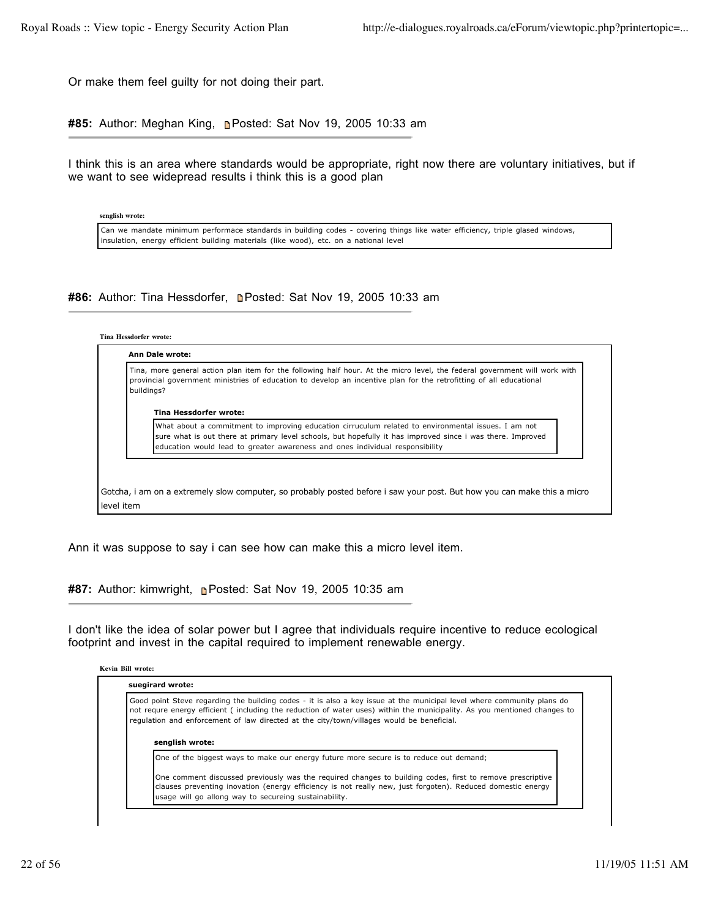Or make them feel guilty for not doing their part.

**#85:** Author: Meghan King, Posted: Sat Nov 19, 2005 10:33 am

I think this is an area where standards would be appropriate, right now there are voluntary initiatives, but if we want to see widepread results i think this is a good plan

> **senglish wrote:**
>
> Can we mandate minimum performace standards in building codes - covering things like water efficiency, triple glased windows, insulation, energy efficient building materials (like wood), etc. on a national level

**#86:** Author: Tina Hessdorfer, Posted: Sat Nov 19, 2005 10:33 am

> **Tina Hessdorfer wrote:**
>
> > **Ann Dale wrote:**
> >
> > Tina, more general action plan item for the following half hour. At the micro level, the federal government will work with provincial government ministries of education to develop an incentive plan for the retrofitting of all educational buildings?
> >
> > > **Tina Hessdorfer wrote:**
> > >
> > > What about a commitment to improving education cirruculum related to environmental issues. I am not sure what is out there at primary level schools, but hopefully it has improved since i was there. Improved education would lead to greater awareness and ones individual responsibility
>
> Gotcha, i am on a extremely slow computer, so probably posted before i saw your post. But how you can make this a micro level item

Ann it was suppose to say i can see how can make this a micro level item.

**#87:** Author: kimwright, Posted: Sat Nov 19, 2005 10:35 am

I don't like the idea of solar power but I agree that individuals require incentive to reduce ecological footprint and invest in the capital required to implement renewable energy.

> **Kevin Bill wrote:**
>
> > **suegirard wrote:**
> >
> > Good point Steve regarding the building codes - it is also a key issue at the municipal level where community plans do not requre energy efficient ( including the reduction of water uses) within the municipality. As you mentioned changes to regulation and enforcement of law directed at the city/town/villages would be beneficial.
> >
> > > **senglish wrote:**
> > >
> > > One of the biggest ways to make our energy future more secure is to reduce out demand;
> > >
> > > One comment discussed previously was the required changes to building codes, first to remove prescriptive clauses preventing inovation (energy efficiency is not really new, just forgoten). Reduced domestic energy usage will go allong way to secureing sustainability.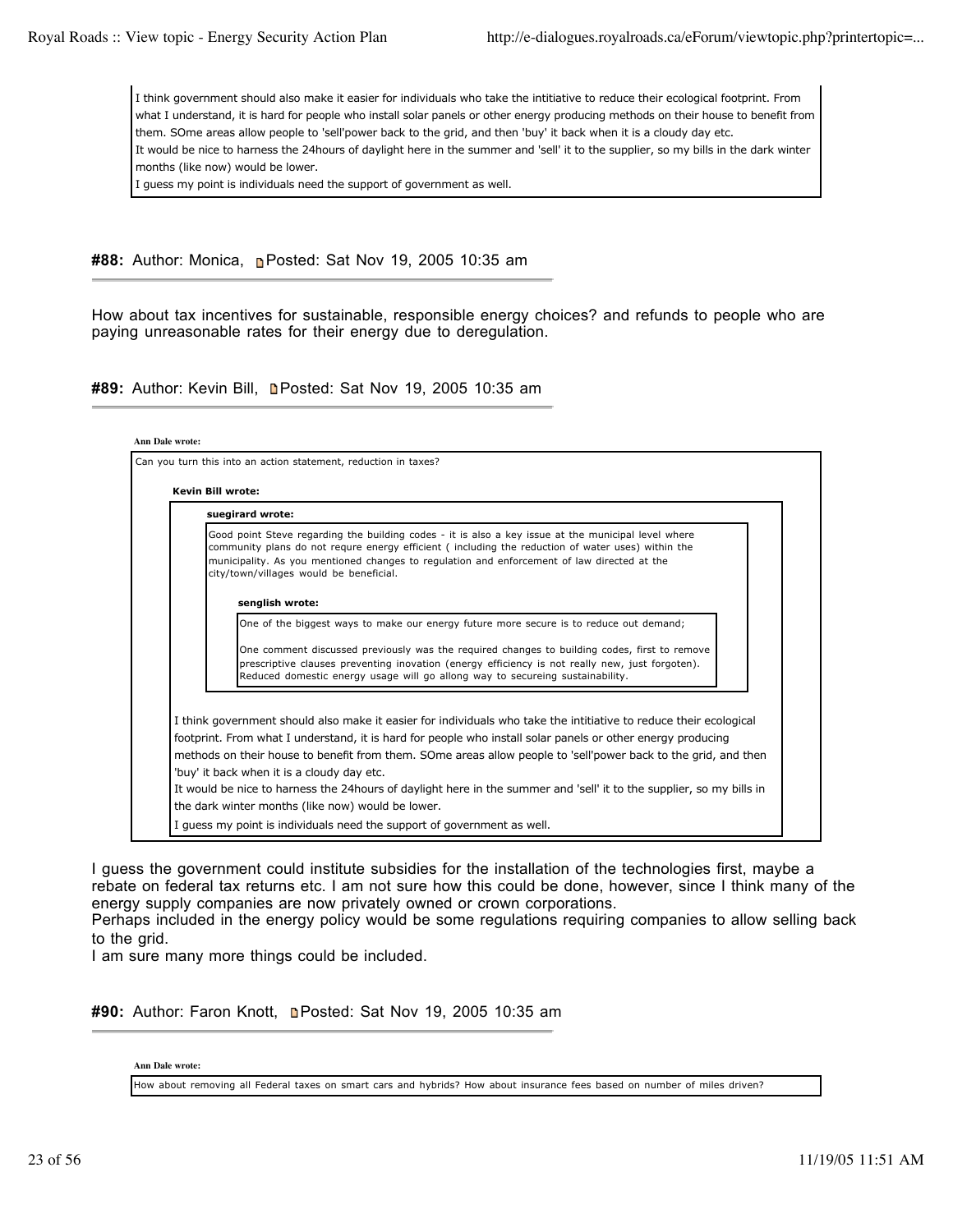> I think government should also make it easier for individuals who take the intitiative to reduce their ecological footprint. From what I understand, it is hard for people who install solar panels or other energy producing methods on their house to benefit from them. SOme areas allow people to 'sell'power back to the grid, and then 'buy' it back when it is a cloudy day etc.
> It would be nice to harness the 24hours of daylight here in the summer and 'sell' it to the supplier, so my bills in the dark winter months (like now) would be lower.
> I guess my point is individuals need the support of government as well.

**#88:** Author: Monica, Posted: Sat Nov 19, 2005 10:35 am

How about tax incentives for sustainable, responsible energy choices? and refunds to people who are paying unreasonable rates for their energy due to deregulation.

**#89:** Author: Kevin Bill, Posted: Sat Nov 19, 2005 10:35 am

**Ann Dale wrote:**

> Can you turn this into an action statement, reduction in taxes?
>
> **Kevin Bill wrote:**
>
> > **suegirard wrote:**
> >
> > > Good point Steve regarding the building codes - it is also a key issue at the municipal level where community plans do not requre energy efficient ( including the reduction of water uses) within the municipality. As you mentioned changes to regulation and enforcement of law directed at the city/town/villages would be beneficial.
> > >
> > > **senglish wrote:**
> > >
> > > > One of the biggest ways to make our energy future more secure is to reduce out demand;
> > > >
> > > > One comment discussed previously was the required changes to building codes, first to remove prescriptive clauses preventing inovation (energy efficiency is not really new, just forgoten). Reduced domestic energy usage will go allong way to secureing sustainability.
> >
> > I think government should also make it easier for individuals who take the intitiative to reduce their ecological footprint. From what I understand, it is hard for people who install solar panels or other energy producing methods on their house to benefit from them. SOme areas allow people to 'sell'power back to the grid, and then 'buy' it back when it is a cloudy day etc.
> > It would be nice to harness the 24hours of daylight here in the summer and 'sell' it to the supplier, so my bills in the dark winter months (like now) would be lower.
> > I guess my point is individuals need the support of government as well.

I guess the government could institute subsidies for the installation of the technologies first, maybe a rebate on federal tax returns etc. I am not sure how this could be done, however, since I think many of the energy supply companies are now privately owned or crown corporations.
Perhaps included in the energy policy would be some regulations requiring companies to allow selling back to the grid.
I am sure many more things could be included.

**#90:** Author: Faron Knott, Posted: Sat Nov 19, 2005 10:35 am

**Ann Dale wrote:**

> How about removing all Federal taxes on smart cars and hybrids? How about insurance fees based on number of miles driven?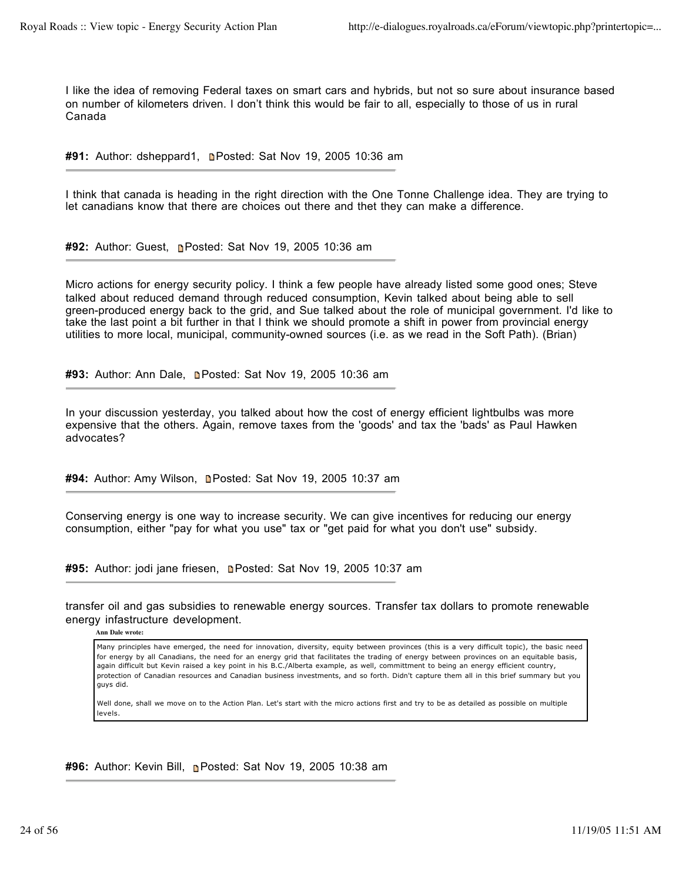I like the idea of removing Federal taxes on smart cars and hybrids, but not so sure about insurance based on number of kilometers driven. I don't think this would be fair to all, especially to those of us in rural Canada

**#91:** Author: dsheppard1, Posted: Sat Nov 19, 2005 10:36 am

---

I think that canada is heading in the right direction with the One Tonne Challenge idea. They are trying to let canadians know that there are choices out there and thet they can make a difference.

**#92:** Author: Guest, Posted: Sat Nov 19, 2005 10:36 am

---

Micro actions for energy security policy. I think a few people have already listed some good ones; Steve talked about reduced demand through reduced consumption, Kevin talked about being able to sell green-produced energy back to the grid, and Sue talked about the role of municipal government. I'd like to take the last point a bit further in that I think we should promote a shift in power from provincial energy utilities to more local, municipal, community-owned sources (i.e. as we read in the Soft Path). (Brian)

**#93:** Author: Ann Dale, Posted: Sat Nov 19, 2005 10:36 am

---

In your discussion yesterday, you talked about how the cost of energy efficient lightbulbs was more expensive that the others. Again, remove taxes from the 'goods' and tax the 'bads' as Paul Hawken advocates?

**#94:** Author: Amy Wilson, Posted: Sat Nov 19, 2005 10:37 am

---

Conserving energy is one way to increase security. We can give incentives for reducing our energy consumption, either "pay for what you use" tax or "get paid for what you don't use" subsidy.

**#95:** Author: jodi jane friesen, Posted: Sat Nov 19, 2005 10:37 am

---

transfer oil and gas subsidies to renewable energy sources. Transfer tax dollars to promote renewable energy infastructure development.

**Ann Dale wrote:**

> Many principles have emerged, the need for innovation, diversity, equity between provinces (this is a very difficult topic), the basic need for energy by all Canadians, the need for an energy grid that facilitates the trading of energy between provinces on an equitable basis, again difficult but Kevin raised a key point in his B.C./Alberta example, as well, committment to being an energy efficient country, protection of Canadian resources and Canadian business investments, and so forth. Didn't capture them all in this brief summary but you guys did.
>
> Well done, shall we move on to the Action Plan. Let's start with the micro actions first and try to be as detailed as possible on multiple levels.

**#96:** Author: Kevin Bill, Posted: Sat Nov 19, 2005 10:38 am

---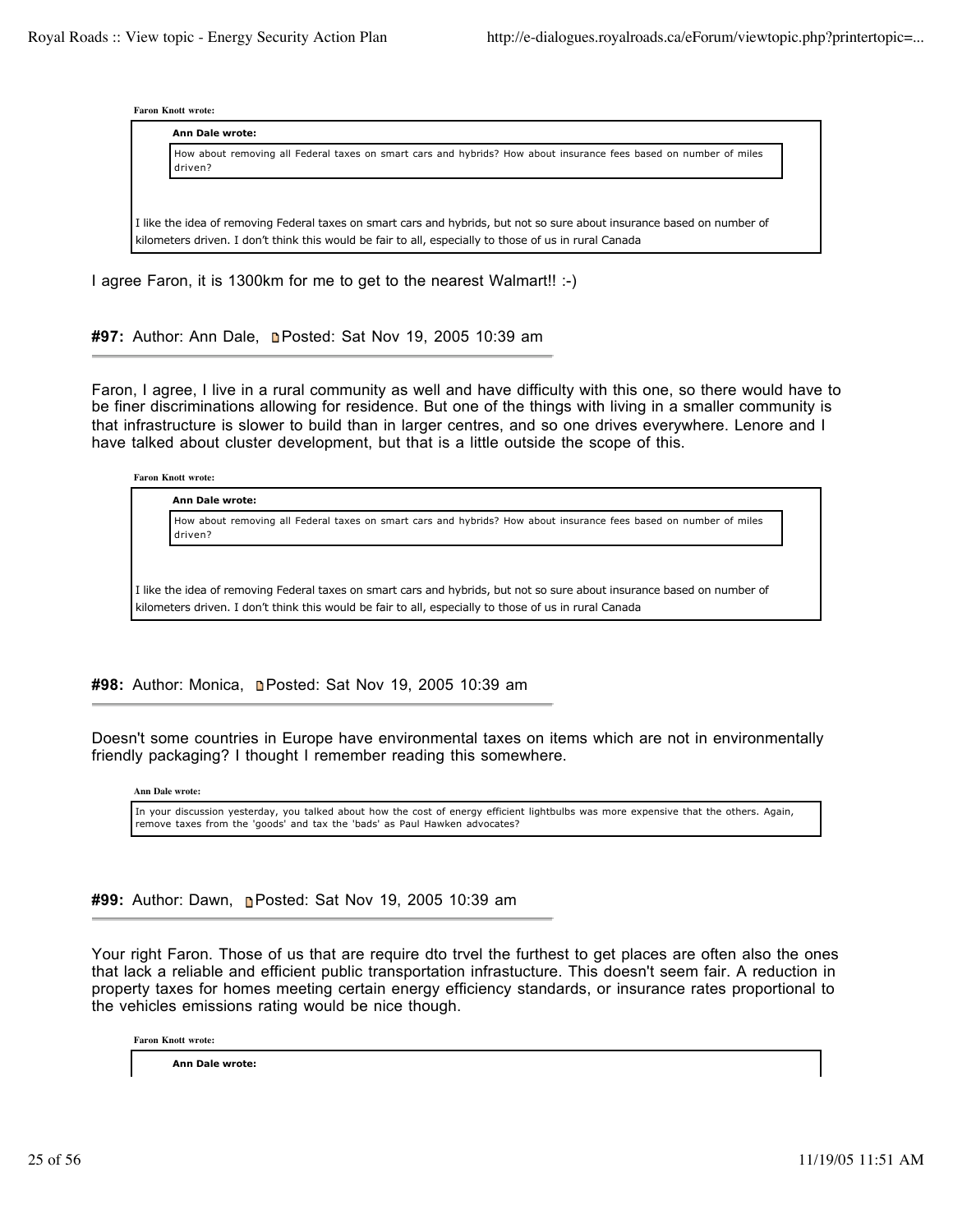> **Faron Knott wrote:**
>
> > **Ann Dale wrote:**
> >
> > How about removing all Federal taxes on smart cars and hybrids? How about insurance fees based on number of miles driven?
>
> I like the idea of removing Federal taxes on smart cars and hybrids, but not so sure about insurance based on number of kilometers driven. I don't think this would be fair to all, especially to those of us in rural Canada

I agree Faron, it is 1300km for me to get to the nearest Walmart!! :-)

**#97:** Author: Ann Dale, Posted: Sat Nov 19, 2005 10:39 am

---

Faron, I agree, I live in a rural community as well and have difficulty with this one, so there would have to be finer discriminations allowing for residence. But one of the things with living in a smaller community is that infrastructure is slower to build than in larger centres, and so one drives everywhere. Lenore and I have talked about cluster development, but that is a little outside the scope of this.

> **Faron Knott wrote:**
>
> > **Ann Dale wrote:**
> >
> > How about removing all Federal taxes on smart cars and hybrids? How about insurance fees based on number of miles driven?
>
> I like the idea of removing Federal taxes on smart cars and hybrids, but not so sure about insurance based on number of kilometers driven. I don't think this would be fair to all, especially to those of us in rural Canada

**#98:** Author: Monica, Posted: Sat Nov 19, 2005 10:39 am

---

Doesn't some countries in Europe have environmental taxes on items which are not in environmentally friendly packaging? I thought I remember reading this somewhere.

> **Ann Dale wrote:**
>
> In your discussion yesterday, you talked about how the cost of energy efficient lightbulbs was more expensive that the others. Again, remove taxes from the 'goods' and tax the 'bads' as Paul Hawken advocates?

**#99:** Author: Dawn, Posted: Sat Nov 19, 2005 10:39 am

---

Your right Faron. Those of us that are require dto trvel the furthest to get places are often also the ones that lack a reliable and efficient public transportation infrastucture. This doesn't seem fair. A reduction in property taxes for homes meeting certain energy efficiency standards, or insurance rates proportional to the vehicles emissions rating would be nice though.

> **Faron Knott wrote:**
>
> > **Ann Dale wrote:**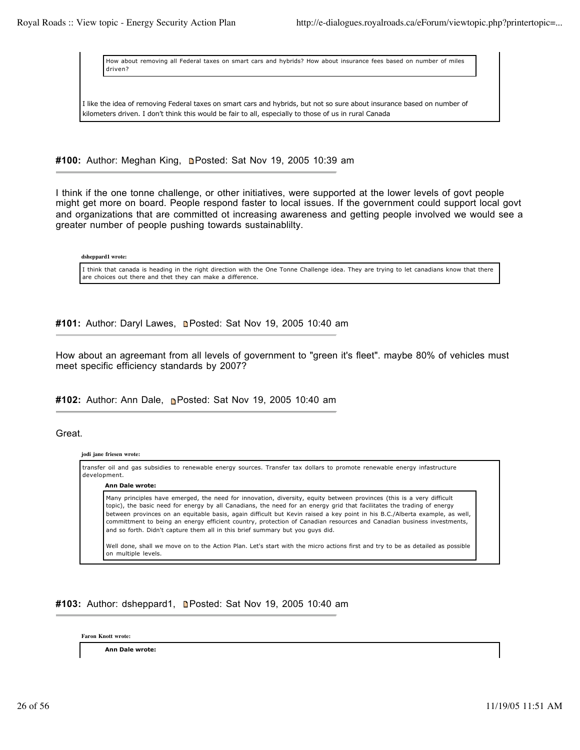> How about removing all Federal taxes on smart cars and hybrids? How about insurance fees based on number of miles driven?

I like the idea of removing Federal taxes on smart cars and hybrids, but not so sure about insurance based on number of kilometers driven. I don't think this would be fair to all, especially to those of us in rural Canada

**#100:** Author: Meghan King, Posted: Sat Nov 19, 2005 10:39 am

I think if the one tonne challenge, or other initiatives, were supported at the lower levels of govt people might get more on board. People respond faster to local issues. If the government could support local govt and organizations that are committed ot increasing awareness and getting people involved we would see a greater number of people pushing towards sustainablilty.

> **dsheppard1 wrote:**
>
> I think that canada is heading in the right direction with the One Tonne Challenge idea. They are trying to let canadians know that there are choices out there and thet they can make a difference.

**#101:** Author: Daryl Lawes, Posted: Sat Nov 19, 2005 10:40 am

How about an agreemant from all levels of government to "green it's fleet". maybe 80% of vehicles must meet specific efficiency standards by 2007?

**#102:** Author: Ann Dale, Posted: Sat Nov 19, 2005 10:40 am

Great.

> **jodi jane friesen wrote:**
>
> transfer oil and gas subsidies to renewable energy sources. Transfer tax dollars to promote renewable energy infastructure development.
>
> > **Ann Dale wrote:**
> >
> > Many principles have emerged, the need for innovation, diversity, equity between provinces (this is a very difficult topic), the basic need for energy by all Canadians, the need for an energy grid that facilitates the trading of energy between provinces on an equitable basis, again difficult but Kevin raised a key point in his B.C./Alberta example, as well, committment to being an energy efficient country, protection of Canadian resources and Canadian business investments, and so forth. Didn't capture them all in this brief summary but you guys did.
> >
> > Well done, shall we move on to the Action Plan. Let's start with the micro actions first and try to be as detailed as possible on multiple levels.

**#103:** Author: dsheppard1, Posted: Sat Nov 19, 2005 10:40 am

> **Faron Knott wrote:**
>
> > **Ann Dale wrote:**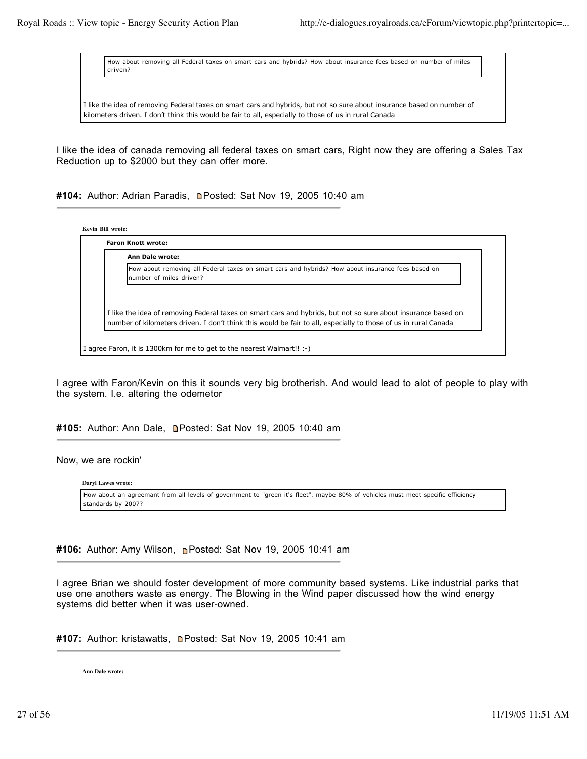> > How about removing all Federal taxes on smart cars and hybrids? How about insurance fees based on number of miles driven?
>
> I like the idea of removing Federal taxes on smart cars and hybrids, but not so sure about insurance based on number of kilometers driven. I don't think this would be fair to all, especially to those of us in rural Canada

I like the idea of canada removing all federal taxes on smart cars, Right now they are offering a Sales Tax Reduction up to $2000 but they can offer more.

**#104:** Author: Adrian Paradis, Posted: Sat Nov 19, 2005 10:40 am

> **Kevin Bill wrote:**
>
> > **Faron Knott wrote:**
> >
> > > **Ann Dale wrote:**
> > >
> > > How about removing all Federal taxes on smart cars and hybrids? How about insurance fees based on number of miles driven?
> >
> > I like the idea of removing Federal taxes on smart cars and hybrids, but not so sure about insurance based on number of kilometers driven. I don't think this would be fair to all, especially to those of us in rural Canada
>
> I agree Faron, it is 1300km for me to get to the nearest Walmart!! :-)

I agree with Faron/Kevin on this it sounds very big brotherish. And would lead to alot of people to play with the system. I.e. altering the odemetor

**#105:** Author: Ann Dale, Posted: Sat Nov 19, 2005 10:40 am

Now, we are rockin'

> **Daryl Lawes wrote:**
>
> How about an agreemant from all levels of government to "green it's fleet". maybe 80% of vehicles must meet specific efficiency standards by 2007?

**#106:** Author: Amy Wilson, Posted: Sat Nov 19, 2005 10:41 am

I agree Brian we should foster development of more community based systems. Like industrial parks that use one anothers waste as energy. The Blowing in the Wind paper discussed how the wind energy systems did better when it was user-owned.

**#107:** Author: kristawatts, Posted: Sat Nov 19, 2005 10:41 am

> **Ann Dale wrote:**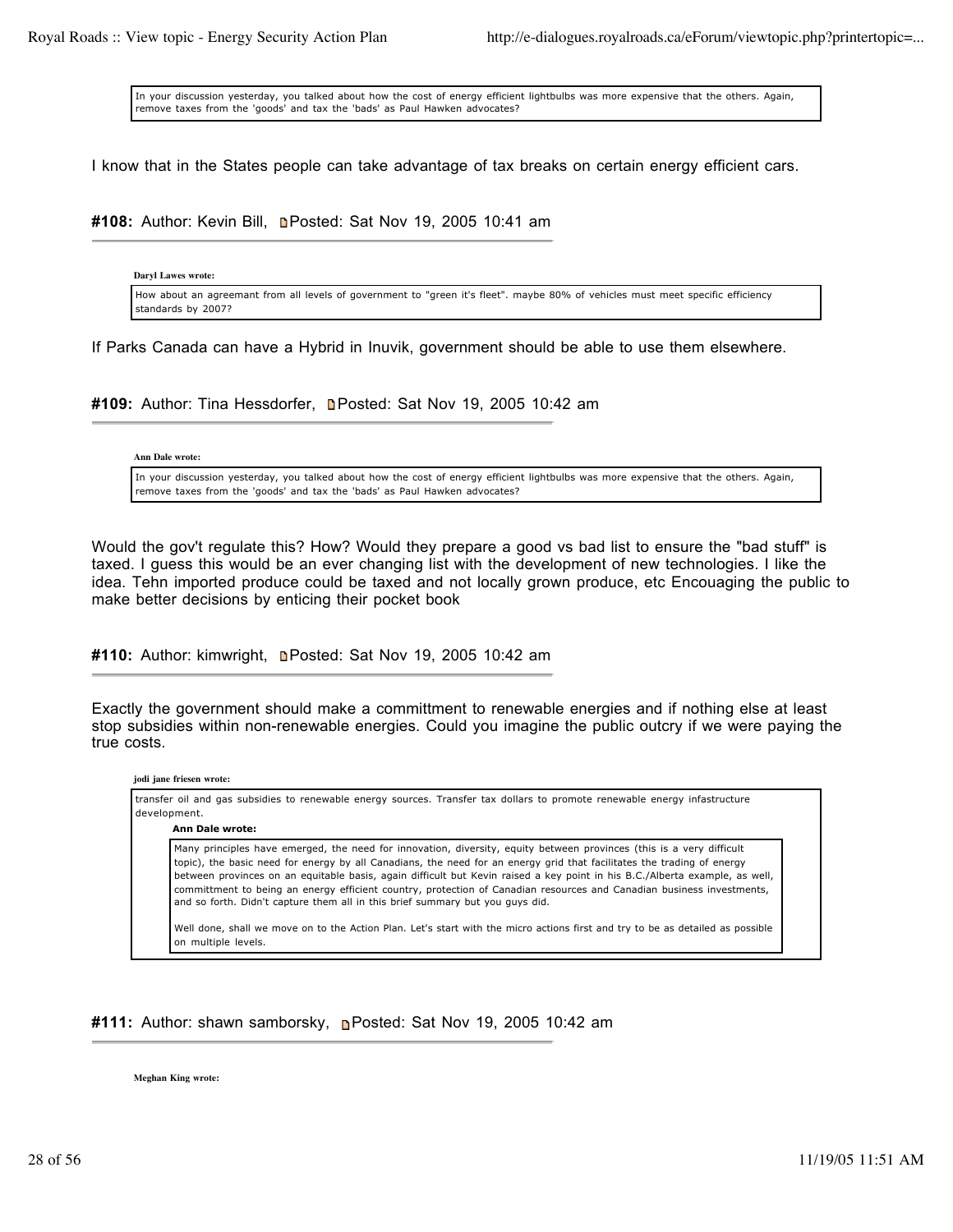> In your discussion yesterday, you talked about how the cost of energy efficient lightbulbs was more expensive that the others. Again, remove taxes from the 'goods' and tax the 'bads' as Paul Hawken advocates?

I know that in the States people can take advantage of tax breaks on certain energy efficient cars.

**#108:** Author: Kevin Bill, Posted: Sat Nov 19, 2005 10:41 am

**Daryl Lawes wrote:**

> How about an agreemant from all levels of government to "green it's fleet". maybe 80% of vehicles must meet specific efficiency standards by 2007?

If Parks Canada can have a Hybrid in Inuvik, government should be able to use them elsewhere.

**#109:** Author: Tina Hessdorfer, Posted: Sat Nov 19, 2005 10:42 am

**Ann Dale wrote:**

> In your discussion yesterday, you talked about how the cost of energy efficient lightbulbs was more expensive that the others. Again, remove taxes from the 'goods' and tax the 'bads' as Paul Hawken advocates?

Would the gov't regulate this? How? Would they prepare a good vs bad list to ensure the "bad stuff" is taxed. I guess this would be an ever changing list with the development of new technologies. I like the idea. Tehn imported produce could be taxed and not locally grown produce, etc Encouaging the public to make better decisions by enticing their pocket book

**#110:** Author: kimwright, Posted: Sat Nov 19, 2005 10:42 am

Exactly the government should make a committment to renewable energies and if nothing else at least stop subsidies within non-renewable energies. Could you imagine the public outcry if we were paying the true costs.

**jodi jane friesen wrote:**

> transfer oil and gas subsidies to renewable energy sources. Transfer tax dollars to promote renewable energy infastructure development.
>
> **Ann Dale wrote:**
>
> > Many principles have emerged, the need for innovation, diversity, equity between provinces (this is a very difficult topic), the basic need for energy by all Canadians, the need for an energy grid that facilitates the trading of energy between provinces on an equitable basis, again difficult but Kevin raised a key point in his B.C./Alberta example, as well, committment to being an energy efficient country, protection of Canadian resources and Canadian business investments, and so forth. Didn't capture them all in this brief summary but you guys did.
> >
> > Well done, shall we move on to the Action Plan. Let's start with the micro actions first and try to be as detailed as possible on multiple levels.

**#111:** Author: shawn samborsky, Posted: Sat Nov 19, 2005 10:42 am

**Meghan King wrote:**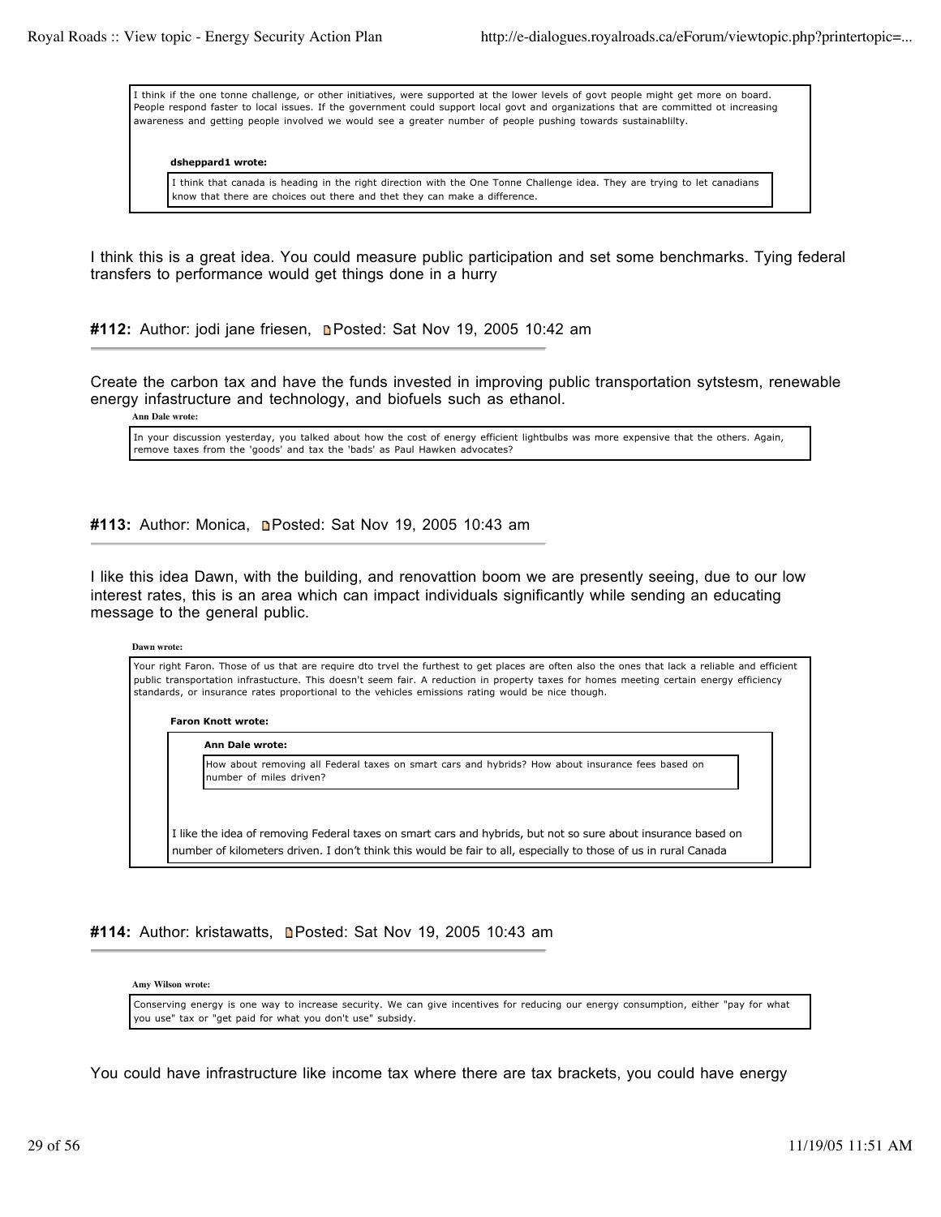> I think if the one tonne challenge, or other initiatives, were supported at the lower levels of govt people might get more on board. People respond faster to local issues. If the government could support local govt and organizations that are committed ot increasing awareness and getting people involved we would see a greater number of people pushing towards sustainablilty.
>
> **dsheppard1 wrote:**
>
> > I think that canada is heading in the right direction with the One Tonne Challenge idea. They are trying to let canadians know that there are choices out there and thet they can make a difference.

I think this is a great idea. You could measure public participation and set some benchmarks. Tying federal transfers to performance would get things done in a hurry

**#112:** Author: jodi jane friesen, Posted: Sat Nov 19, 2005 10:42 am

Create the carbon tax and have the funds invested in improving public transportation sytstesm, renewable energy infastructure and technology, and biofuels such as ethanol.

**Ann Dale wrote:**

> In your discussion yesterday, you talked about how the cost of energy efficient lightbulbs was more expensive that the others. Again, remove taxes from the 'goods' and tax the 'bads' as Paul Hawken advocates?

**#113:** Author: Monica, Posted: Sat Nov 19, 2005 10:43 am

I like this idea Dawn, with the building, and renovattion boom we are presently seeing, due to our low interest rates, this is an area which can impact individuals significantly while sending an educating message to the general public.

**Dawn wrote:**

> Your right Faron. Those of us that are require dto trvel the furthest to get places are often also the ones that lack a reliable and efficient public transportation infrastucture. This doesn't seem fair. A reduction in property taxes for homes meeting certain energy efficiency standards, or insurance rates proportional to the vehicles emissions rating would be nice though.
>
> **Faron Knott wrote:**
>
> > **Ann Dale wrote:**
> >
> > > How about removing all Federal taxes on smart cars and hybrids? How about insurance fees based on number of miles driven?
> >
> > I like the idea of removing Federal taxes on smart cars and hybrids, but not so sure about insurance based on number of kilometers driven. I don't think this would be fair to all, especially to those of us in rural Canada

**#114:** Author: kristawatts, Posted: Sat Nov 19, 2005 10:43 am

**Amy Wilson wrote:**

> Conserving energy is one way to increase security. We can give incentives for reducing our energy consumption, either "pay for what you use" tax or "get paid for what you don't use" subsidy.

You could have infrastructure like income tax where there are tax brackets, you could have energy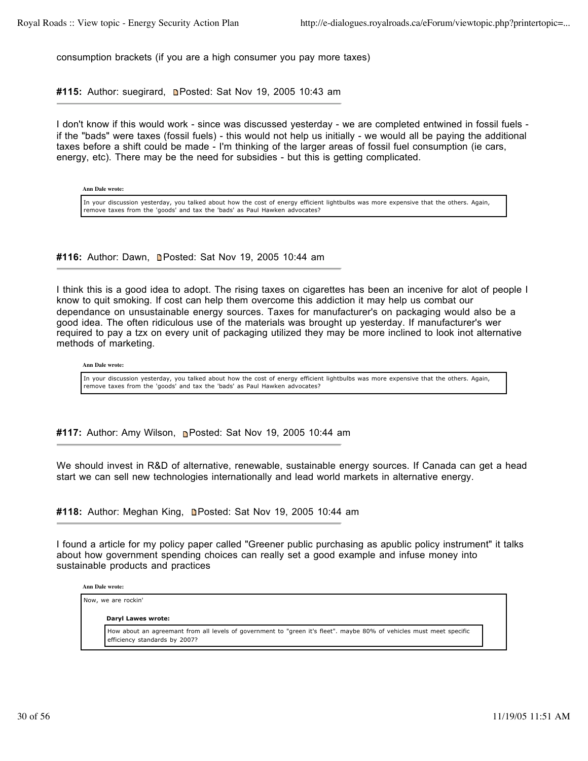consumption brackets (if you are a high consumer you pay more taxes)

**#115:** Author: suegirard, Posted: Sat Nov 19, 2005 10:43 am

---

I don't know if this would work - since was discussed yesterday - we are completed entwined in fossil fuels - if the "bads" were taxes (fossil fuels) - this would not help us initially - we would all be paying the additional taxes before a shift could be made - I'm thinking of the larger areas of fossil fuel consumption (ie cars, energy, etc). There may be the need for subsidies - but this is getting complicated.

> **Ann Dale wrote:**
>
> In your discussion yesterday, you talked about how the cost of energy efficient lightbulbs was more expensive that the others. Again, remove taxes from the 'goods' and tax the 'bads' as Paul Hawken advocates?

**#116:** Author: Dawn, Posted: Sat Nov 19, 2005 10:44 am

---

I think this is a good idea to adopt. The rising taxes on cigarettes has been an incenive for alot of people I know to quit smoking. If cost can help them overcome this addiction it may help us combat our dependance on unsustainable energy sources. Taxes for manufacturer's on packaging would also be a good idea. The often ridiculous use of the materials was brought up yesterday. If manufacturer's wer required to pay a tzx on every unit of packaging utilized they may be more inclined to look inot alternative methods of marketing.

> **Ann Dale wrote:**
>
> In your discussion yesterday, you talked about how the cost of energy efficient lightbulbs was more expensive that the others. Again, remove taxes from the 'goods' and tax the 'bads' as Paul Hawken advocates?

**#117:** Author: Amy Wilson, Posted: Sat Nov 19, 2005 10:44 am

---

We should invest in R&D of alternative, renewable, sustainable energy sources. If Canada can get a head start we can sell new technologies internationally and lead world markets in alternative energy.

**#118:** Author: Meghan King, Posted: Sat Nov 19, 2005 10:44 am

---

I found a article for my policy paper called "Greener public purchasing as apublic policy instrument" it talks about how government spending choices can really set a good example and infuse money into sustainable products and practices

> **Ann Dale wrote:**
>
> Now, we are rockin'
>
> > **Daryl Lawes wrote:**
> >
> > How about an agreemant from all levels of government to "green it's fleet". maybe 80% of vehicles must meet specific efficiency standards by 2007?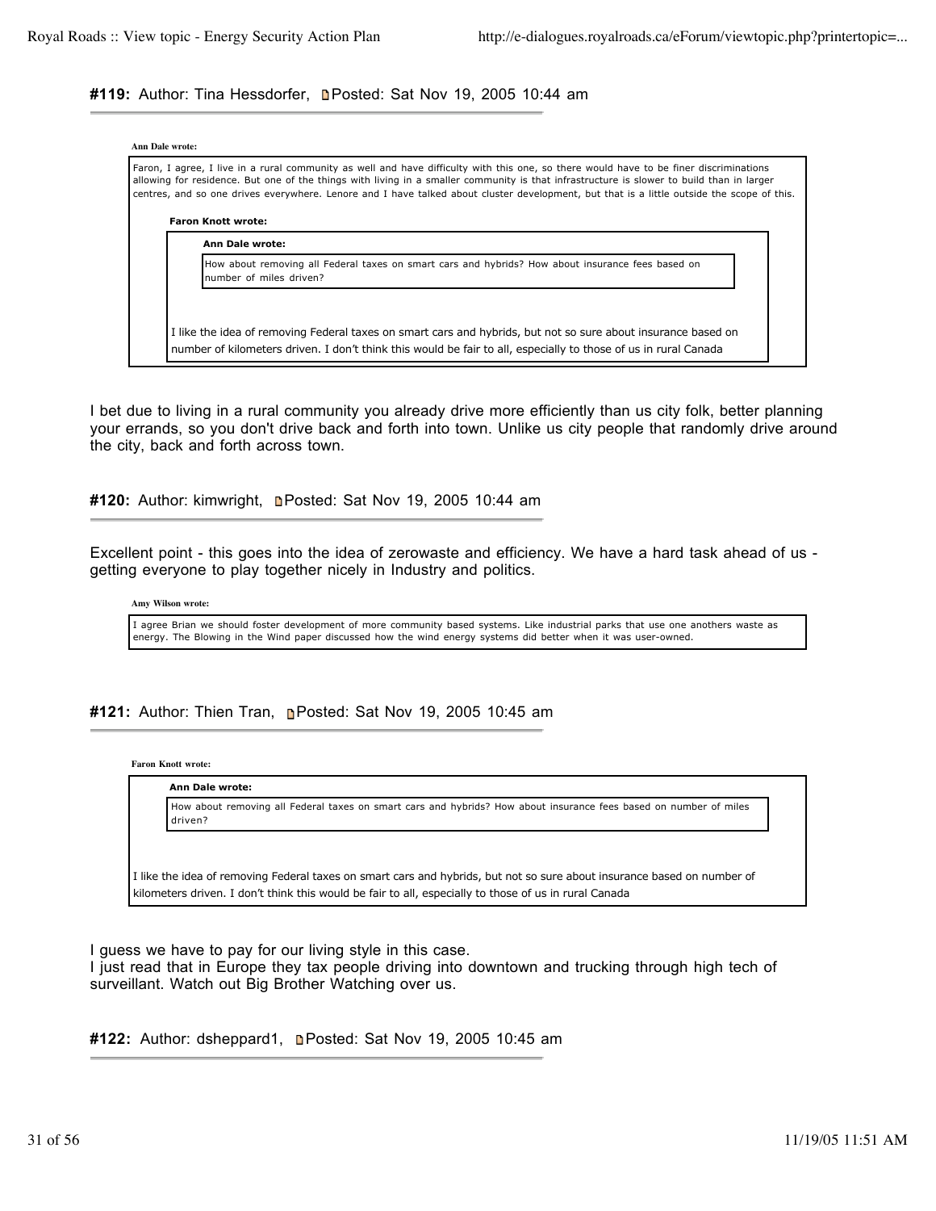**#119:** Author: Tina Hessdorfer, Posted: Sat Nov 19, 2005 10:44 am

> **Ann Dale wrote:**
>
> Faron, I agree, I live in a rural community as well and have difficulty with this one, so there would have to be finer discriminations allowing for residence. But one of the things with living in a smaller community is that infrastructure is slower to build than in larger centres, and so one drives everywhere. Lenore and I have talked about cluster development, but that is a little outside the scope of this.
>
> > **Faron Knott wrote:**
> >
> > > **Ann Dale wrote:**
> > >
> > > How about removing all Federal taxes on smart cars and hybrids? How about insurance fees based on number of miles driven?
> >
> > I like the idea of removing Federal taxes on smart cars and hybrids, but not so sure about insurance based on number of kilometers driven. I don't think this would be fair to all, especially to those of us in rural Canada

I bet due to living in a rural community you already drive more efficiently than us city folk, better planning your errands, so you don't drive back and forth into town. Unlike us city people that randomly drive around the city, back and forth across town.

**#120:** Author: kimwright, Posted: Sat Nov 19, 2005 10:44 am

Excellent point - this goes into the idea of zerowaste and efficiency. We have a hard task ahead of us - getting everyone to play together nicely in Industry and politics.

> **Amy Wilson wrote:**
>
> I agree Brian we should foster development of more community based systems. Like industrial parks that use one anothers waste as energy. The Blowing in the Wind paper discussed how the wind energy systems did better when it was user-owned.

**#121:** Author: Thien Tran, Posted: Sat Nov 19, 2005 10:45 am

> **Faron Knott wrote:**
>
> > **Ann Dale wrote:**
> >
> > How about removing all Federal taxes on smart cars and hybrids? How about insurance fees based on number of miles driven?
>
> I like the idea of removing Federal taxes on smart cars and hybrids, but not so sure about insurance based on number of kilometers driven. I don't think this would be fair to all, especially to those of us in rural Canada

I guess we have to pay for our living style in this case.
I just read that in Europe they tax people driving into downtown and trucking through high tech of surveillant. Watch out Big Brother Watching over us.

**#122:** Author: dsheppard1, Posted: Sat Nov 19, 2005 10:45 am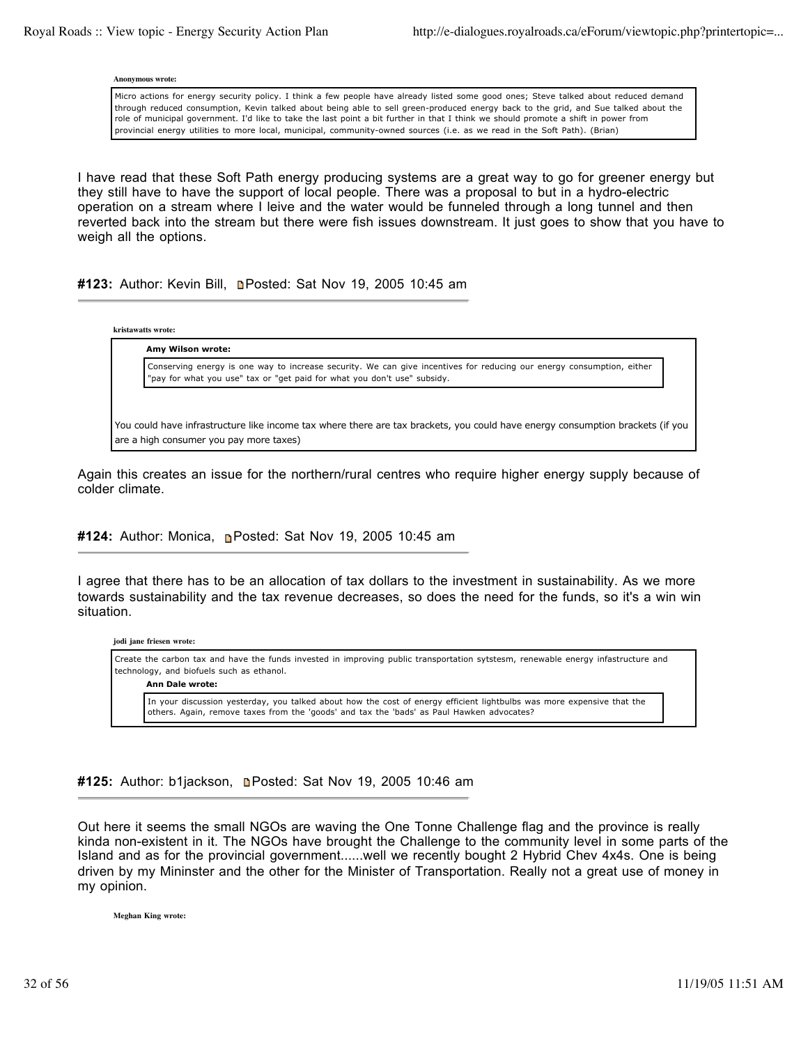**Anonymous wrote:**

> Micro actions for energy security policy. I think a few people have already listed some good ones; Steve talked about reduced demand through reduced consumption, Kevin talked about being able to sell green-produced energy back to the grid, and Sue talked about the role of municipal government. I'd like to take the last point a bit further in that I think we should promote a shift in power from provincial energy utilities to more local, municipal, community-owned sources (i.e. as we read in the Soft Path). (Brian)

I have read that these Soft Path energy producing systems are a great way to go for greener energy but they still have to have the support of local people. There was a proposal to but in a hydro-electric operation on a stream where I leive and the water would be funneled through a long tunnel and then reverted back into the stream but there were fish issues downstream. It just goes to show that you have to weigh all the options.

**#123:** Author: Kevin Bill, Posted: Sat Nov 19, 2005 10:45 am

**kristawatts wrote:**

> **Amy Wilson wrote:**
>
> > Conserving energy is one way to increase security. We can give incentives for reducing our energy consumption, either "pay for what you use" tax or "get paid for what you don't use" subsidy.
>
> You could have infrastructure like income tax where there are tax brackets, you could have energy consumption brackets (if you are a high consumer you pay more taxes)

Again this creates an issue for the northern/rural centres who require higher energy supply because of colder climate.

**#124:** Author: Monica, Posted: Sat Nov 19, 2005 10:45 am

I agree that there has to be an allocation of tax dollars to the investment in sustainability. As we more towards sustainability and the tax revenue decreases, so does the need for the funds, so it's a win win situation.

**jodi jane friesen wrote:**

> Create the carbon tax and have the funds invested in improving public transportation sytstesm, renewable energy infastructure and technology, and biofuels such as ethanol.
>
> **Ann Dale wrote:**
>
> > In your discussion yesterday, you talked about how the cost of energy efficient lightbulbs was more expensive that the others. Again, remove taxes from the 'goods' and tax the 'bads' as Paul Hawken advocates?

**#125:** Author: b1jackson, Posted: Sat Nov 19, 2005 10:46 am

Out here it seems the small NGOs are waving the One Tonne Challenge flag and the province is really kinda non-existent in it. The NGOs have brought the Challenge to the community level in some parts of the Island and as for the provincial government......well we recently bought 2 Hybrid Chev 4x4s. One is being driven by my Mininster and the other for the Minister of Transportation. Really not a great use of money in my opinion.

**Meghan King wrote:**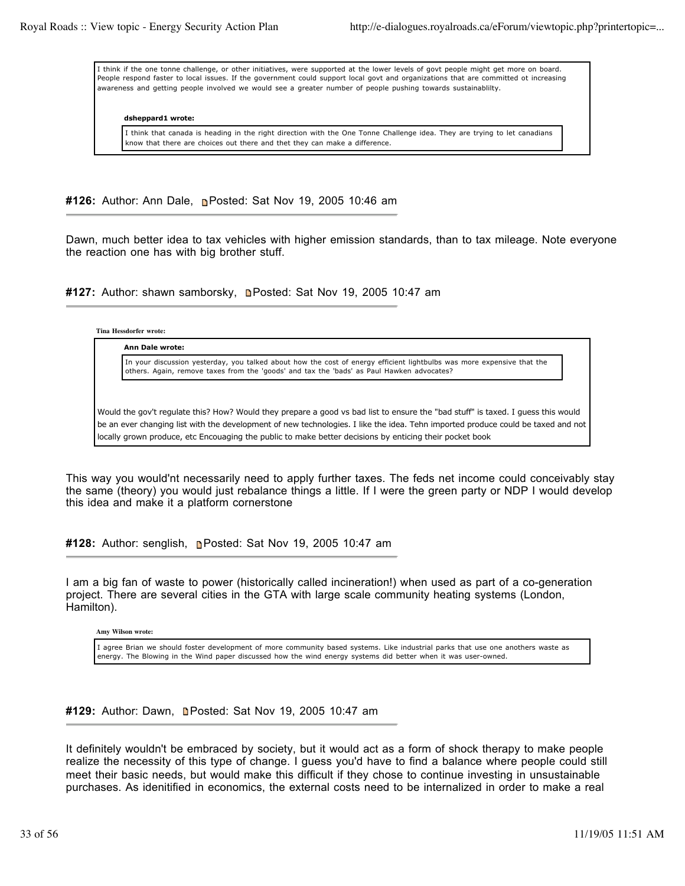> I think if the one tonne challenge, or other initiatives, were supported at the lower levels of govt people might get more on board. People respond faster to local issues. If the government could support local govt and organizations that are committed ot increasing awareness and getting people involved we would see a greater number of people pushing towards sustainablilty.
>
> **dsheppard1 wrote:**
>
> > I think that canada is heading in the right direction with the One Tonne Challenge idea. They are trying to let canadians know that there are choices out there and thet they can make a difference.

**#126:** Author: Ann Dale, Posted: Sat Nov 19, 2005 10:46 am

Dawn, much better idea to tax vehicles with higher emission standards, than to tax mileage. Note everyone the reaction one has with big brother stuff.

**#127:** Author: shawn samborsky, Posted: Sat Nov 19, 2005 10:47 am

**Tina Hessdorfer wrote:**

> **Ann Dale wrote:**
>
> > In your discussion yesterday, you talked about how the cost of energy efficient lightbulbs was more expensive that the others. Again, remove taxes from the 'goods' and tax the 'bads' as Paul Hawken advocates?
>
> Would the gov't regulate this? How? Would they prepare a good vs bad list to ensure the "bad stuff" is taxed. I guess this would be an ever changing list with the development of new technologies. I like the idea. Tehn imported produce could be taxed and not locally grown produce, etc Encouaging the public to make better decisions by enticing their pocket book

This way you would'nt necessarily need to apply further taxes. The feds net income could conceivably stay the same (theory) you would just rebalance things a little. If I were the green party or NDP I would develop this idea and make it a platform cornerstone

**#128:** Author: senglish, Posted: Sat Nov 19, 2005 10:47 am

I am a big fan of waste to power (historically called incineration!) when used as part of a co-generation project. There are several cities in the GTA with large scale community heating systems (London, Hamilton).

**Amy Wilson wrote:**

> I agree Brian we should foster development of more community based systems. Like industrial parks that use one anothers waste as energy. The Blowing in the Wind paper discussed how the wind energy systems did better when it was user-owned.

**#129:** Author: Dawn, Posted: Sat Nov 19, 2005 10:47 am

It definitely wouldn't be embraced by society, but it would act as a form of shock therapy to make people realize the necessity of this type of change. I guess you'd have to find a balance where people could still meet their basic needs, but would make this difficult if they chose to continue investing in unsustainable purchases. As idenitified in economics, the external costs need to be internalized in order to make a real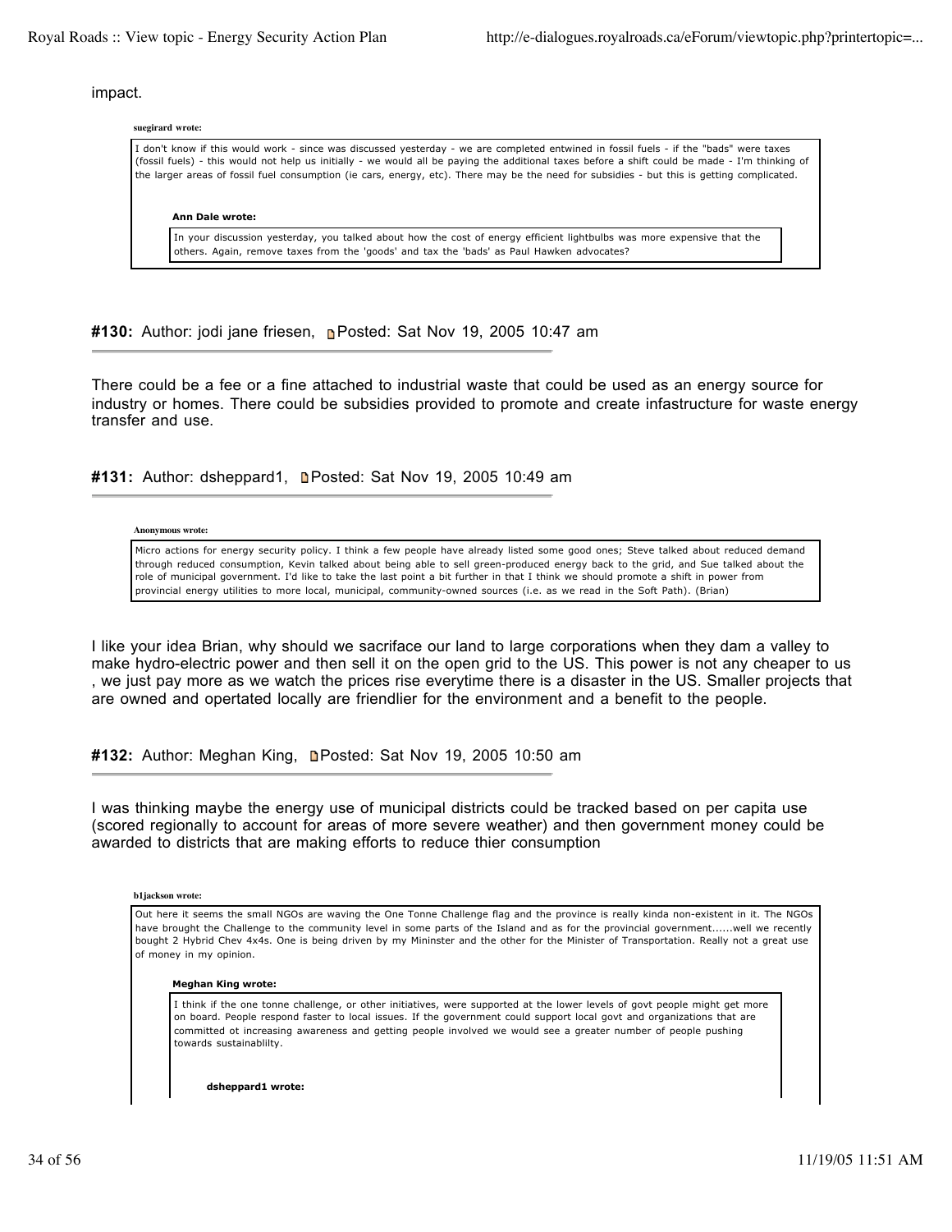impact.

> **suegirard wrote:**
>
> I don't know if this would work - since was discussed yesterday - we are completed entwined in fossil fuels - if the "bads" were taxes (fossil fuels) - this would not help us initially - we would all be paying the additional taxes before a shift could be made - I'm thinking of the larger areas of fossil fuel consumption (ie cars, energy, etc). There may be the need for subsidies - but this is getting complicated.
>
> > **Ann Dale wrote:**
> >
> > In your discussion yesterday, you talked about how the cost of energy efficient lightbulbs was more expensive that the others. Again, remove taxes from the 'goods' and tax the 'bads' as Paul Hawken advocates?

**#130:** Author: jodi jane friesen, Posted: Sat Nov 19, 2005 10:47 am

There could be a fee or a fine attached to industrial waste that could be used as an energy source for industry or homes. There could be subsidies provided to promote and create infastructure for waste energy transfer and use.

**#131:** Author: dsheppard1, Posted: Sat Nov 19, 2005 10:49 am

> **Anonymous wrote:**
>
> Micro actions for energy security policy. I think a few people have already listed some good ones; Steve talked about reduced demand through reduced consumption, Kevin talked about being able to sell green-produced energy back to the grid, and Sue talked about the role of municipal government. I'd like to take the last point a bit further in that I think we should promote a shift in power from provincial energy utilities to more local, municipal, community-owned sources (i.e. as we read in the Soft Path). (Brian)

I like your idea Brian, why should we sacriface our land to large corporations when they dam a valley to make hydro-electric power and then sell it on the open grid to the US. This power is not any cheaper to us , we just pay more as we watch the prices rise everytime there is a disaster in the US. Smaller projects that are owned and opertated locally are friendlier for the environment and a benefit to the people.

**#132:** Author: Meghan King, Posted: Sat Nov 19, 2005 10:50 am

I was thinking maybe the energy use of municipal districts could be tracked based on per capita use (scored regionally to account for areas of more severe weather) and then government money could be awarded to districts that are making efforts to reduce thier consumption

> **b1jackson wrote:**
>
> Out here it seems the small NGOs are waving the One Tonne Challenge flag and the province is really kinda non-existent in it. The NGOs have brought the Challenge to the community level in some parts of the Island and as for the provincial government......well we recently bought 2 Hybrid Chev 4x4s. One is being driven by my Mininster and the other for the Minister of Transportation. Really not a great use of money in my opinion.
>
> > **Meghan King wrote:**
> >
> > I think if the one tonne challenge, or other initiatives, were supported at the lower levels of govt people might get more on board. People respond faster to local issues. If the government could support local govt and organizations that are committed ot increasing awareness and getting people involved we would see a greater number of people pushing towards sustainablilty.
> >
> > > **dsheppard1 wrote:**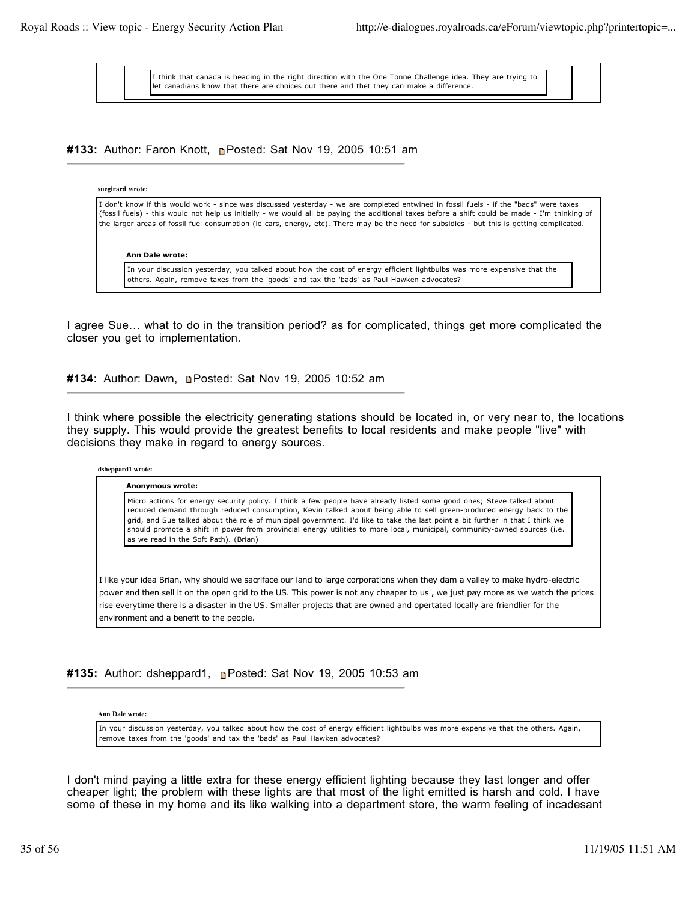> I think that canada is heading in the right direction with the One Tonne Challenge idea. They are trying to let canadians know that there are choices out there and thet they can make a difference.

#### #133: Author: Faron Knott, Posted: Sat Nov 19, 2005 10:51 am

**suegirard wrote:**

> I don't know if this would work - since was discussed yesterday - we are completed entwined in fossil fuels - if the "bads" were taxes (fossil fuels) - this would not help us initially - we would all be paying the additional taxes before a shift could be made - I'm thinking of the larger areas of fossil fuel consumption (ie cars, energy, etc). There may be the need for subsidies - but this is getting complicated.
>
> **Ann Dale wrote:**
>
> > In your discussion yesterday, you talked about how the cost of energy efficient lightbulbs was more expensive that the others. Again, remove taxes from the 'goods' and tax the 'bads' as Paul Hawken advocates?

I agree Sue… what to do in the transition period? as for complicated, things get more complicated the closer you get to implementation.

#### #134: Author: Dawn, Posted: Sat Nov 19, 2005 10:52 am

I think where possible the electricity generating stations should be located in, or very near to, the locations they supply. This would provide the greatest benefits to local residents and make people "live" with decisions they make in regard to energy sources.

**dsheppard1 wrote:**

> **Anonymous wrote:**
>
> > Micro actions for energy security policy. I think a few people have already listed some good ones; Steve talked about reduced demand through reduced consumption, Kevin talked about being able to sell green-produced energy back to the grid, and Sue talked about the role of municipal government. I'd like to take the last point a bit further in that I think we should promote a shift in power from provincial energy utilities to more local, municipal, community-owned sources (i.e. as we read in the Soft Path). (Brian)
>
> I like your idea Brian, why should we sacriface our land to large corporations when they dam a valley to make hydro-electric power and then sell it on the open grid to the US. This power is not any cheaper to us , we just pay more as we watch the prices rise everytime there is a disaster in the US. Smaller projects that are owned and opertated locally are friendlier for the environment and a benefit to the people.

#### #135: Author: dsheppard1, Posted: Sat Nov 19, 2005 10:53 am

**Ann Dale wrote:**

> In your discussion yesterday, you talked about how the cost of energy efficient lightbulbs was more expensive that the others. Again, remove taxes from the 'goods' and tax the 'bads' as Paul Hawken advocates?

I don't mind paying a little extra for these energy efficient lighting because they last longer and offer cheaper light; the problem with these lights are that most of the light emitted is harsh and cold. I have some of these in my home and its like walking into a department store, the warm feeling of incadesant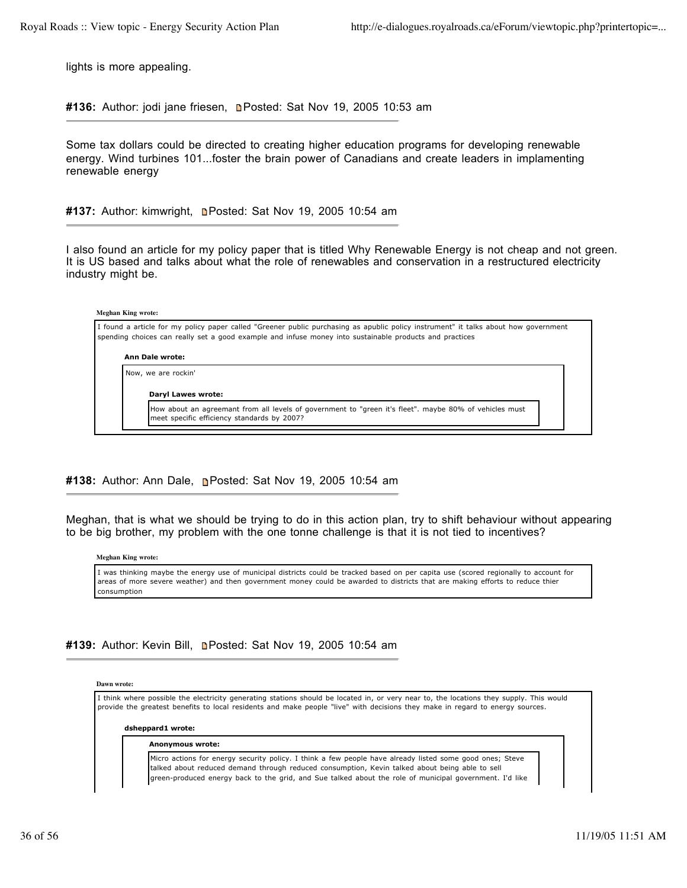lights is more appealing.

**#136:** Author: jodi jane friesen, Posted: Sat Nov 19, 2005 10:53 am

---

Some tax dollars could be directed to creating higher education programs for developing renewable energy. Wind turbines 101...foster the brain power of Canadians and create leaders in implamenting renewable energy

**#137:** Author: kimwright, Posted: Sat Nov 19, 2005 10:54 am

---

I also found an article for my policy paper that is titled Why Renewable Energy is not cheap and not green. It is US based and talks about what the role of renewables and conservation in a restructured electricity industry might be.

> **Meghan King wrote:**
>
> I found a article for my policy paper called "Greener public purchasing as apublic policy instrument" it talks about how government spending choices can really set a good example and infuse money into sustainable products and practices
>
> > **Ann Dale wrote:**
> >
> > Now, we are rockin'
> >
> > > **Daryl Lawes wrote:**
> > >
> > > How about an agreemant from all levels of government to "green it's fleet". maybe 80% of vehicles must meet specific efficiency standards by 2007?

**#138:** Author: Ann Dale, Posted: Sat Nov 19, 2005 10:54 am

---

Meghan, that is what we should be trying to do in this action plan, try to shift behaviour without appearing to be big brother, my problem with the one tonne challenge is that it is not tied to incentives?

> **Meghan King wrote:**
>
> I was thinking maybe the energy use of municipal districts could be tracked based on per capita use (scored regionally to account for areas of more severe weather) and then government money could be awarded to districts that are making efforts to reduce thier consumption

**#139:** Author: Kevin Bill, Posted: Sat Nov 19, 2005 10:54 am

---

> **Dawn wrote:**
>
> I think where possible the electricity generating stations should be located in, or very near to, the locations they supply. This would provide the greatest benefits to local residents and make people "live" with decisions they make in regard to energy sources.
>
> > **dsheppard1 wrote:**
> >
> > > **Anonymous wrote:**
> > >
> > > Micro actions for energy security policy. I think a few people have already listed some good ones; Steve talked about reduced demand through reduced consumption, Kevin talked about being able to sell green-produced energy back to the grid, and Sue talked about the role of municipal government. I'd like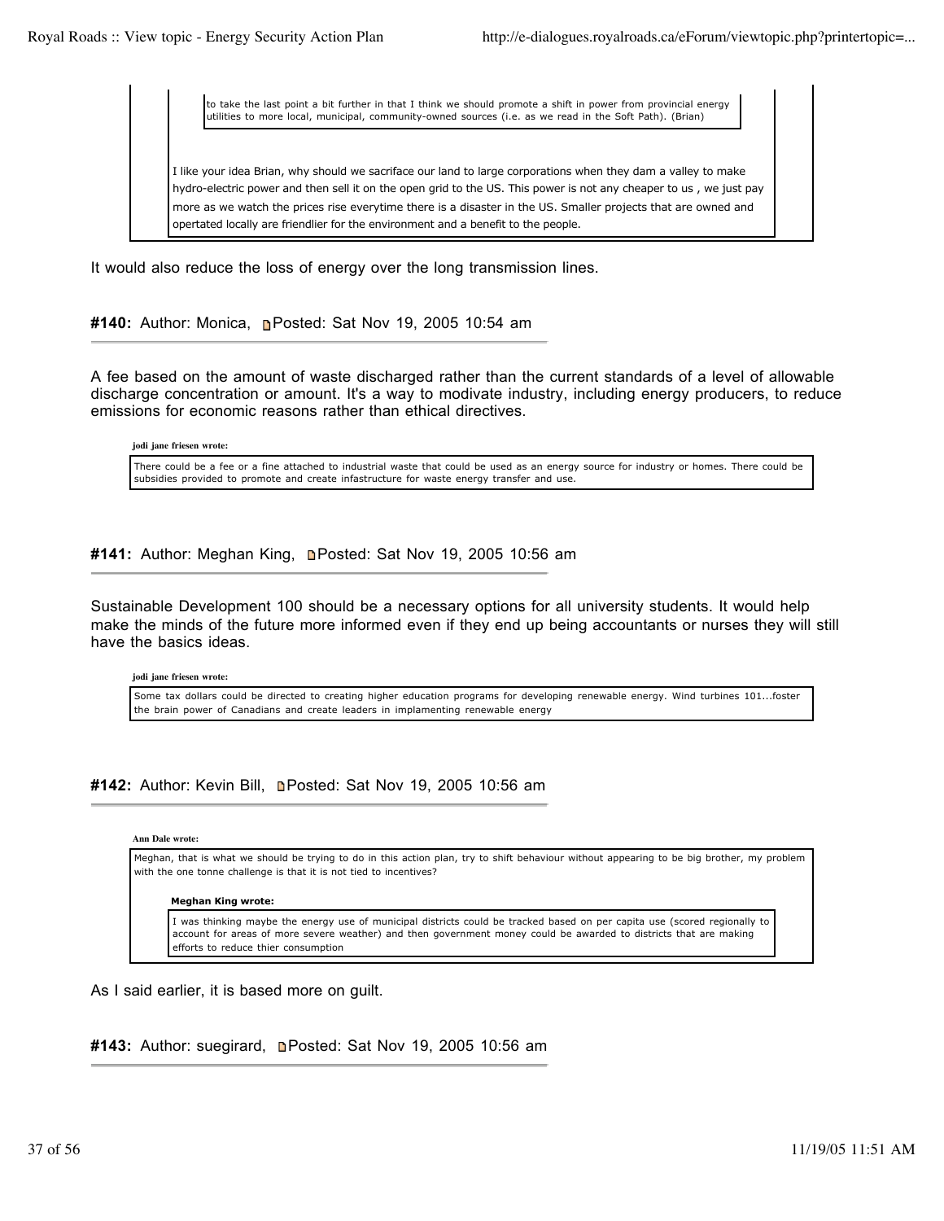> > to take the last point a bit further in that I think we should promote a shift in power from provincial energy utilities to more local, municipal, community-owned sources (i.e. as we read in the Soft Path). (Brian)
>
> I like your idea Brian, why should we sacriface our land to large corporations when they dam a valley to make hydro-electric power and then sell it on the open grid to the US. This power is not any cheaper to us , we just pay more as we watch the prices rise everytime there is a disaster in the US. Smaller projects that are owned and opertated locally are friendlier for the environment and a benefit to the people.

It would also reduce the loss of energy over the long transmission lines.

**#140:** Author: Monica, Posted: Sat Nov 19, 2005 10:54 am

A fee based on the amount of waste discharged rather than the current standards of a level of allowable discharge concentration or amount. It's a way to modivate industry, including energy producers, to reduce emissions for economic reasons rather than ethical directives.

**jodi jane friesen wrote:**

> There could be a fee or a fine attached to industrial waste that could be used as an energy source for industry or homes. There could be subsidies provided to promote and create infastructure for waste energy transfer and use.

**#141:** Author: Meghan King, Posted: Sat Nov 19, 2005 10:56 am

Sustainable Development 100 should be a necessary options for all university students. It would help make the minds of the future more informed even if they end up being accountants or nurses they will still have the basics ideas.

**jodi jane friesen wrote:**

> Some tax dollars could be directed to creating higher education programs for developing renewable energy. Wind turbines 101...foster the brain power of Canadians and create leaders in implamenting renewable energy

**#142:** Author: Kevin Bill, Posted: Sat Nov 19, 2005 10:56 am

**Ann Dale wrote:**

> Meghan, that is what we should be trying to do in this action plan, try to shift behaviour without appearing to be big brother, my problem with the one tonne challenge is that it is not tied to incentives?
>
> **Meghan King wrote:**
>
> > I was thinking maybe the energy use of municipal districts could be tracked based on per capita use (scored regionally to account for areas of more severe weather) and then government money could be awarded to districts that are making efforts to reduce thier consumption

As I said earlier, it is based more on guilt.

**#143:** Author: suegirard, Posted: Sat Nov 19, 2005 10:56 am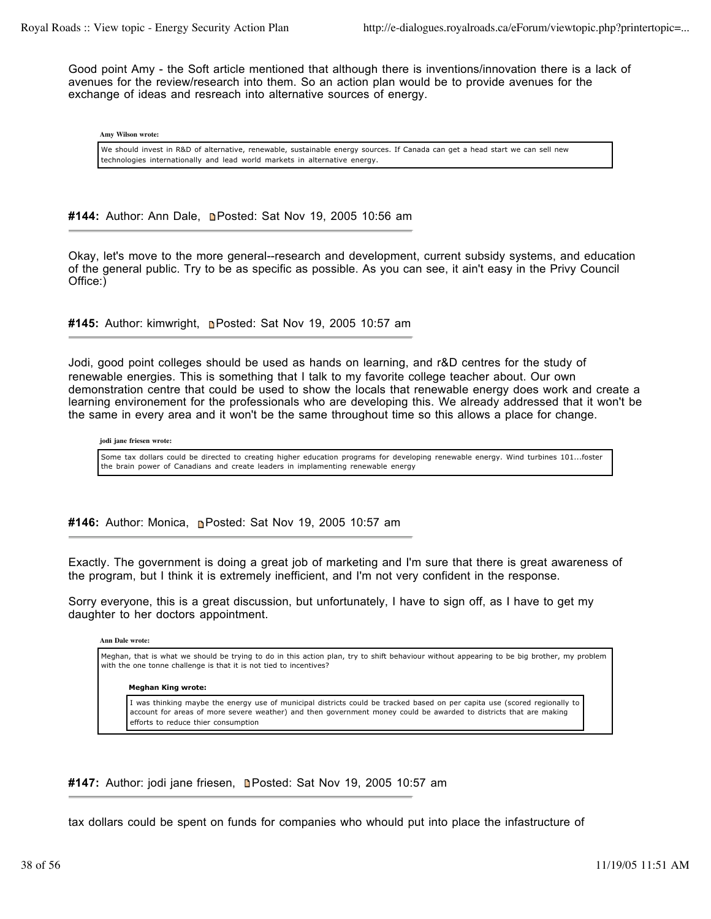Good point Amy - the Soft article mentioned that although there is inventions/innovation there is a lack of avenues for the review/research into them. So an action plan would be to provide avenues for the exchange of ideas and resreach into alternative sources of energy.

> **Amy Wilson wrote:**
>
> We should invest in R&D of alternative, renewable, sustainable energy sources. If Canada can get a head start we can sell new technologies internationally and lead world markets in alternative energy.

**#144:** Author: Ann Dale, Posted: Sat Nov 19, 2005 10:56 am

Okay, let's move to the more general--research and development, current subsidy systems, and education of the general public. Try to be as specific as possible. As you can see, it ain't easy in the Privy Council Office:)

**#145:** Author: kimwright, Posted: Sat Nov 19, 2005 10:57 am

Jodi, good point colleges should be used as hands on learning, and r&D centres for the study of renewable energies. This is something that I talk to my favorite college teacher about. Our own demonstration centre that could be used to show the locals that renewable energy does work and create a learning environement for the professionals who are developing this. We already addressed that it won't be the same in every area and it won't be the same throughout time so this allows a place for change.

> **jodi jane friesen wrote:**
>
> Some tax dollars could be directed to creating higher education programs for developing renewable energy. Wind turbines 101...foster the brain power of Canadians and create leaders in implamenting renewable energy

**#146:** Author: Monica, Posted: Sat Nov 19, 2005 10:57 am

Exactly. The government is doing a great job of marketing and I'm sure that there is great awareness of the program, but I think it is extremely inefficient, and I'm not very confident in the response.

Sorry everyone, this is a great discussion, but unfortunately, I have to sign off, as I have to get my daughter to her doctors appointment.

> **Ann Dale wrote:**
>
> Meghan, that is what we should be trying to do in this action plan, try to shift behaviour without appearing to be big brother, my problem with the one tonne challenge is that it is not tied to incentives?
>
> > **Meghan King wrote:**
> >
> > I was thinking maybe the energy use of municipal districts could be tracked based on per capita use (scored regionally to account for areas of more severe weather) and then government money could be awarded to districts that are making efforts to reduce thier consumption

**#147:** Author: jodi jane friesen, Posted: Sat Nov 19, 2005 10:57 am

tax dollars could be spent on funds for companies who whould put into place the infastructure of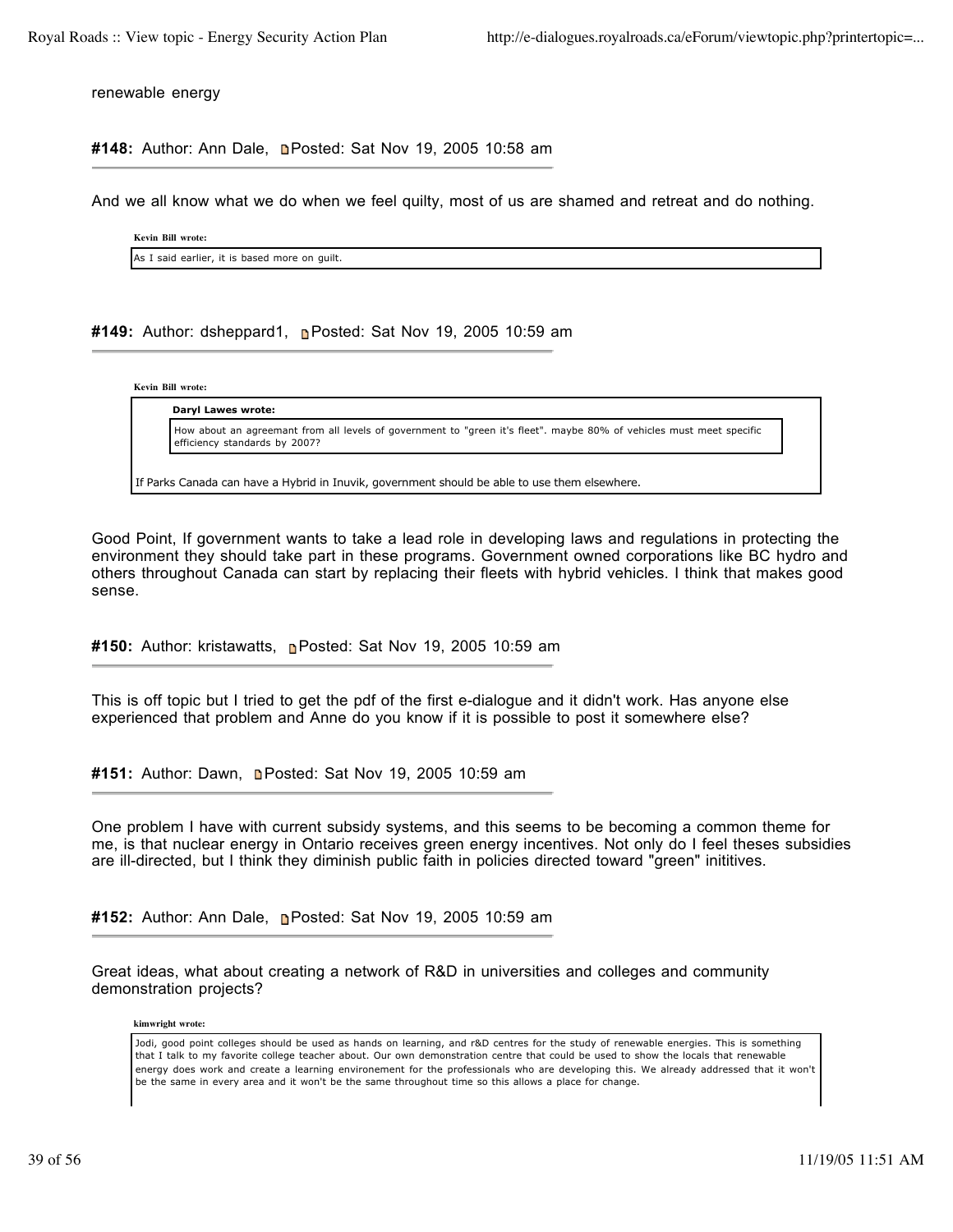renewable energy

**#148:** Author: Ann Dale, Posted: Sat Nov 19, 2005 10:58 am

And we all know what we do when we feel quilty, most of us are shamed and retreat and do nothing.

> **Kevin Bill wrote:**
>
> As I said earlier, it is based more on guilt.

**#149:** Author: dsheppard1, Posted: Sat Nov 19, 2005 10:59 am

> **Kevin Bill wrote:**
>
> > **Daryl Lawes wrote:**
> >
> > How about an agreemant from all levels of government to "green it's fleet". maybe 80% of vehicles must meet specific efficiency standards by 2007?
>
> If Parks Canada can have a Hybrid in Inuvik, government should be able to use them elsewhere.

Good Point, If government wants to take a lead role in developing laws and regulations in protecting the environment they should take part in these programs. Government owned corporations like BC hydro and others throughout Canada can start by replacing their fleets with hybrid vehicles. I think that makes good sense.

**#150:** Author: kristawatts, Posted: Sat Nov 19, 2005 10:59 am

This is off topic but I tried to get the pdf of the first e-dialogue and it didn't work. Has anyone else experienced that problem and Anne do you know if it is possible to post it somewhere else?

**#151:** Author: Dawn, Posted: Sat Nov 19, 2005 10:59 am

One problem I have with current subsidy systems, and this seems to be becoming a common theme for me, is that nuclear energy in Ontario receives green energy incentives. Not only do I feel theses subsidies are ill-directed, but I think they diminish public faith in policies directed toward "green" inititives.

**#152:** Author: Ann Dale, Posted: Sat Nov 19, 2005 10:59 am

Great ideas, what about creating a network of R&D in universities and colleges and community demonstration projects?

> **kimwright wrote:**
>
> Jodi, good point colleges should be used as hands on learning, and r&D centres for the study of renewable energies. This is something that I talk to my favorite college teacher about. Our own demonstration centre that could be used to show the locals that renewable energy does work and create a learning environement for the professionals who are developing this. We already addressed that it won't be the same in every area and it won't be the same throughout time so this allows a place for change.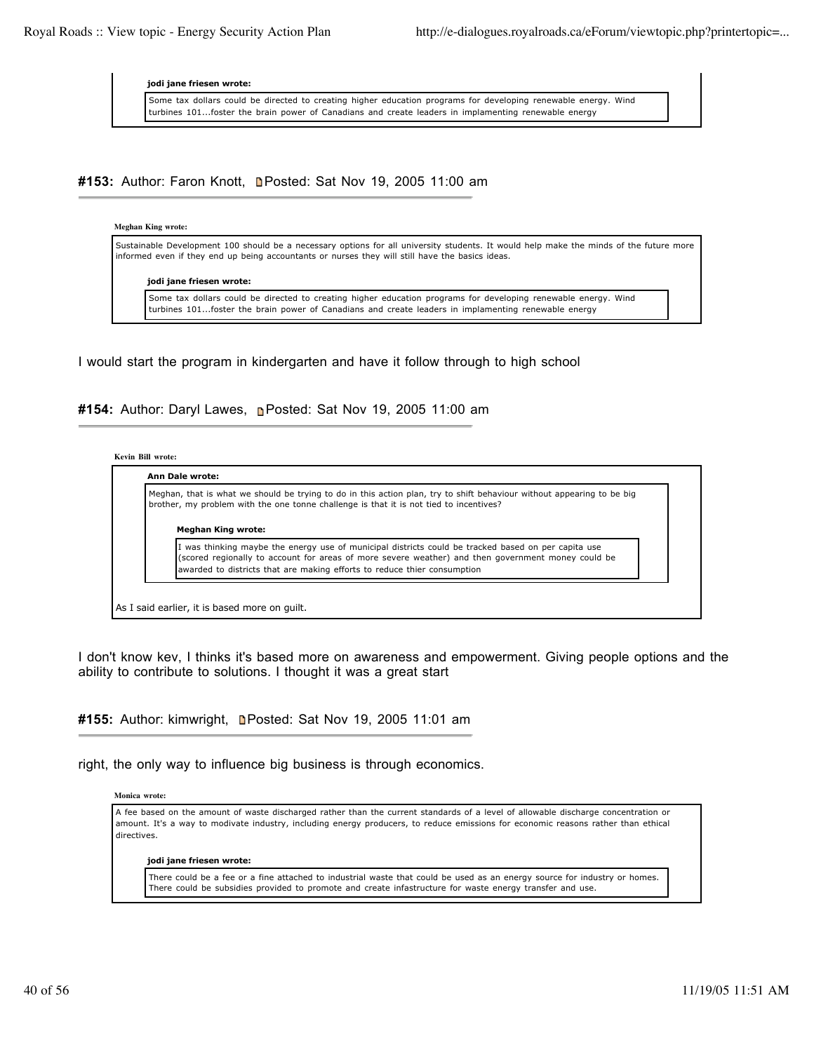> **jodi jane friesen wrote:**
>
> > Some tax dollars could be directed to creating higher education programs for developing renewable energy. Wind turbines 101...foster the brain power of Canadians and create leaders in implamenting renewable energy

### #153: Author: Faron Knott, Posted: Sat Nov 19, 2005 11:00 am

> **Meghan King wrote:**
>
> Sustainable Development 100 should be a necessary options for all university students. It would help make the minds of the future more informed even if they end up being accountants or nurses they will still have the basics ideas.
>
> > **jodi jane friesen wrote:**
> >
> > Some tax dollars could be directed to creating higher education programs for developing renewable energy. Wind turbines 101...foster the brain power of Canadians and create leaders in implamenting renewable energy

I would start the program in kindergarten and have it follow through to high school

### #154: Author: Daryl Lawes, Posted: Sat Nov 19, 2005 11:00 am

> **Kevin Bill wrote:**
>
> > **Ann Dale wrote:**
> >
> > Meghan, that is what we should be trying to do in this action plan, try to shift behaviour without appearing to be big brother, my problem with the one tonne challenge is that it is not tied to incentives?
> >
> > > **Meghan King wrote:**
> > >
> > > I was thinking maybe the energy use of municipal districts could be tracked based on per capita use (scored regionally to account for areas of more severe weather) and then government money could be awarded to districts that are making efforts to reduce thier consumption
>
> As I said earlier, it is based more on guilt.

I don't know kev, I thinks it's based more on awareness and empowerment. Giving people options and the ability to contribute to solutions. I thought it was a great start

### #155: Author: kimwright, Posted: Sat Nov 19, 2005 11:01 am

right, the only way to influence big business is through economics.

> **Monica wrote:**
>
> A fee based on the amount of waste discharged rather than the current standards of a level of allowable discharge concentration or amount. It's a way to modivate industry, including energy producers, to reduce emissions for economic reasons rather than ethical directives.
>
> > **jodi jane friesen wrote:**
> >
> > There could be a fee or a fine attached to industrial waste that could be used as an energy source for industry or homes. There could be subsidies provided to promote and create infastructure for waste energy transfer and use.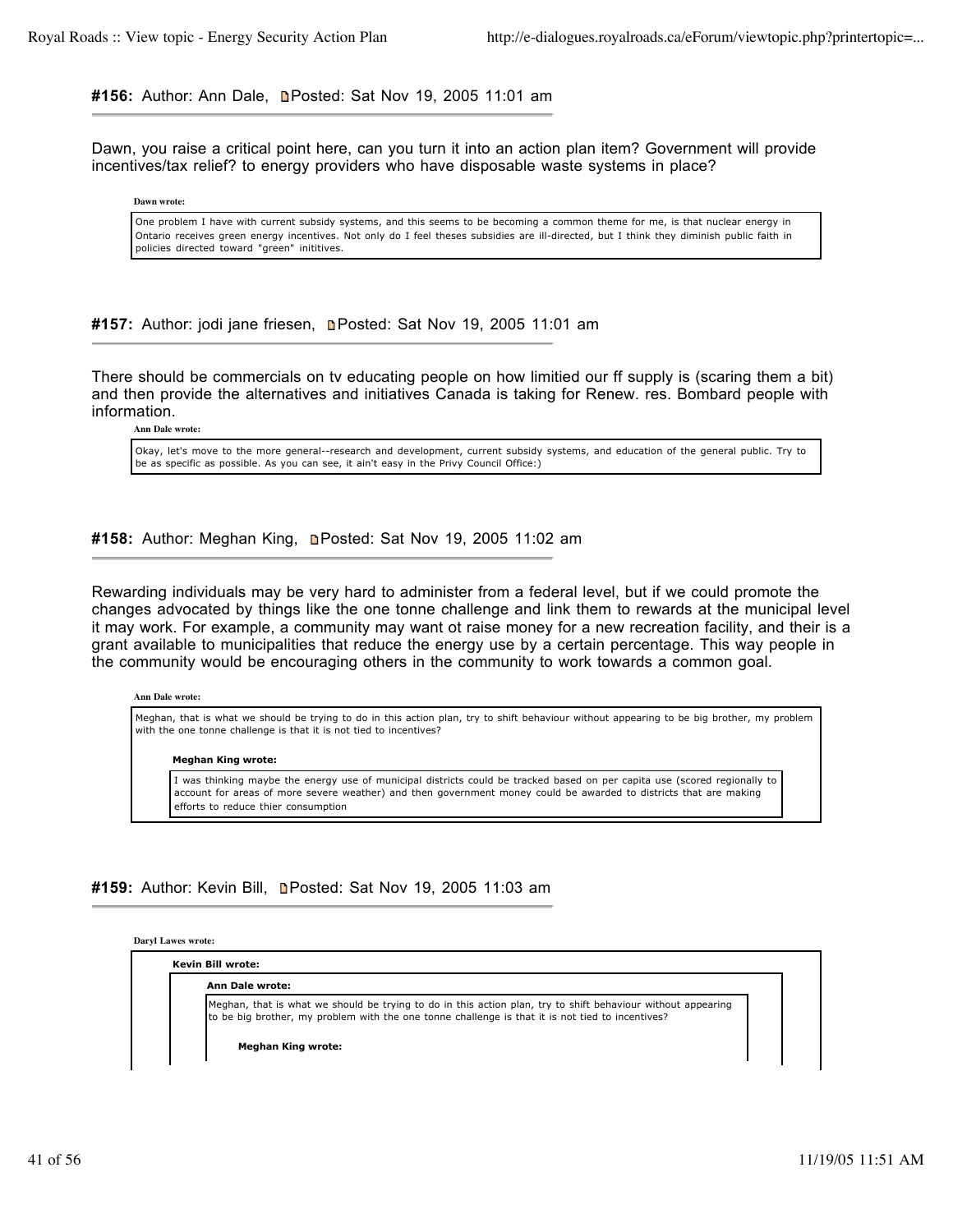**#156:** Author: Ann Dale, Posted: Sat Nov 19, 2005 11:01 am

Dawn, you raise a critical point here, can you turn it into an action plan item? Government will provide incentives/tax relief? to energy providers who have disposable waste systems in place?

> **Dawn wrote:**
>
> One problem I have with current subsidy systems, and this seems to be becoming a common theme for me, is that nuclear energy in Ontario receives green energy incentives. Not only do I feel theses subsidies are ill-directed, but I think they diminish public faith in policies directed toward "green" inititives.

**#157:** Author: jodi jane friesen, Posted: Sat Nov 19, 2005 11:01 am

There should be commercials on tv educating people on how limitied our ff supply is (scaring them a bit) and then provide the alternatives and initiatives Canada is taking for Renew. res. Bombard people with information.

> **Ann Dale wrote:**
>
> Okay, let's move to the more general--research and development, current subsidy systems, and education of the general public. Try to be as specific as possible. As you can see, it ain't easy in the Privy Council Office:)

**#158:** Author: Meghan King, Posted: Sat Nov 19, 2005 11:02 am

Rewarding individuals may be very hard to administer from a federal level, but if we could promote the changes advocated by things like the one tonne challenge and link them to rewards at the municipal level it may work. For example, a community may want ot raise money for a new recreation facility, and their is a grant available to municipalities that reduce the energy use by a certain percentage. This way people in the community would be encouraging others in the community to work towards a common goal.

> **Ann Dale wrote:**
>
> Meghan, that is what we should be trying to do in this action plan, try to shift behaviour without appearing to be big brother, my problem with the one tonne challenge is that it is not tied to incentives?
>
> > **Meghan King wrote:**
> >
> > I was thinking maybe the energy use of municipal districts could be tracked based on per capita use (scored regionally to account for areas of more severe weather) and then government money could be awarded to districts that are making efforts to reduce thier consumption

**#159:** Author: Kevin Bill, Posted: Sat Nov 19, 2005 11:03 am

> **Daryl Lawes wrote:**
>
> > **Kevin Bill wrote:**
> >
> > > **Ann Dale wrote:**
> > >
> > > Meghan, that is what we should be trying to do in this action plan, try to shift behaviour without appearing to be big brother, my problem with the one tonne challenge is that it is not tied to incentives?
> > >
> > > > **Meghan King wrote:**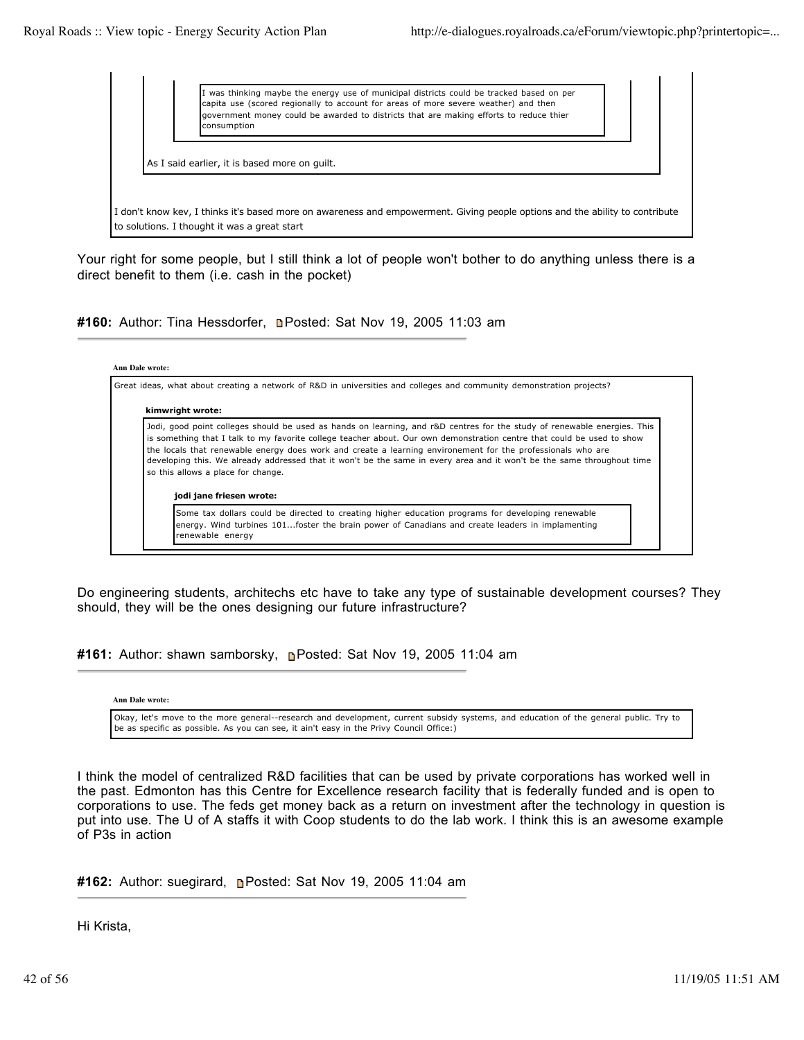> > > I was thinking maybe the energy use of municipal districts could be tracked based on per capita use (scored regionally to account for areas of more severe weather) and then government money could be awarded to districts that are making efforts to reduce thier consumption
> >
> > As I said earlier, it is based more on guilt.
>
> I don't know kev, I thinks it's based more on awareness and empowerment. Giving people options and the ability to contribute to solutions. I thought it was a great start

Your right for some people, but I still think a lot of people won't bother to do anything unless there is a direct benefit to them (i.e. cash in the pocket)

**#160:** Author: Tina Hessdorfer, Posted: Sat Nov 19, 2005 11:03 am

> **Ann Dale wrote:**
>
> Great ideas, what about creating a network of R&D in universities and colleges and community demonstration projects?
>
> > **kimwright wrote:**
> >
> > Jodi, good point colleges should be used as hands on learning, and r&D centres for the study of renewable energies. This is something that I talk to my favorite college teacher about. Our own demonstration centre that could be used to show the locals that renewable energy does work and create a learning environement for the professionals who are developing this. We already addressed that it won't be the same in every area and it won't be the same throughout time so this allows a place for change.
> >
> > > **jodi jane friesen wrote:**
> > >
> > > Some tax dollars could be directed to creating higher education programs for developing renewable energy. Wind turbines 101...foster the brain power of Canadians and create leaders in implementing renewable energy

Do engineering students, architechs etc have to take any type of sustainable development courses? They should, they will be the ones designing our future infrastructure?

**#161:** Author: shawn samborsky, Posted: Sat Nov 19, 2005 11:04 am

> **Ann Dale wrote:**
>
> Okay, let's move to the more general--research and development, current subsidy systems, and education of the general public. Try to be as specific as possible. As you can see, it ain't easy in the Privy Council Office:)

I think the model of centralized R&D facilities that can be used by private corporations has worked well in the past. Edmonton has this Centre for Excellence research facility that is federally funded and is open to corporations to use. The feds get money back as a return on investment after the technology in question is put into use. The U of A staffs it with Coop students to do the lab work. I think this is an awesome example of P3s in action

**#162:** Author: suegirard, Posted: Sat Nov 19, 2005 11:04 am

Hi Krista,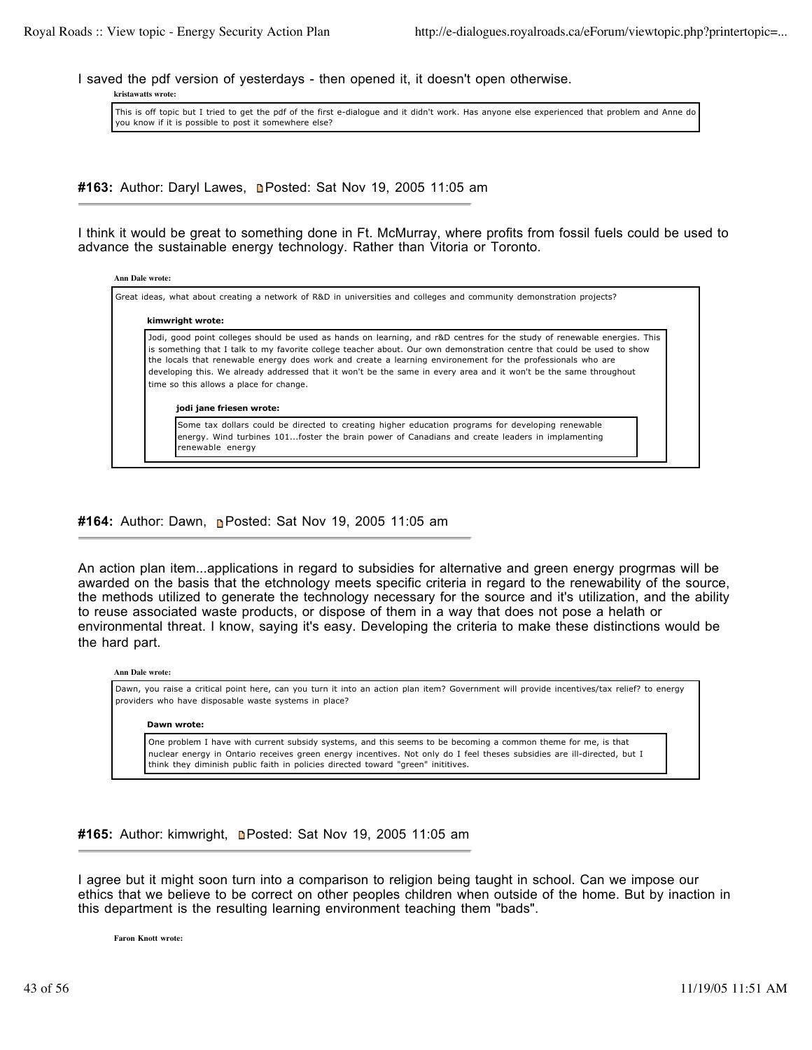I saved the pdf version of yesterdays - then opened it, it doesn't open otherwise.

> **kristawatts wrote:**
>
> This is off topic but I tried to get the pdf of the first e-dialogue and it didn't work. Has anyone else experienced that problem and Anne do you know if it is possible to post it somewhere else?

#### **#163:** Author: Daryl Lawes, Posted: Sat Nov 19, 2005 11:05 am

I think it would be great to something done in Ft. McMurray, where profits from fossil fuels could be used to advance the sustainable energy technology. Rather than Vitoria or Toronto.

> **Ann Dale wrote:**
>
> Great ideas, what about creating a network of R&D in universities and colleges and community demonstration projects?
>
> > **kimwright wrote:**
> >
> > Jodi, good point colleges should be used as hands on learning, and r&D centres for the study of renewable energies. This is something that I talk to my favorite college teacher about. Our own demonstration centre that could be used to show the locals that renewable energy does work and create a learning environement for the professionals who are developing this. We already addressed that it won't be the same in every area and it won't be the same throughout time so this allows a place for change.
> >
> > > **jodi jane friesen wrote:**
> > >
> > > Some tax dollars could be directed to creating higher education programs for developing renewable energy. Wind turbines 101...foster the brain power of Canadians and create leaders in implamenting renewable energy

#### **#164:** Author: Dawn, Posted: Sat Nov 19, 2005 11:05 am

An action plan item...applications in regard to subsidies for alternative and green energy progrmas will be awarded on the basis that the etchnology meets specific criteria in regard to the renewability of the source, the methods utilized to generate the technology necessary for the source and it's utilization, and the ability to reuse associated waste products, or dispose of them in a way that does not pose a helath or environmental threat. I know, saying it's easy. Developing the criteria to make these distinctions would be the hard part.

> **Ann Dale wrote:**
>
> Dawn, you raise a critical point here, can you turn it into an action plan item? Government will provide incentives/tax relief? to energy providers who have disposable waste systems in place?
>
> > **Dawn wrote:**
> >
> > One problem I have with current subsidy systems, and this seems to be becoming a common theme for me, is that nuclear energy in Ontario receives green energy incentives. Not only do I feel theses subsidies are ill-directed, but I think they diminish public faith in policies directed toward "green" inititives.

#### **#165:** Author: kimwright, Posted: Sat Nov 19, 2005 11:05 am

I agree but it might soon turn into a comparison to religion being taught in school. Can we impose our ethics that we believe to be correct on other peoples children when outside of the home. But by inaction in this department is the resulting learning environment teaching them "bads".

> **Faron Knott wrote:**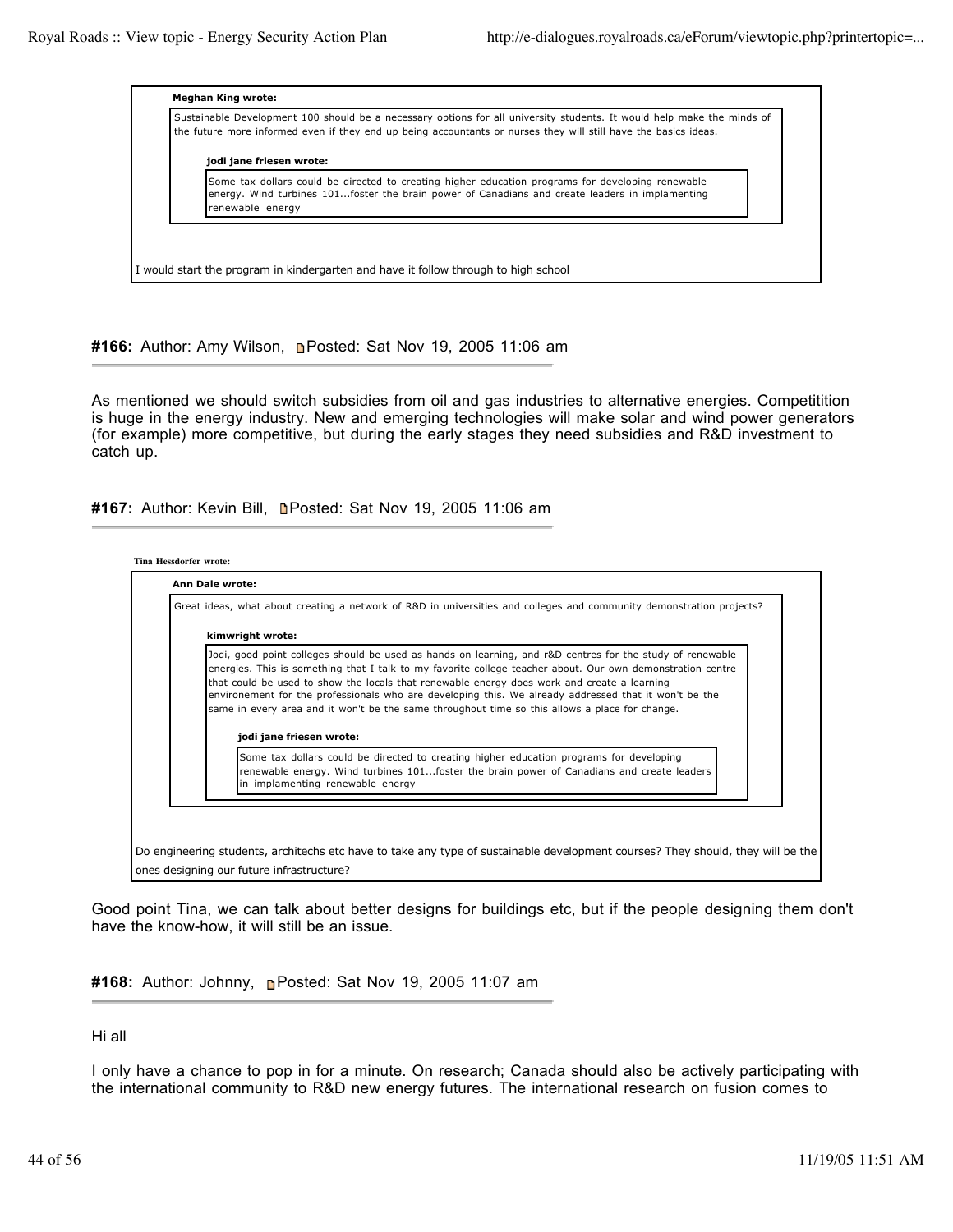> **Meghan King wrote:**
>
> Sustainable Development 100 should be a necessary options for all university students. It would help make the minds of the future more informed even if they end up being accountants or nurses they will still have the basics ideas.
>
> > **jodi jane friesen wrote:**
> >
> > Some tax dollars could be directed to creating higher education programs for developing renewable energy. Wind turbines 101...foster the brain power of Canadians and create leaders in implamenting renewable energy

I would start the program in kindergarten and have it follow through to high school

**#166:** Author: Amy Wilson, Posted: Sat Nov 19, 2005 11:06 am

As mentioned we should switch subsidies from oil and gas industries to alternative energies. Competitition is huge in the energy industry. New and emerging technologies will make solar and wind power generators (for example) more competitive, but during the early stages they need subsidies and R&D investment to catch up.

**#167:** Author: Kevin Bill, Posted: Sat Nov 19, 2005 11:06 am

> **Tina Hessdorfer wrote:**
>
> > **Ann Dale wrote:**
> >
> > Great ideas, what about creating a network of R&D in universities and colleges and community demonstration projects?
> >
> > > **kimwright wrote:**
> > >
> > > Jodi, good point colleges should be used as hands on learning, and r&D centres for the study of renewable energies. This is something that I talk to my favorite college teacher about. Our own demonstration centre that could be used to show the locals that renewable energy does work and create a learning environement for the professionals who are developing this. We already addressed that it won't be the same in every area and it won't be the same throughout time so this allows a place for change.
> > >
> > > > **jodi jane friesen wrote:**
> > > >
> > > > Some tax dollars could be directed to creating higher education programs for developing renewable energy. Wind turbines 101...foster the brain power of Canadians and create leaders in implamenting renewable energy
>
> Do engineering students, architechs etc have to take any type of sustainable development courses? They should, they will be the ones designing our future infrastructure?

Good point Tina, we can talk about better designs for buildings etc, but if the people designing them don't have the know-how, it will still be an issue.

**#168:** Author: Johnny, Posted: Sat Nov 19, 2005 11:07 am

Hi all

I only have a chance to pop in for a minute. On research; Canada should also be actively participating with the international community to R&D new energy futures. The international research on fusion comes to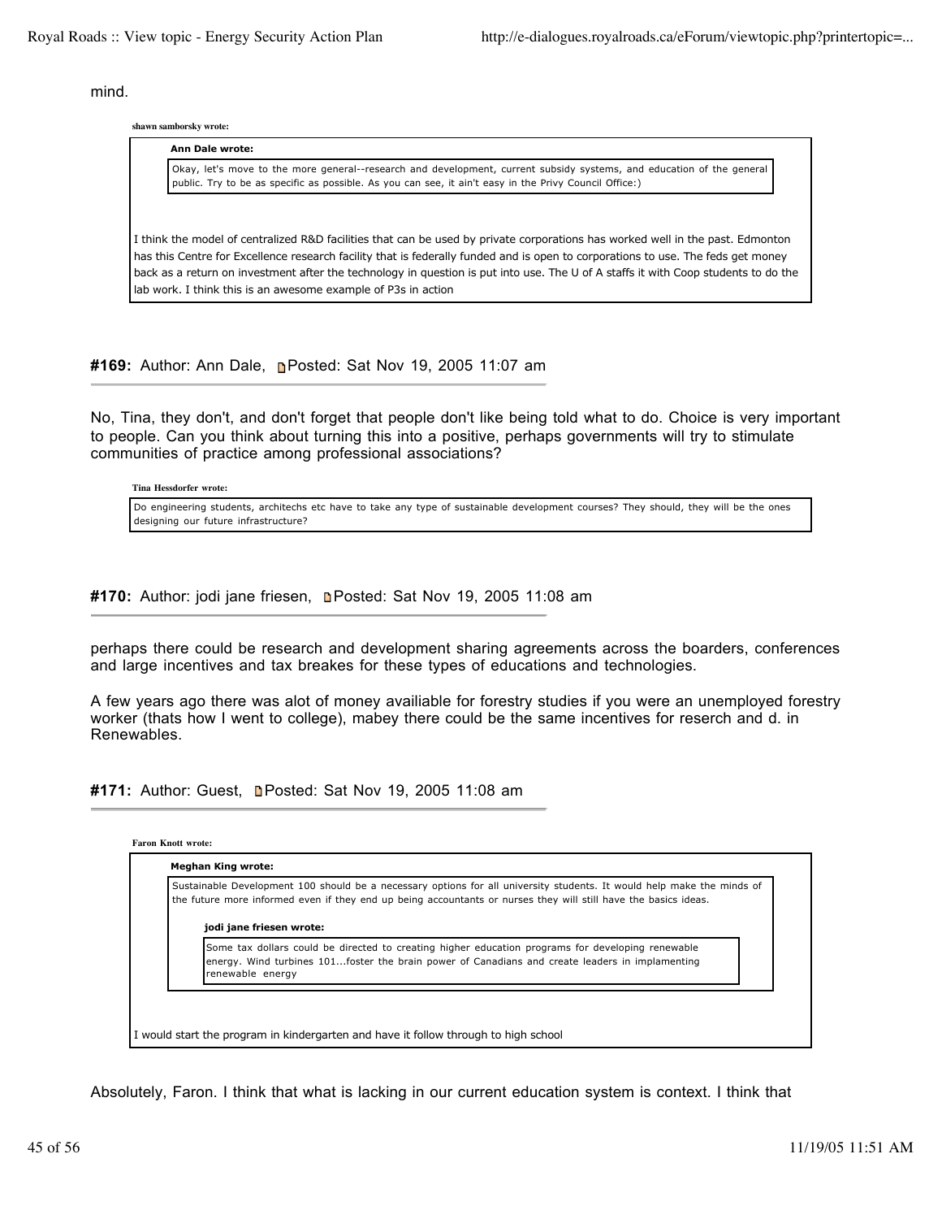mind.

> **shawn samborsky wrote:**
>
> > **Ann Dale wrote:**
> >
> > Okay, let's move to the more general--research and development, current subsidy systems, and education of the general public. Try to be as specific as possible. As you can see, it ain't easy in the Privy Council Office:)
>
> I think the model of centralized R&D facilities that can be used by private corporations has worked well in the past. Edmonton has this Centre for Excellence research facility that is federally funded and is open to corporations to use. The feds get money back as a return on investment after the technology in question is put into use. The U of A staffs it with Coop students to do the lab work. I think this is an awesome example of P3s in action

**#169:** Author: Ann Dale, Posted: Sat Nov 19, 2005 11:07 am

No, Tina, they don't, and don't forget that people don't like being told what to do. Choice is very important to people. Can you think about turning this into a positive, perhaps governments will try to stimulate communities of practice among professional associations?

> **Tina Hessdorfer wrote:**
>
> Do engineering students, architechs etc have to take any type of sustainable development courses? They should, they will be the ones designing our future infrastructure?

**#170:** Author: jodi jane friesen, Posted: Sat Nov 19, 2005 11:08 am

perhaps there could be research and development sharing agreements across the boarders, conferences and large incentives and tax breakes for these types of educations and technologies.

A few years ago there was alot of money availiable for forestry studies if you were an unemployed forestry worker (thats how I went to college), mabey there could be the same incentives for reserch and d. in Renewables.

**#171:** Author: Guest, Posted: Sat Nov 19, 2005 11:08 am

> **Faron Knott wrote:**
>
> > **Meghan King wrote:**
> >
> > Sustainable Development 100 should be a necessary options for all university students. It would help make the minds of the future more informed even if they end up being accountants or nurses they will still have the basics ideas.
> >
> > > **jodi jane friesen wrote:**
> > >
> > > Some tax dollars could be directed to creating higher education programs for developing renewable energy. Wind turbines 101...foster the brain power of Canadians and create leaders in implamenting renewable energy
>
> I would start the program in kindergarten and have it follow through to high school

Absolutely, Faron. I think that what is lacking in our current education system is context. I think that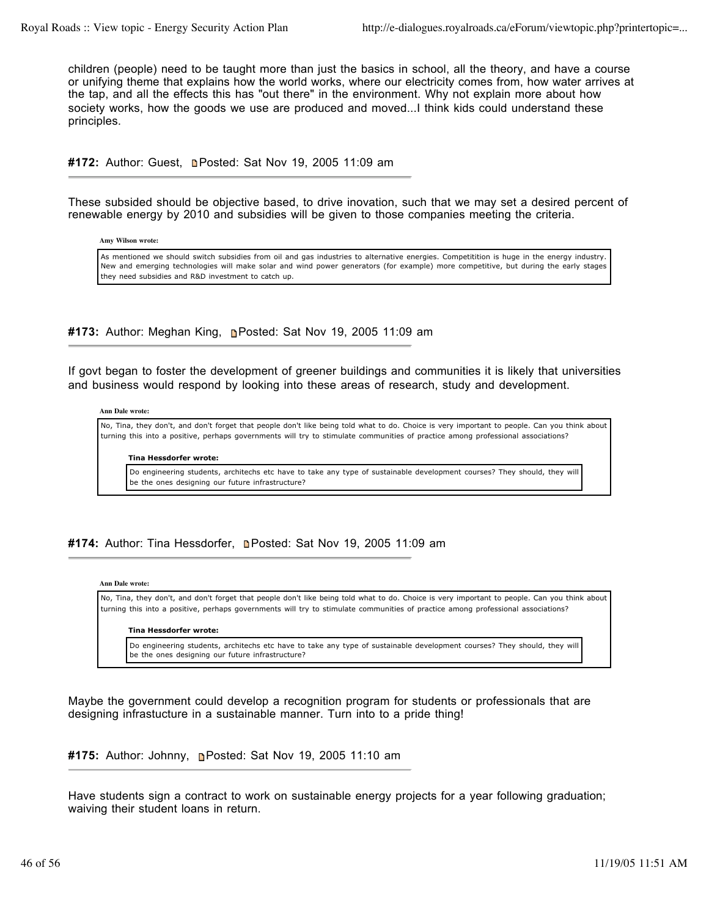children (people) need to be taught more than just the basics in school, all the theory, and have a course or unifying theme that explains how the world works, where our electricity comes from, how water arrives at the tap, and all the effects this has "out there" in the environment. Why not explain more about how society works, how the goods we use are produced and moved...I think kids could understand these principles.

**#172:** Author: Guest, Posted: Sat Nov 19, 2005 11:09 am

---

These subsided should be objective based, to drive inovation, such that we may set a desired percent of renewable energy by 2010 and subsidies will be given to those companies meeting the criteria.

> **Amy Wilson wrote:**
>
> As mentioned we should switch subsidies from oil and gas industries to alternative energies. Competitition is huge in the energy industry. New and emerging technologies will make solar and wind power generators (for example) more competitive, but during the early stages they need subsidies and R&D investment to catch up.

**#173:** Author: Meghan King, Posted: Sat Nov 19, 2005 11:09 am

---

If govt began to foster the development of greener buildings and communities it is likely that universities and business would respond by looking into these areas of research, study and development.

> **Ann Dale wrote:**
>
> No, Tina, they don't, and don't forget that people don't like being told what to do. Choice is very important to people. Can you think about turning this into a positive, perhaps governments will try to stimulate communities of practice among professional associations?
>
> > **Tina Hessdorfer wrote:**
> >
> > Do engineering students, architechs etc have to take any type of sustainable development courses? They should, they will be the ones designing our future infrastructure?

**#174:** Author: Tina Hessdorfer, Posted: Sat Nov 19, 2005 11:09 am

---

> **Ann Dale wrote:**
>
> No, Tina, they don't, and don't forget that people don't like being told what to do. Choice is very important to people. Can you think about turning this into a positive, perhaps governments will try to stimulate communities of practice among professional associations?
>
> > **Tina Hessdorfer wrote:**
> >
> > Do engineering students, architechs etc have to take any type of sustainable development courses? They should, they will be the ones designing our future infrastructure?

Maybe the government could develop a recognition program for students or professionals that are designing infrastucture in a sustainable manner. Turn into to a pride thing!

**#175:** Author: Johnny, Posted: Sat Nov 19, 2005 11:10 am

---

Have students sign a contract to work on sustainable energy projects for a year following graduation; waiving their student loans in return.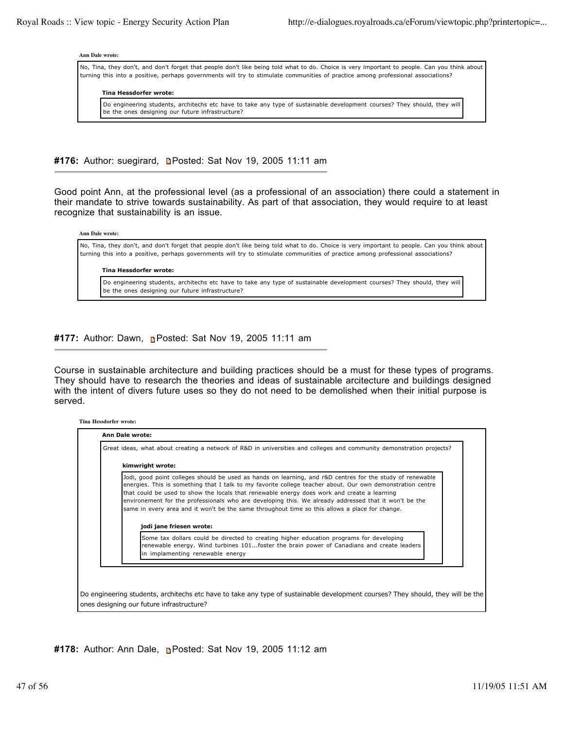> **Ann Dale wrote:**
>
> No, Tina, they don't, and don't forget that people don't like being told what to do. Choice is very important to people. Can you think about turning this into a positive, perhaps governments will try to stimulate communities of practice among professional associations?
>
> > **Tina Hessdorfer wrote:**
> >
> > Do engineering students, architechs etc have to take any type of sustainable development courses? They should, they will be the ones designing our future infrastructure?

**#176:** Author: suegirard, Posted: Sat Nov 19, 2005 11:11 am

---

Good point Ann, at the professional level (as a professional of an association) there could a statement in their mandate to strive towards sustainability. As part of that association, they would require to at least recognize that sustainability is an issue.

> **Ann Dale wrote:**
>
> No, Tina, they don't, and don't forget that people don't like being told what to do. Choice is very important to people. Can you think about turning this into a positive, perhaps governments will try to stimulate communities of practice among professional associations?
>
> > **Tina Hessdorfer wrote:**
> >
> > Do engineering students, architechs etc have to take any type of sustainable development courses? They should, they will be the ones designing our future infrastructure?

**#177:** Author: Dawn, Posted: Sat Nov 19, 2005 11:11 am

---

Course in sustainable architecture and building practices should be a must for these types of programs. They should have to research the theories and ideas of sustainable arcitecture and buildings designed with the intent of divers future uses so they do not need to be demolished when their initial purpose is served.

> **Tina Hessdorfer wrote:**
>
> > **Ann Dale wrote:**
> >
> > Great ideas, what about creating a network of R&D in universities and colleges and community demonstration projects?
> >
> > > **kimwright wrote:**
> > >
> > > Jodi, good point colleges should be used as hands on learning, and r&D centres for the study of renewable energies. This is something that I talk to my favorite college teacher about. Our own demonstration centre that could be used to show the locals that renewable energy does work and create a learning environement for the professionals who are developing this. We already addressed that it won't be the same in every area and it won't be the same throughout time so this allows a place for change.
> > >
> > > > **jodi jane friesen wrote:**
> > > >
> > > > Some tax dollars could be directed to creating higher education programs for developing renewable energy. Wind turbines 101...foster the brain power of Canadians and create leaders in implamenting renewable energy
>
> Do engineering students, architechs etc have to take any type of sustainable development courses? They should, they will be the ones designing our future infrastructure?

**#178:** Author: Ann Dale, Posted: Sat Nov 19, 2005 11:12 am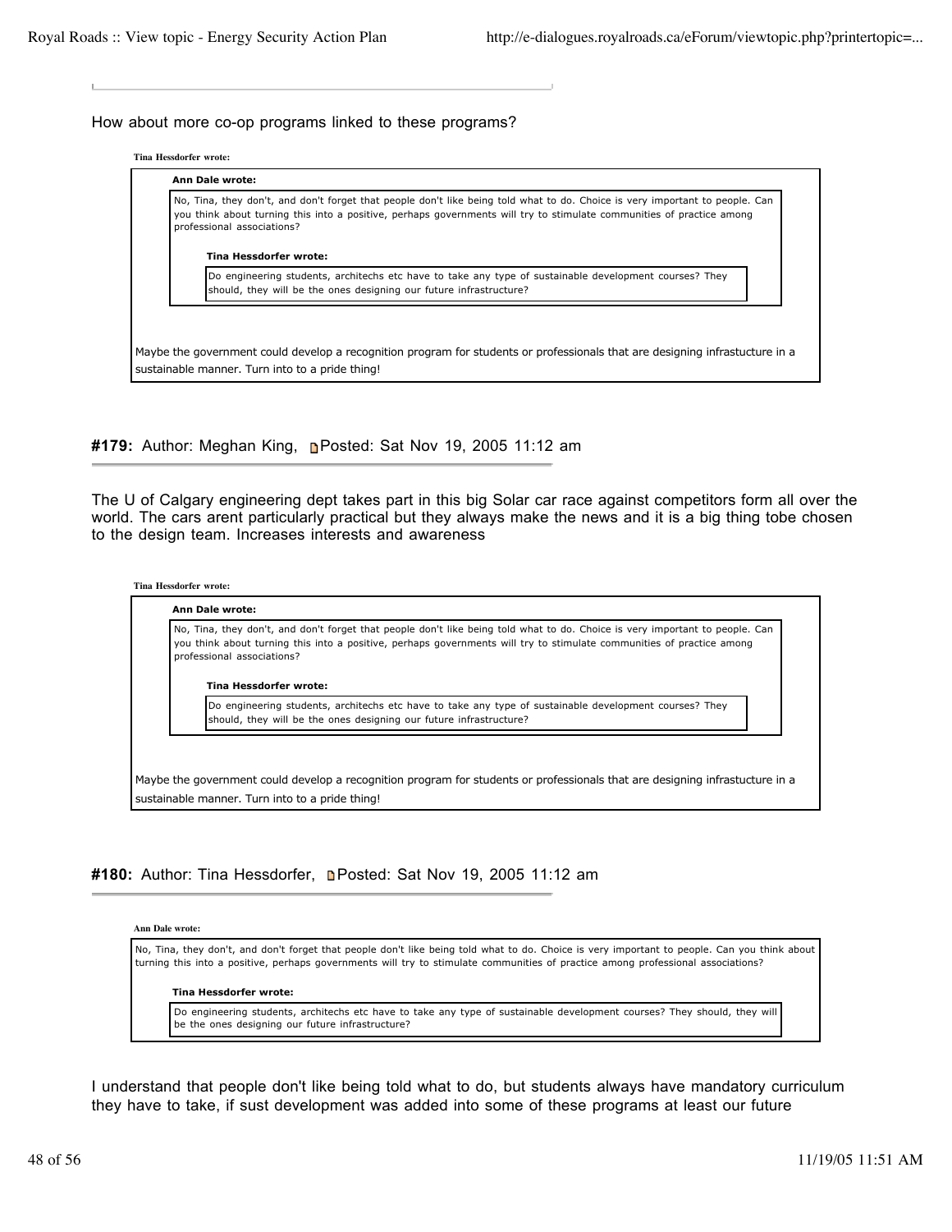How about more co-op programs linked to these programs?

> **Tina Hessdorfer wrote:**
>
> > **Ann Dale wrote:**
> >
> > No, Tina, they don't, and don't forget that people don't like being told what to do. Choice is very important to people. Can you think about turning this into a positive, perhaps governments will try to stimulate communities of practice among professional associations?
> >
> > > **Tina Hessdorfer wrote:**
> > >
> > > Do engineering students, architechs etc have to take any type of sustainable development courses? They should, they will be the ones designing our future infrastructure?
>
> Maybe the government could develop a recognition program for students or professionals that are designing infrastucture in a sustainable manner. Turn into to a pride thing!

**#179:** Author: Meghan King, Posted: Sat Nov 19, 2005 11:12 am

The U of Calgary engineering dept takes part in this big Solar car race against competitors form all over the world. The cars arent particularly practical but they always make the news and it is a big thing tobe chosen to the design team. Increases interests and awareness

> **Tina Hessdorfer wrote:**
>
> > **Ann Dale wrote:**
> >
> > No, Tina, they don't, and don't forget that people don't like being told what to do. Choice is very important to people. Can you think about turning this into a positive, perhaps governments will try to stimulate communities of practice among professional associations?
> >
> > > **Tina Hessdorfer wrote:**
> > >
> > > Do engineering students, architechs etc have to take any type of sustainable development courses? They should, they will be the ones designing our future infrastructure?
>
> Maybe the government could develop a recognition program for students or professionals that are designing infrastucture in a sustainable manner. Turn into to a pride thing!

**#180:** Author: Tina Hessdorfer, Posted: Sat Nov 19, 2005 11:12 am

> **Ann Dale wrote:**
>
> No, Tina, they don't, and don't forget that people don't like being told what to do. Choice is very important to people. Can you think about turning this into a positive, perhaps governments will try to stimulate communities of practice among professional associations?
>
> > **Tina Hessdorfer wrote:**
> >
> > Do engineering students, architechs etc have to take any type of sustainable development courses? They should, they will be the ones designing our future infrastructure?

I understand that people don't like being told what to do, but students always have mandatory curriculum they have to take, if sust development was added into some of these programs at least our future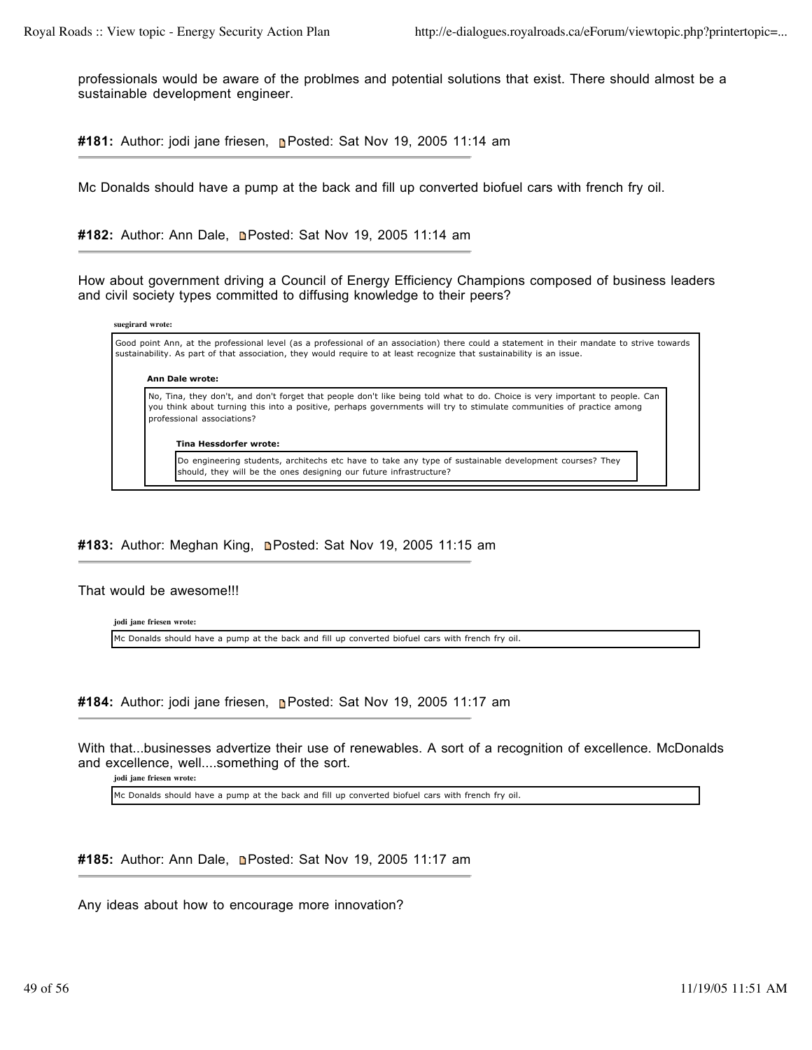professionals would be aware of the problmes and potential solutions that exist. There should almost be a sustainable development engineer.

**#181:** Author: jodi jane friesen, Posted: Sat Nov 19, 2005 11:14 am

---

Mc Donalds should have a pump at the back and fill up converted biofuel cars with french fry oil.

**#182:** Author: Ann Dale, Posted: Sat Nov 19, 2005 11:14 am

---

How about government driving a Council of Energy Efficiency Champions composed of business leaders and civil society types committed to diffusing knowledge to their peers?

> **suegirard wrote:**
>
> Good point Ann, at the professional level (as a professional of an association) there could a statement in their mandate to strive towards sustainability. As part of that association, they would require to at least recognize that sustainability is an issue.
>
> > **Ann Dale wrote:**
> >
> > No, Tina, they don't, and don't forget that people don't like being told what to do. Choice is very important to people. Can you think about turning this into a positive, perhaps governments will try to stimulate communities of practice among professional associations?
> >
> > > **Tina Hessdorfer wrote:**
> > >
> > > Do engineering students, architechs etc have to take any type of sustainable development courses? They should, they will be the ones designing our future infrastructure?

**#183:** Author: Meghan King, Posted: Sat Nov 19, 2005 11:15 am

---

That would be awesome!!!

> **jodi jane friesen wrote:**
>
> Mc Donalds should have a pump at the back and fill up converted biofuel cars with french fry oil.

**#184:** Author: jodi jane friesen, Posted: Sat Nov 19, 2005 11:17 am

---

With that...businesses advertize their use of renewables. A sort of a recognition of excellence. McDonalds and excellence, well....something of the sort.

> **jodi jane friesen wrote:**
>
> Mc Donalds should have a pump at the back and fill up converted biofuel cars with french fry oil.

**#185:** Author: Ann Dale, Posted: Sat Nov 19, 2005 11:17 am

---

Any ideas about how to encourage more innovation?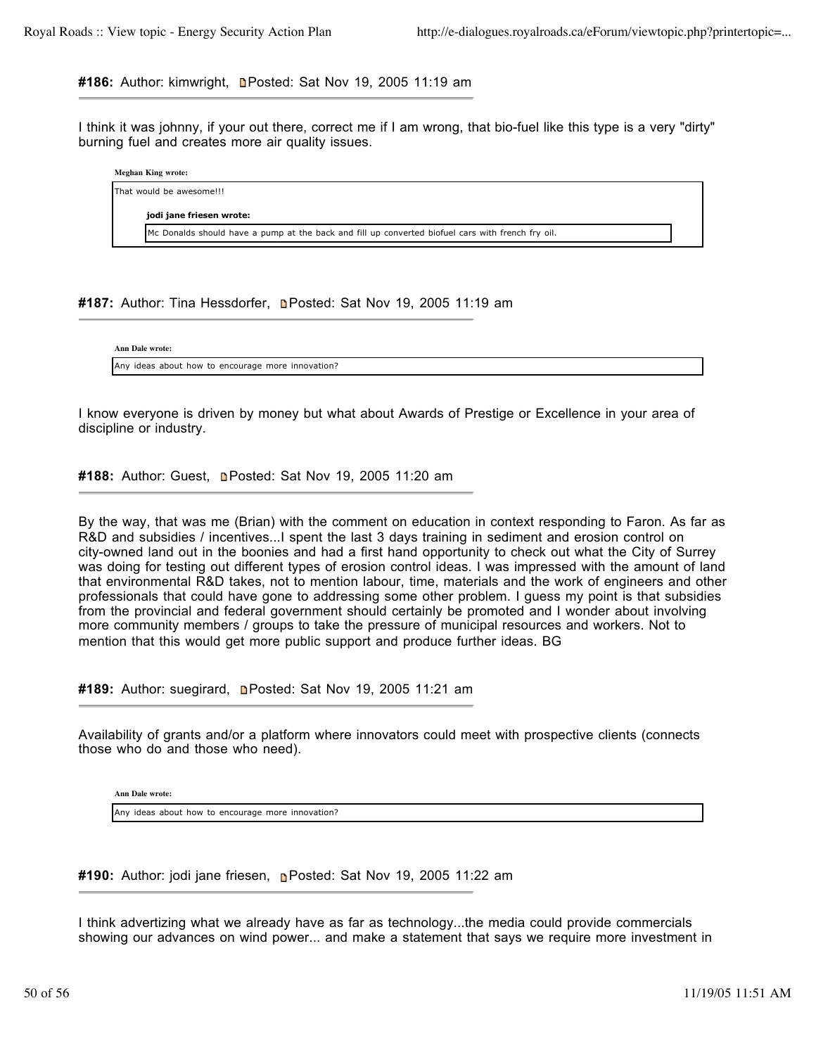**#186:** Author: kimwright, Posted: Sat Nov 19, 2005 11:19 am

I think it was johnny, if your out there, correct me if I am wrong, that bio-fuel like this type is a very "dirty" burning fuel and creates more air quality issues.

> **Meghan King wrote:**
>
> That would be awesome!!!
>
> > **jodi jane friesen wrote:**
> >
> > Mc Donalds should have a pump at the back and fill up converted biofuel cars with french fry oil.

**#187:** Author: Tina Hessdorfer, Posted: Sat Nov 19, 2005 11:19 am

> **Ann Dale wrote:**
>
> Any ideas about how to encourage more innovation?

I know everyone is driven by money but what about Awards of Prestige or Excellence in your area of discipline or industry.

**#188:** Author: Guest, Posted: Sat Nov 19, 2005 11:20 am

By the way, that was me (Brian) with the comment on education in context responding to Faron. As far as R&D and subsidies / incentives...I spent the last 3 days training in sediment and erosion control on city-owned land out in the boonies and had a first hand opportunity to check out what the City of Surrey was doing for testing out different types of erosion control ideas. I was impressed with the amount of land that environmental R&D takes, not to mention labour, time, materials and the work of engineers and other professionals that could have gone to addressing some other problem. I guess my point is that subsidies from the provincial and federal government should certainly be promoted and I wonder about involving more community members / groups to take the pressure of municipal resources and workers. Not to mention that this would get more public support and produce further ideas. BG

**#189:** Author: suegirard, Posted: Sat Nov 19, 2005 11:21 am

Availability of grants and/or a platform where innovators could meet with prospective clients (connects those who do and those who need).

> **Ann Dale wrote:**
>
> Any ideas about how to encourage more innovation?

**#190:** Author: jodi jane friesen, Posted: Sat Nov 19, 2005 11:22 am

I think advertizing what we already have as far as technology...the media could provide commercials showing our advances on wind power... and make a statement that says we require more investment in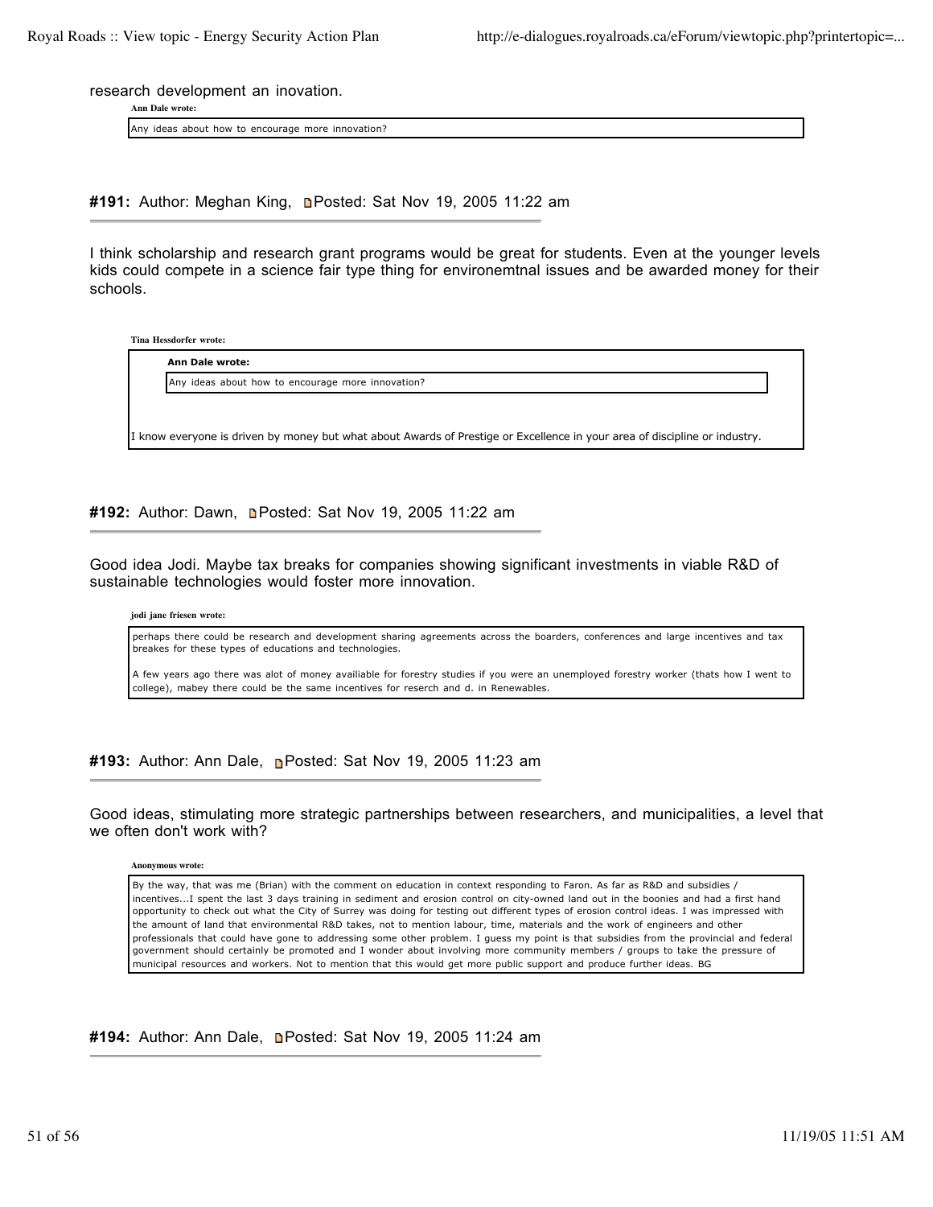research development an inovation.

> **Ann Dale wrote:**
>
> Any ideas about how to encourage more innovation?

**#191:** Author: Meghan King, Posted: Sat Nov 19, 2005 11:22 am

I think scholarship and research grant programs would be great for students. Even at the younger levels kids could compete in a science fair type thing for environemtnal issues and be awarded money for their schools.

> **Tina Hessdorfer wrote:**
>
> > **Ann Dale wrote:**
> >
> > Any ideas about how to encourage more innovation?
>
> I know everyone is driven by money but what about Awards of Prestige or Excellence in your area of discipline or industry.

**#192:** Author: Dawn, Posted: Sat Nov 19, 2005 11:22 am

Good idea Jodi. Maybe tax breaks for companies showing significant investments in viable R&D of sustainable technologies would foster more innovation.

> **jodi jane friesen wrote:**
>
> perhaps there could be research and development sharing agreements across the boarders, conferences and large incentives and tax breakes for these types of educations and technologies.
>
> A few years ago there was alot of money availiable for forestry studies if you were an unemployed forestry worker (thats how I went to college), mabey there could be the same incentives for reserch and d. in Renewables.

**#193:** Author: Ann Dale, Posted: Sat Nov 19, 2005 11:23 am

Good ideas, stimulating more strategic partnerships between researchers, and municipalities, a level that we often don't work with?

> **Anonymous wrote:**
>
> By the way, that was me (Brian) with the comment on education in context responding to Faron. As far as R&D and subsidies / incentives...I spent the last 3 days training in sediment and erosion control on city-owned land out in the boonies and had a first hand opportunity to check out what the City of Surrey was doing for testing out different types of erosion control ideas. I was impressed with the amount of land that environmental R&D takes, not to mention labour, time, materials and the work of engineers and other professionals that could have gone to addressing some other problem. I guess my point is that subsidies from the provincial and federal government should certainly be promoted and I wonder about involving more community members / groups to take the pressure of municipal resources and workers. Not to mention that this would get more public support and produce further ideas. BG

**#194:** Author: Ann Dale, Posted: Sat Nov 19, 2005 11:24 am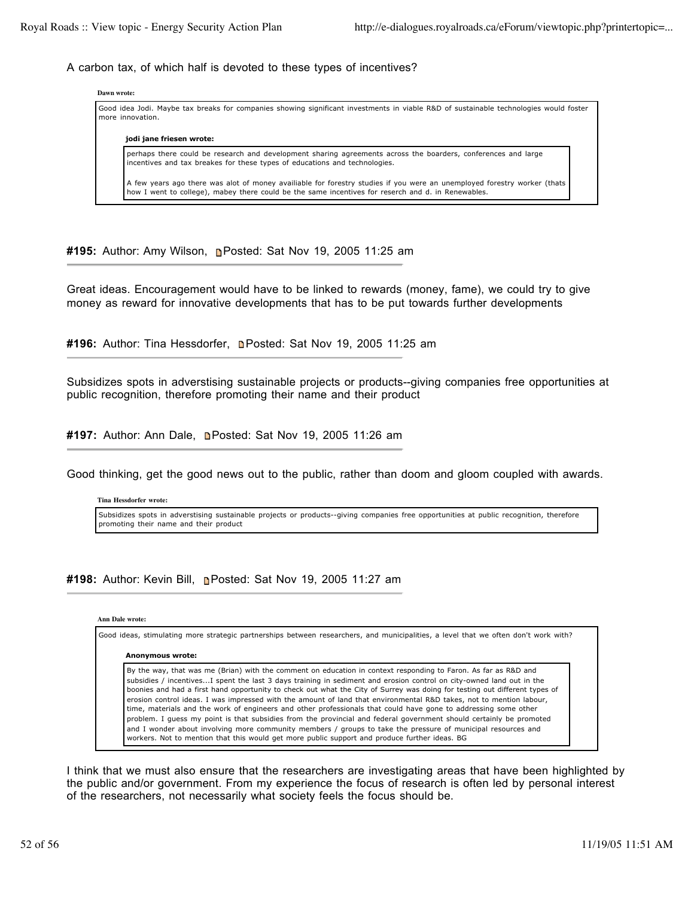A carbon tax, of which half is devoted to these types of incentives?

> **Dawn wrote:**
>
> Good idea Jodi. Maybe tax breaks for companies showing significant investments in viable R&D of sustainable technologies would foster more innovation.
>
> > **jodi jane friesen wrote:**
> >
> > perhaps there could be research and development sharing agreements across the boarders, conferences and large incentives and tax breakes for these types of educations and technologies.
> >
> > A few years ago there was alot of money availiable for forestry studies if you were an unemployed forestry worker (thats how I went to college), mabey there could be the same incentives for reserch and d. in Renewables.

**#195:** Author: Amy Wilson, Posted: Sat Nov 19, 2005 11:25 am

---

Great ideas. Encouragement would have to be linked to rewards (money, fame), we could try to give money as reward for innovative developments that has to be put towards further developments

**#196:** Author: Tina Hessdorfer, Posted: Sat Nov 19, 2005 11:25 am

---

Subsidizes spots in adverstising sustainable projects or products--giving companies free opportunities at public recognition, therefore promoting their name and their product

**#197:** Author: Ann Dale, Posted: Sat Nov 19, 2005 11:26 am

---

Good thinking, get the good news out to the public, rather than doom and gloom coupled with awards.

> **Tina Hessdorfer wrote:**
>
> Subsidizes spots in adverstising sustainable projects or products--giving companies free opportunities at public recognition, therefore promoting their name and their product

**#198:** Author: Kevin Bill, Posted: Sat Nov 19, 2005 11:27 am

---

> **Ann Dale wrote:**
>
> Good ideas, stimulating more strategic partnerships between researchers, and municipalities, a level that we often don't work with?
>
> > **Anonymous wrote:**
> >
> > By the way, that was me (Brian) with the comment on education in context responding to Faron. As far as R&D and subsidies / incentives...I spent the last 3 days training in sediment and erosion control on city-owned land out in the boonies and had a first hand opportunity to check out what the City of Surrey was doing for testing out different types of erosion control ideas. I was impressed with the amount of land that environmental R&D takes, not to mention labour, time, materials and the work of engineers and other professionals that could have gone to addressing some other problem. I guess my point is that subsidies from the provincial and federal government should certainly be promoted and I wonder about involving more community members / groups to take the pressure of municipal resources and workers. Not to mention that this would get more public support and produce further ideas. BG

I think that we must also ensure that the researchers are investigating areas that have been highlighted by the public and/or government. From my experience the focus of research is often led by personal interest of the researchers, not necessarily what society feels the focus should be.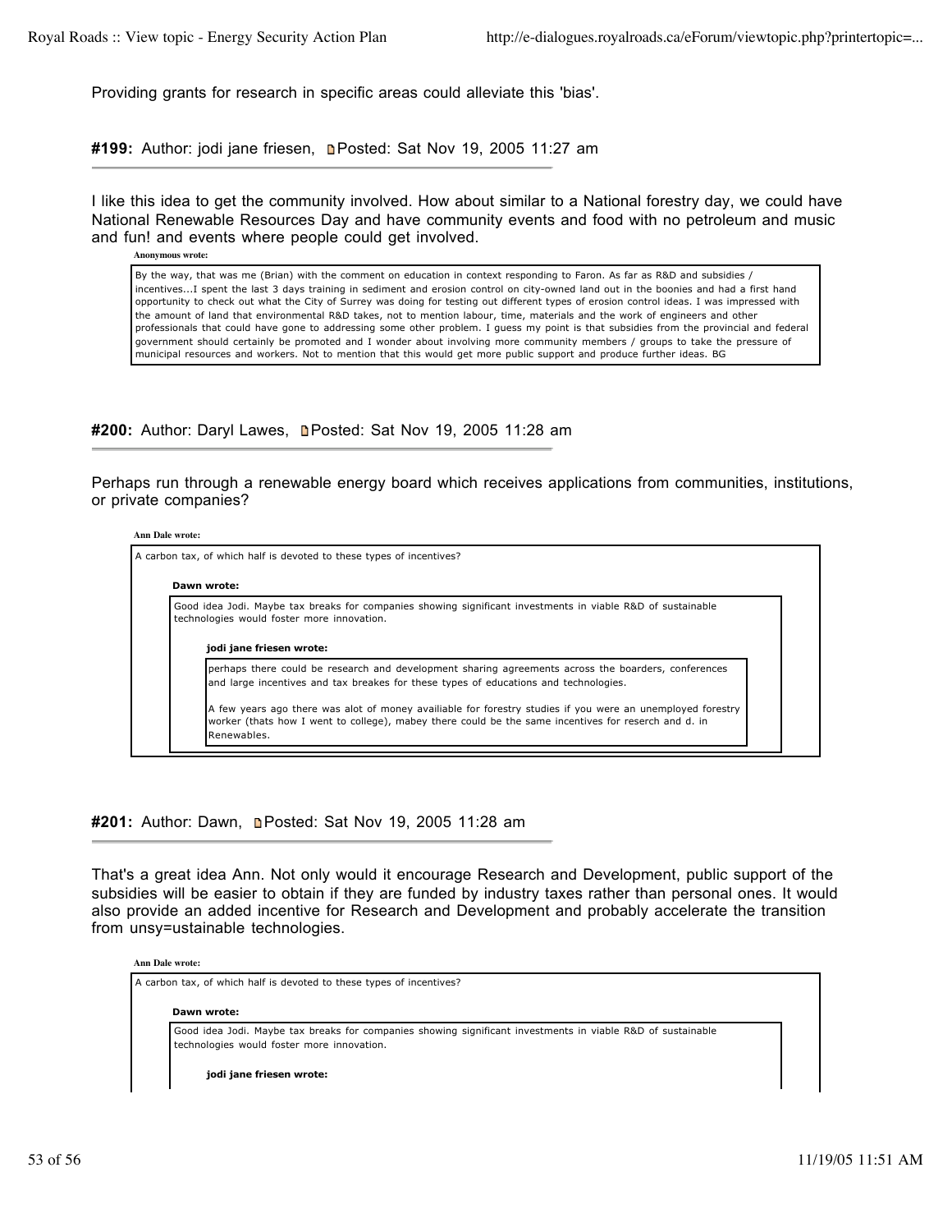Providing grants for research in specific areas could alleviate this 'bias'.

**#199:** Author: jodi jane friesen, Posted: Sat Nov 19, 2005 11:27 am

---

I like this idea to get the community involved. How about similar to a National forestry day, we could have National Renewable Resources Day and have community events and food with no petroleum and music and fun! and events where people could get involved.

> **Anonymous wrote:**
>
> By the way, that was me (Brian) with the comment on education in context responding to Faron. As far as R&D and subsidies / incentives...I spent the last 3 days training in sediment and erosion control on city-owned land out in the boonies and had a first hand opportunity to check out what the City of Surrey was doing for testing out different types of erosion control ideas. I was impressed with the amount of land that environmental R&D takes, not to mention labour, time, materials and the work of engineers and other professionals that could have gone to addressing some other problem. I guess my point is that subsidies from the provincial and federal government should certainly be promoted and I wonder about involving more community members / groups to take the pressure of municipal resources and workers. Not to mention that this would get more public support and produce further ideas. BG

**#200:** Author: Daryl Lawes, Posted: Sat Nov 19, 2005 11:28 am

---

Perhaps run through a renewable energy board which receives applications from communities, institutions, or private companies?

> **Ann Dale wrote:**
>
> A carbon tax, of which half is devoted to these types of incentives?
>
> > **Dawn wrote:**
> >
> > Good idea Jodi. Maybe tax breaks for companies showing significant investments in viable R&D of sustainable technologies would foster more innovation.
> >
> > > **jodi jane friesen wrote:**
> > >
> > > perhaps there could be research and development sharing agreements across the boarders, conferences and large incentives and tax breakes for these types of educations and technologies.
> > >
> > > A few years ago there was alot of money availiable for forestry studies if you were an unemployed forestry worker (thats how I went to college), mabey there could be the same incentives for reserch and d. in Renewables.

**#201:** Author: Dawn, Posted: Sat Nov 19, 2005 11:28 am

---

That's a great idea Ann. Not only would it encourage Research and Development, public support of the subsidies will be easier to obtain if they are funded by industry taxes rather than personal ones. It would also provide an added incentive for Research and Development and probably accelerate the transition from unsy=ustainable technologies.

> **Ann Dale wrote:**
>
> A carbon tax, of which half is devoted to these types of incentives?
>
> > **Dawn wrote:**
> >
> > Good idea Jodi. Maybe tax breaks for companies showing significant investments in viable R&D of sustainable technologies would foster more innovation.
> >
> > > **jodi jane friesen wrote:**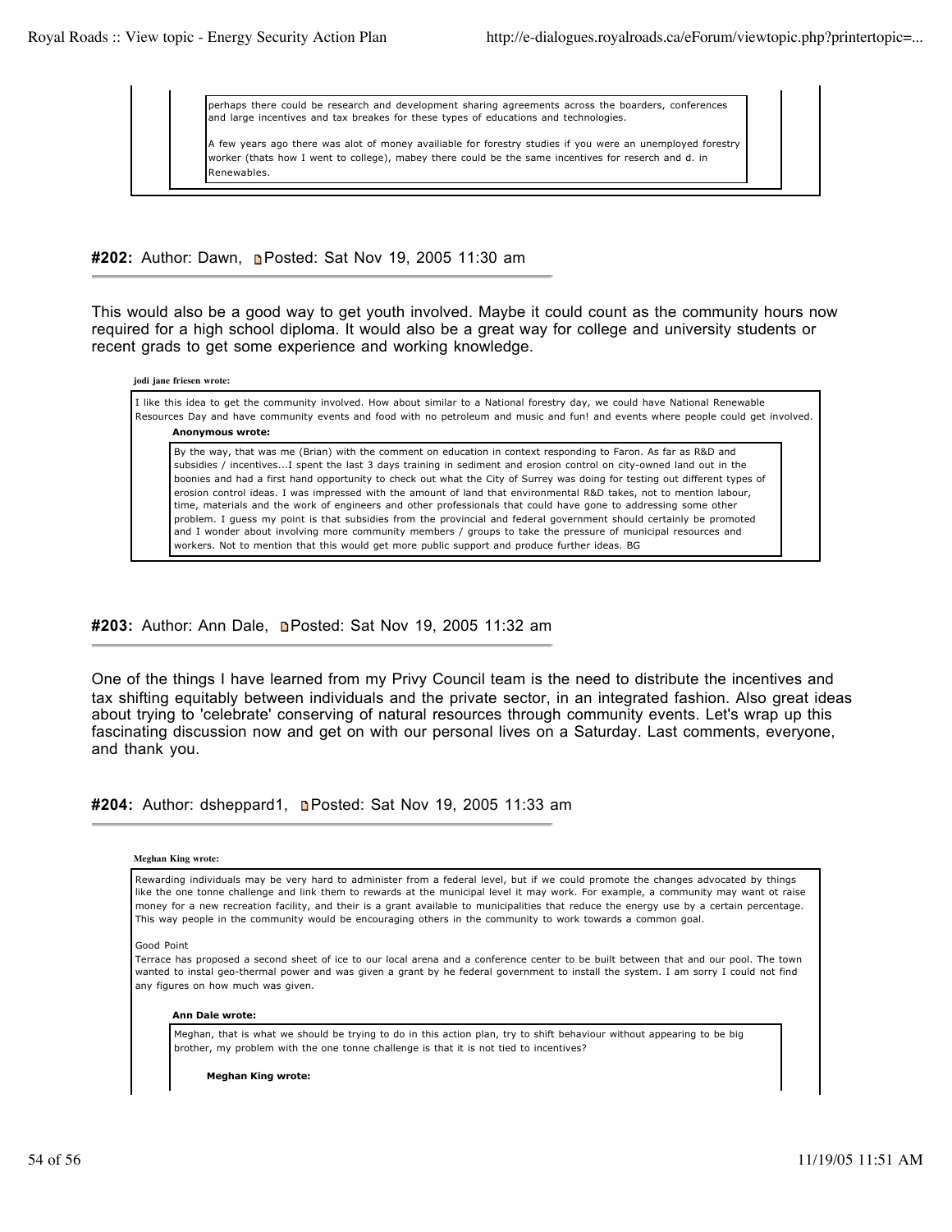> perhaps there could be research and development sharing agreements across the boarders, conferences and large incentives and tax breakes for these types of educations and technologies.
>
> A few years ago there was alot of money availiable for forestry studies if you were an unemployed forestry worker (thats how I went to college), mabey there could be the same incentives for reserch and d. in Renewables.

#### #202: Author: Dawn, Posted: Sat Nov 19, 2005 11:30 am

This would also be a good way to get youth involved. Maybe it could count as the community hours now required for a high school diploma. It would also be a great way for college and university students or recent grads to get some experience and working knowledge.

> **jodi jane friesen wrote:**
>
> I like this idea to get the community involved. How about similar to a National forestry day, we could have National Renewable Resources Day and have community events and food with no petroleum and music and fun! and events where people could get involved.
>
> > **Anonymous wrote:**
> >
> > By the way, that was me (Brian) with the comment on education in context responding to Faron. As far as R&D and subsidies / incentives...I spent the last 3 days training in sediment and erosion control on city-owned land out in the boonies and had a first hand opportunity to check out what the City of Surrey was doing for testing out different types of erosion control ideas. I was impressed with the amount of land that environmental R&D takes, not to mention labour, time, materials and the work of engineers and other professionals that could have gone to addressing some other problem. I guess my point is that subsidies from the provincial and federal government should certainly be promoted and I wonder about involving more community members / groups to take the pressure of municipal resources and workers. Not to mention that this would get more public support and produce further ideas. BG

#### #203: Author: Ann Dale, Posted: Sat Nov 19, 2005 11:32 am

One of the things I have learned from my Privy Council team is the need to distribute the incentives and tax shifting equitably between individuals and the private sector, in an integrated fashion. Also great ideas about trying to 'celebrate' conserving of natural resources through community events. Let's wrap up this fascinating discussion now and get on with our personal lives on a Saturday. Last comments, everyone, and thank you.

#### #204: Author: dsheppard1, Posted: Sat Nov 19, 2005 11:33 am

> **Meghan King wrote:**
>
> Rewarding individuals may be very hard to administer from a federal level, but if we could promote the changes advocated by things like the one tonne challenge and link them to rewards at the municipal level it may work. For example, a community may want ot raise money for a new recreation facility, and their is a grant available to municipalities that reduce the energy use by a certain percentage. This way people in the community would be encouraging others in the community to work towards a common goal.
>
> Good Point
>
> Terrace has proposed a second sheet of ice to our local arena and a conference center to be built between that and our pool. The town wanted to instal geo-thermal power and was given a grant by he federal government to install the system. I am sorry I could not find any figures on how much was given.
>
> > **Ann Dale wrote:**
> >
> > Meghan, that is what we should be trying to do in this action plan, try to shift behaviour without appearing to be big brother, my problem with the one tonne challenge is that it is not tied to incentives?
> >
> > > **Meghan King wrote:**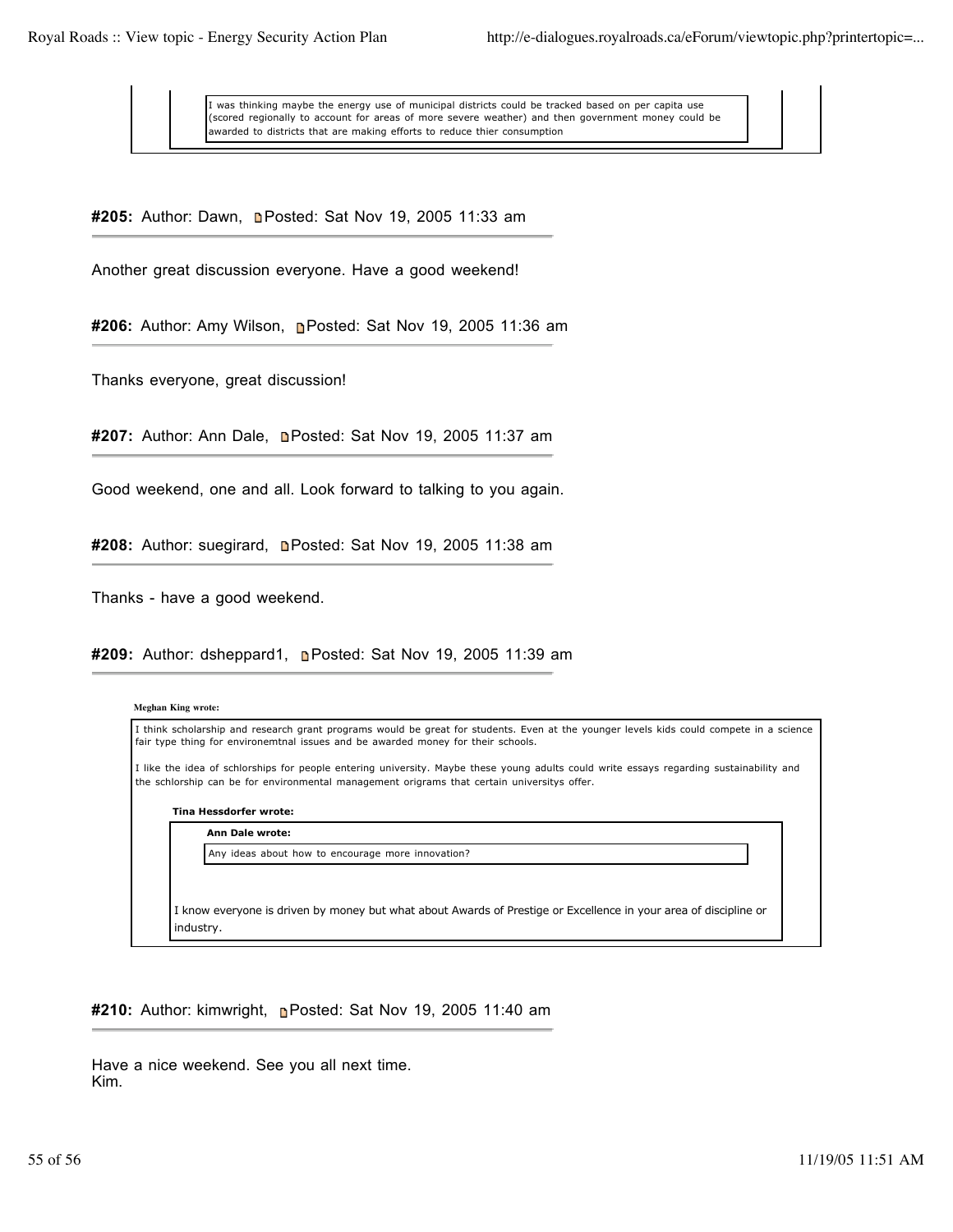> I was thinking maybe the energy use of municipal districts could be tracked based on per capita use (scored regionally to account for areas of more severe weather) and then government money could be awarded to districts that are making efforts to reduce thier consumption

**#205:** Author: Dawn, Posted: Sat Nov 19, 2005 11:33 am

Another great discussion everyone. Have a good weekend!

**#206:** Author: Amy Wilson, Posted: Sat Nov 19, 2005 11:36 am

Thanks everyone, great discussion!

**#207:** Author: Ann Dale, Posted: Sat Nov 19, 2005 11:37 am

Good weekend, one and all. Look forward to talking to you again.

**#208:** Author: suegirard, Posted: Sat Nov 19, 2005 11:38 am

Thanks - have a good weekend.

**#209:** Author: dsheppard1, Posted: Sat Nov 19, 2005 11:39 am

**Meghan King wrote:**

> I think scholarship and research grant programs would be great for students. Even at the younger levels kids could compete in a science fair type thing for environemtnal issues and be awarded money for their schools.
>
> I like the idea of schlorships for people entering university. Maybe these young adults could write essays regarding sustainability and the schlorship can be for environmental management origrams that certain universitys offer.
>
> **Tina Hessdorfer wrote:**
>
> > **Ann Dale wrote:**
> >
> > > Any ideas about how to encourage more innovation?
> >
> > I know everyone is driven by money but what about Awards of Prestige or Excellence in your area of discipline or industry.

**#210:** Author: kimwright, Posted: Sat Nov 19, 2005 11:40 am

Have a nice weekend. See you all next time.
Kim.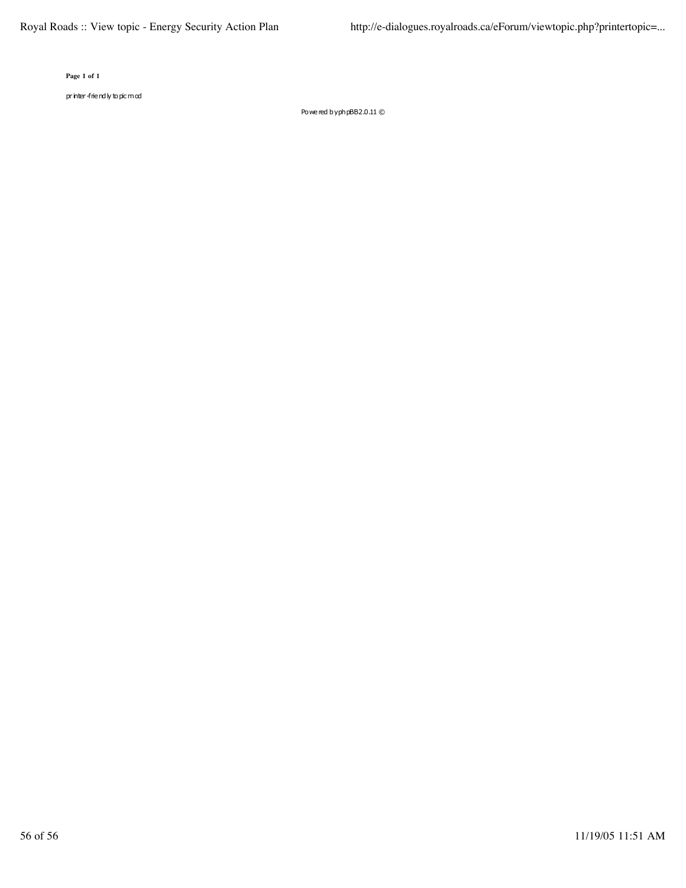**Page 1 of 1**

printer-friendly topic mod

Powered by phpBB 2.0.11 ©